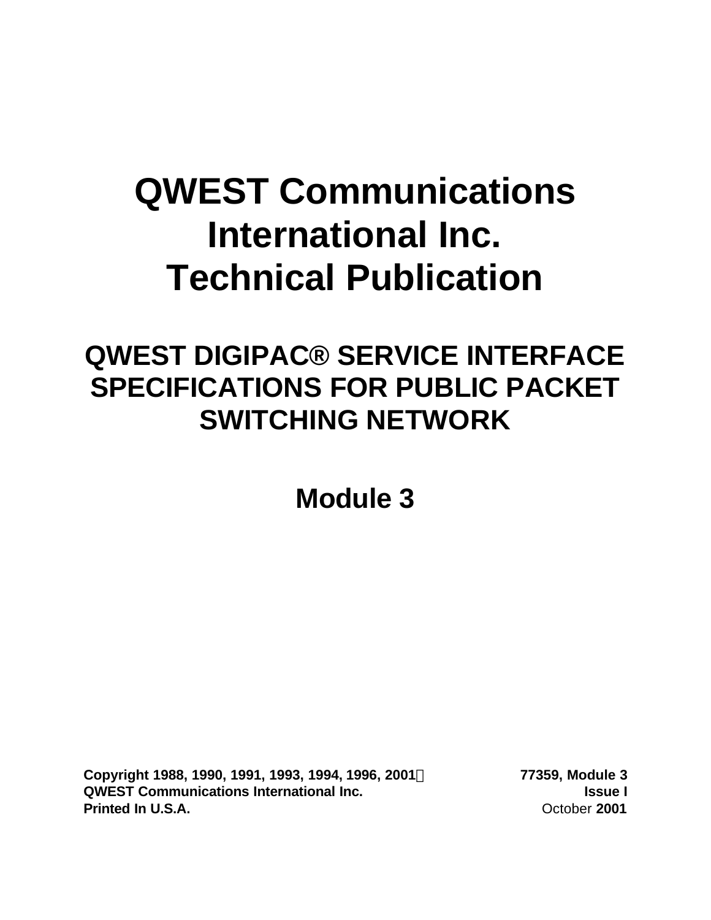# QWEST Communications International Inc. Technical Publication

## QWEST DIGIPAC® SERVICE INTERFACE SPECIFICATIONS FOR PUBLIC PACKET SWITCHING NETWORK

## Module 3

| | |
|---|---|
| **Copyright 1988, 1990, 1991, 1993, 1994, 1996, 2001** | **77359, Module 3** |
| **QWEST Communications International Inc.** | **Issue I** |
| **Printed In U.S.A.** | October **2001** |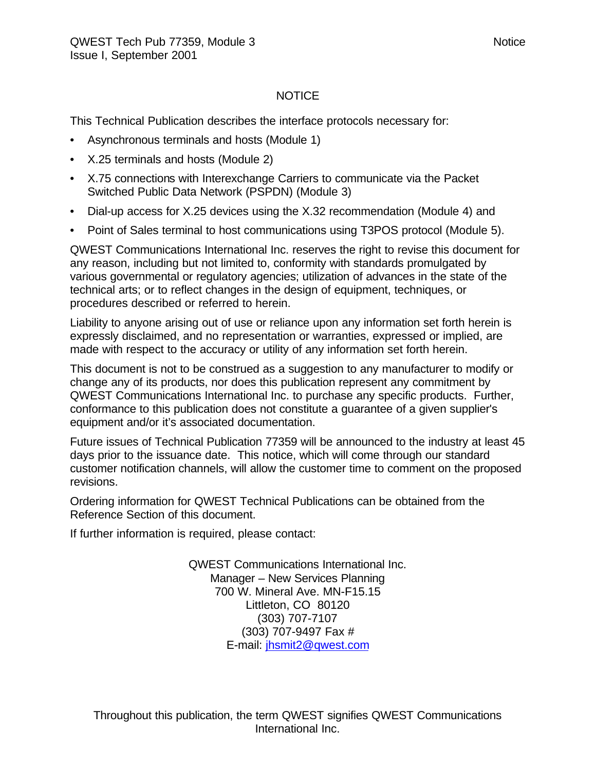# NOTICE

This Technical Publication describes the interface protocols necessary for:

- Asynchronous terminals and hosts (Module 1)
- X.25 terminals and hosts (Module 2)
- X.75 connections with Interexchange Carriers to communicate via the Packet Switched Public Data Network (PSPDN) (Module 3)
- Dial-up access for X.25 devices using the X.32 recommendation (Module 4) and
- Point of Sales terminal to host communications using T3POS protocol (Module 5).

QWEST Communications International Inc. reserves the right to revise this document for any reason, including but not limited to, conformity with standards promulgated by various governmental or regulatory agencies; utilization of advances in the state of the technical arts; or to reflect changes in the design of equipment, techniques, or procedures described or referred to herein.

Liability to anyone arising out of use or reliance upon any information set forth herein is expressly disclaimed, and no representation or warranties, expressed or implied, are made with respect to the accuracy or utility of any information set forth herein.

This document is not to be construed as a suggestion to any manufacturer to modify or change any of its products, nor does this publication represent any commitment by QWEST Communications International Inc. to purchase any specific products. Further, conformance to this publication does not constitute a guarantee of a given supplier's equipment and/or it's associated documentation.

Future issues of Technical Publication 77359 will be announced to the industry at least 45 days prior to the issuance date. This notice, which will come through our standard customer notification channels, will allow the customer time to comment on the proposed revisions.

Ordering information for QWEST Technical Publications can be obtained from the Reference Section of this document.

If further information is required, please contact:

QWEST Communications International Inc.
Manager – New Services Planning
700 W. Mineral Ave. MN-F15.15
Littleton, CO 80120
(303) 707-7107
(303) 707-9497 Fax #
E-mail: jhsmit2@qwest.com

Throughout this publication, the term QWEST signifies QWEST Communications International Inc.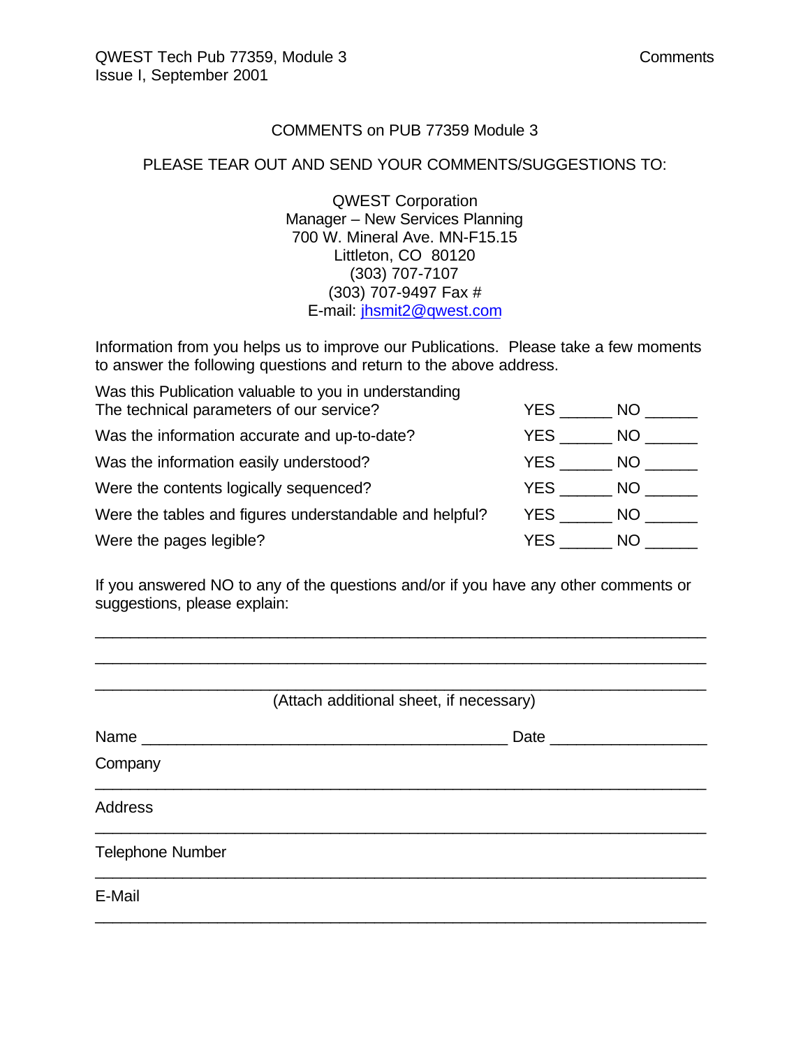## COMMENTS on PUB 77359 Module 3

PLEASE TEAR OUT AND SEND YOUR COMMENTS/SUGGESTIONS TO:

QWEST Corporation
Manager – New Services Planning
700 W. Mineral Ave. MN-F15.15
Littleton, CO 80120
(303) 707-7107
(303) 707-9497 Fax #
E-mail: jhsmit2@qwest.com

Information from you helps us to improve our Publications. Please take a few moments to answer the following questions and return to the above address.

| | |
|---|---|
| Was this Publication valuable to you in understanding The technical parameters of our service? | YES ______ NO ______ |
| Was the information accurate and up-to-date? | YES ______ NO ______ |
| Was the information easily understood? | YES ______ NO ______ |
| Were the contents logically sequenced? | YES ______ NO ______ |
| Were the tables and figures understandable and helpful? | YES ______ NO ______ |
| Were the pages legible? | YES ______ NO ______ |

If you answered NO to any of the questions and/or if you have any other comments or suggestions, please explain:

___________________________________________________________________

___________________________________________________________________

___________________________________________________________________

(Attach additional sheet, if necessary)

Name ________________________________________ Date ________________

Company

___________________________________________________________________

Address

___________________________________________________________________

Telephone Number

___________________________________________________________________

E-Mail

___________________________________________________________________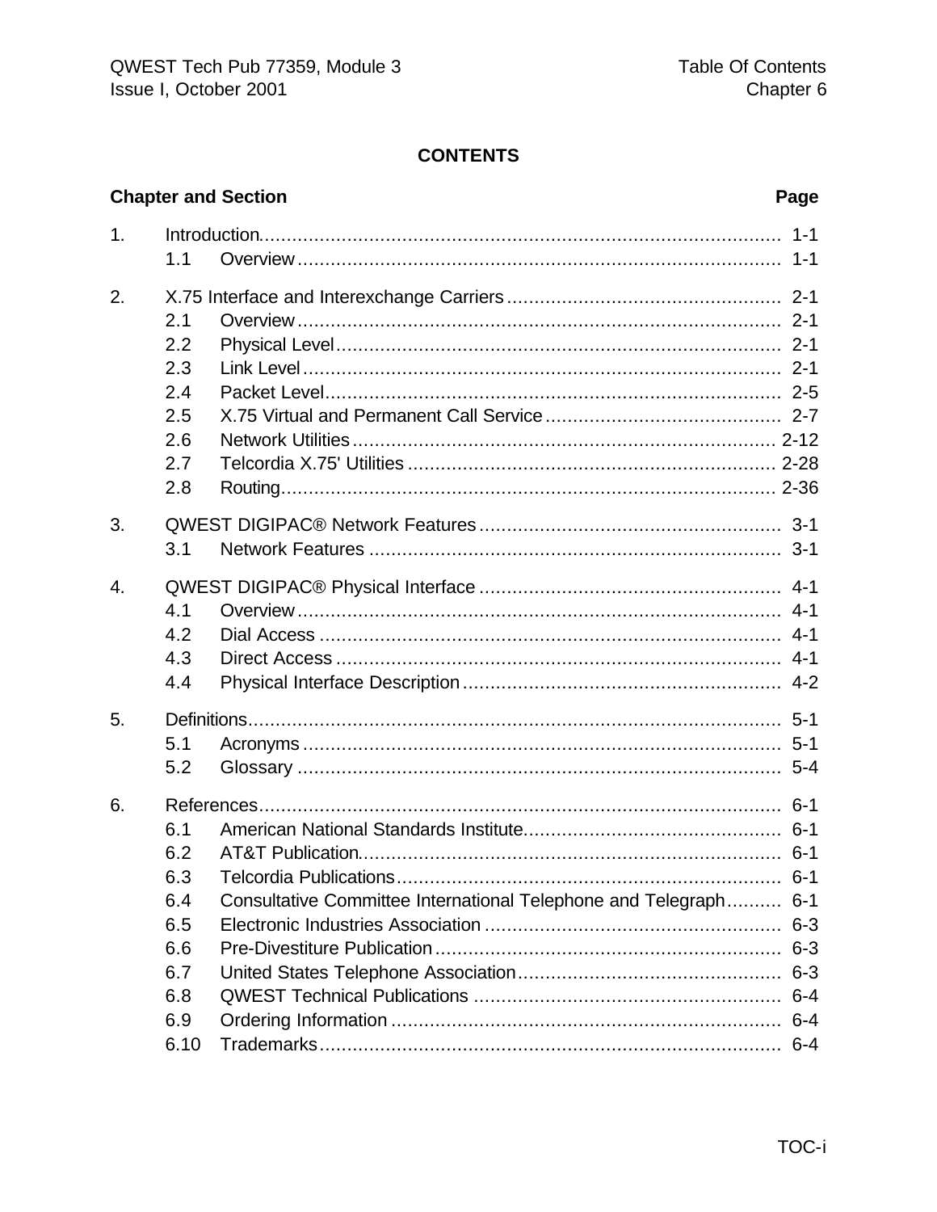**CONTENTS**

| Chapter and Section | | Page |
|---|---|---|
| 1. | Introduction | 1-1 |
| | 1.1 Overview | 1-1 |
| 2. | X.75 Interface and Interexchange Carriers | 2-1 |
| | 2.1 Overview | 2-1 |
| | 2.2 Physical Level | 2-1 |
| | 2.3 Link Level | 2-1 |
| | 2.4 Packet Level | 2-5 |
| | 2.5 X.75 Virtual and Permanent Call Service | 2-7 |
| | 2.6 Network Utilities | 2-12 |
| | 2.7 Telcordia X.75' Utilities | 2-28 |
| | 2.8 Routing | 2-36 |
| 3. | QWEST DIGIPAC® Network Features | 3-1 |
| | 3.1 Network Features | 3-1 |
| 4. | QWEST DIGIPAC® Physical Interface | 4-1 |
| | 4.1 Overview | 4-1 |
| | 4.2 Dial Access | 4-1 |
| | 4.3 Direct Access | 4-1 |
| | 4.4 Physical Interface Description | 4-2 |
| 5. | Definitions | 5-1 |
| | 5.1 Acronyms | 5-1 |
| | 5.2 Glossary | 5-4 |
| 6. | References | 6-1 |
| | 6.1 American National Standards Institute | 6-1 |
| | 6.2 AT&T Publication | 6-1 |
| | 6.3 Telcordia Publications | 6-1 |
| | 6.4 Consultative Committee International Telephone and Telegraph | 6-1 |
| | 6.5 Electronic Industries Association | 6-3 |
| | 6.6 Pre-Divestiture Publication | 6-3 |
| | 6.7 United States Telephone Association | 6-3 |
| | 6.8 QWEST Technical Publications | 6-4 |
| | 6.9 Ordering Information | 6-4 |
| | 6.10 Trademarks | 6-4 |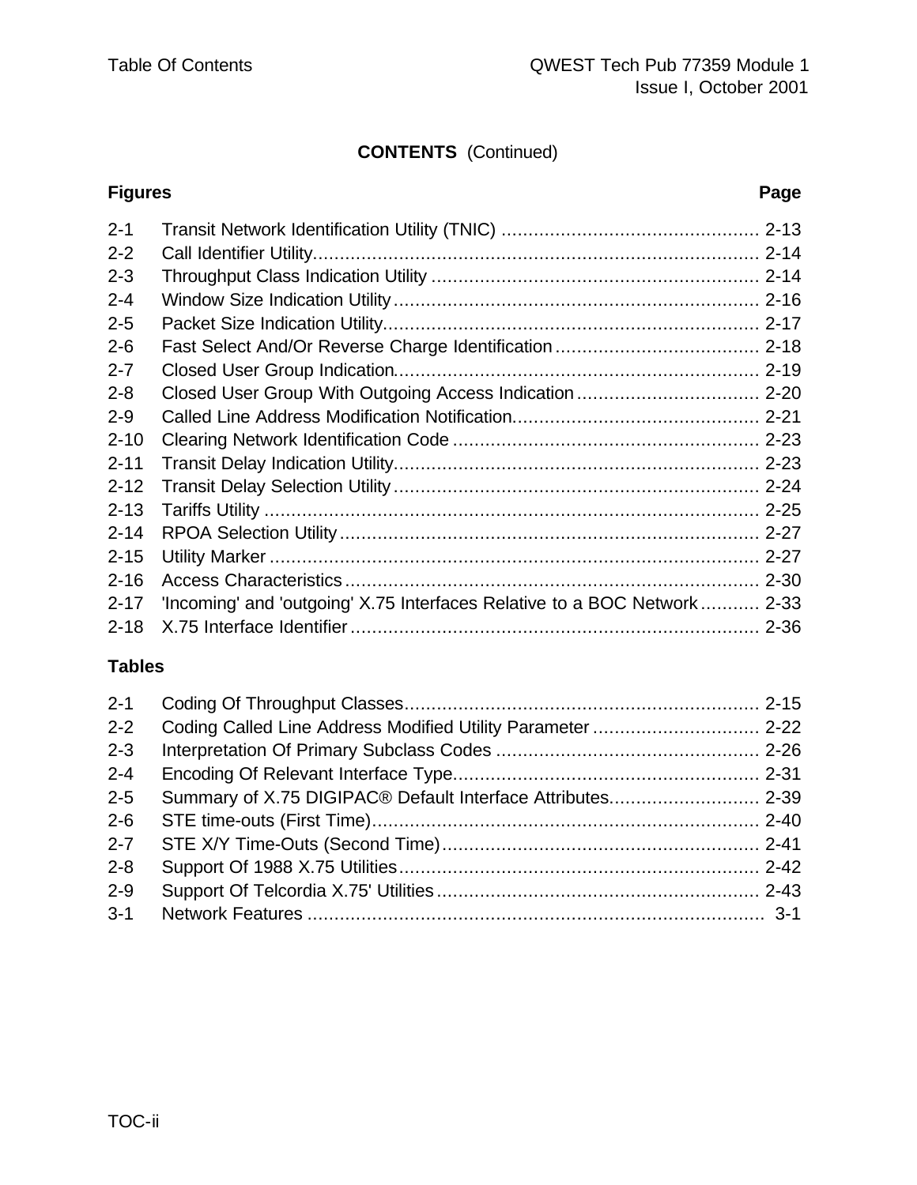**CONTENTS** (Continued)

| Figures | | Page |
|---|---|---|
| 2-1 | Transit Network Identification Utility (TNIC) | 2-13 |
| 2-2 | Call Identifier Utility | 2-14 |
| 2-3 | Throughput Class Indication Utility | 2-14 |
| 2-4 | Window Size Indication Utility | 2-16 |
| 2-5 | Packet Size Indication Utility | 2-17 |
| 2-6 | Fast Select And/Or Reverse Charge Identification | 2-18 |
| 2-7 | Closed User Group Indication | 2-19 |
| 2-8 | Closed User Group With Outgoing Access Indication | 2-20 |
| 2-9 | Called Line Address Modification Notification | 2-21 |
| 2-10 | Clearing Network Identification Code | 2-23 |
| 2-11 | Transit Delay Indication Utility | 2-23 |
| 2-12 | Transit Delay Selection Utility | 2-24 |
| 2-13 | Tariffs Utility | 2-25 |
| 2-14 | RPOA Selection Utility | 2-27 |
| 2-15 | Utility Marker | 2-27 |
| 2-16 | Access Characteristics | 2-30 |
| 2-17 | 'Incoming' and 'outgoing' X.75 Interfaces Relative to a BOC Network | 2-33 |
| 2-18 | X.75 Interface Identifier | 2-36 |

**Tables**

| | | |
|---|---|---|
| 2-1 | Coding Of Throughput Classes | 2-15 |
| 2-2 | Coding Called Line Address Modified Utility Parameter | 2-22 |
| 2-3 | Interpretation Of Primary Subclass Codes | 2-26 |
| 2-4 | Encoding Of Relevant Interface Type | 2-31 |
| 2-5 | Summary of X.75 DIGIPAC® Default Interface Attributes | 2-39 |
| 2-6 | STE time-outs (First Time) | 2-40 |
| 2-7 | STE X/Y Time-Outs (Second Time) | 2-41 |
| 2-8 | Support Of 1988 X.75 Utilities | 2-42 |
| 2-9 | Support Of Telcordia X.75' Utilities | 2-43 |
| 3-1 | Network Features | 3-1 |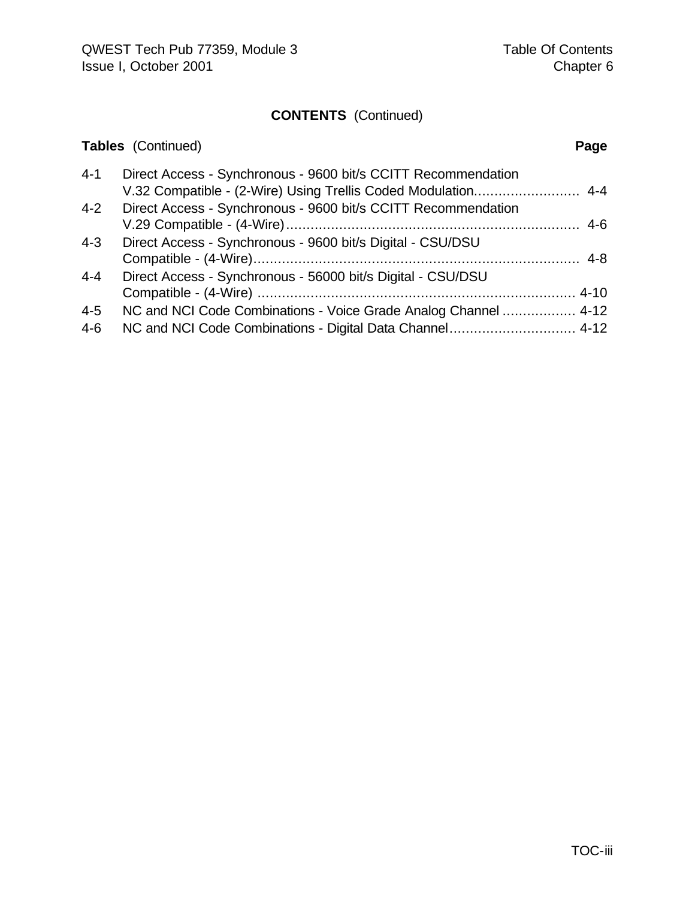## CONTENTS (Continued)

**Tables** (Continued) **Page**

| | | |
|---|---|---|
| 4-1 | Direct Access - Synchronous - 9600 bit/s CCITT Recommendation V.32 Compatible - (2-Wire) Using Trellis Coded Modulation | 4-4 |
| 4-2 | Direct Access - Synchronous - 9600 bit/s CCITT Recommendation V.29 Compatible - (4-Wire) | 4-6 |
| 4-3 | Direct Access - Synchronous - 9600 bit/s Digital - CSU/DSU Compatible - (4-Wire) | 4-8 |
| 4-4 | Direct Access - Synchronous - 56000 bit/s Digital - CSU/DSU Compatible - (4-Wire) | 4-10 |
| 4-5 | NC and NCI Code Combinations - Voice Grade Analog Channel | 4-12 |
| 4-6 | NC and NCI Code Combinations - Digital Data Channel | 4-12 |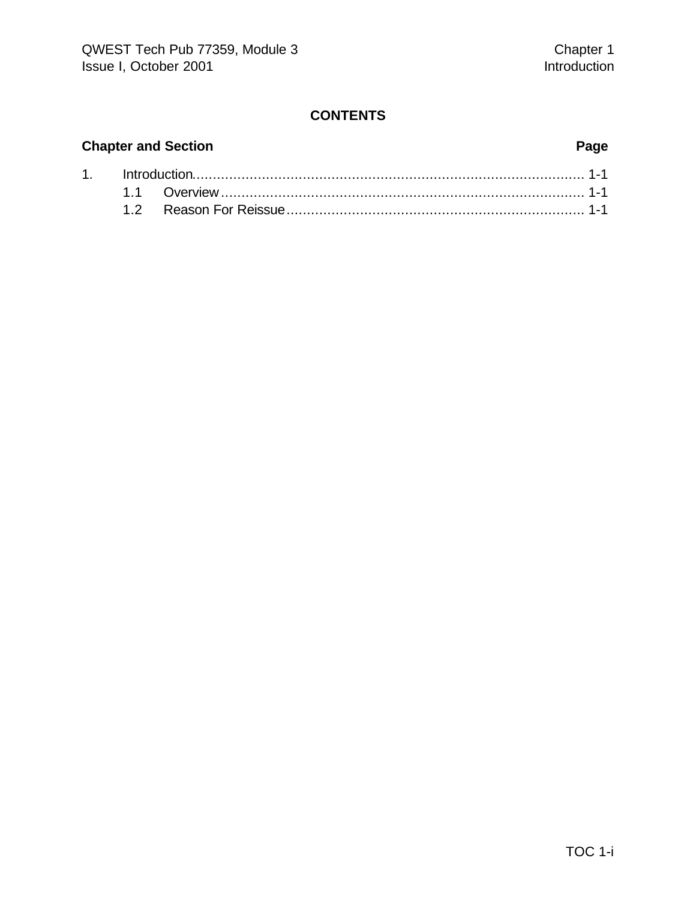# CONTENTS

| Chapter and Section | | Page |
|---|---|---|
| 1. | Introduction | 1-1 |
| | 1.1 Overview | 1-1 |
| | 1.2 Reason For Reissue | 1-1 |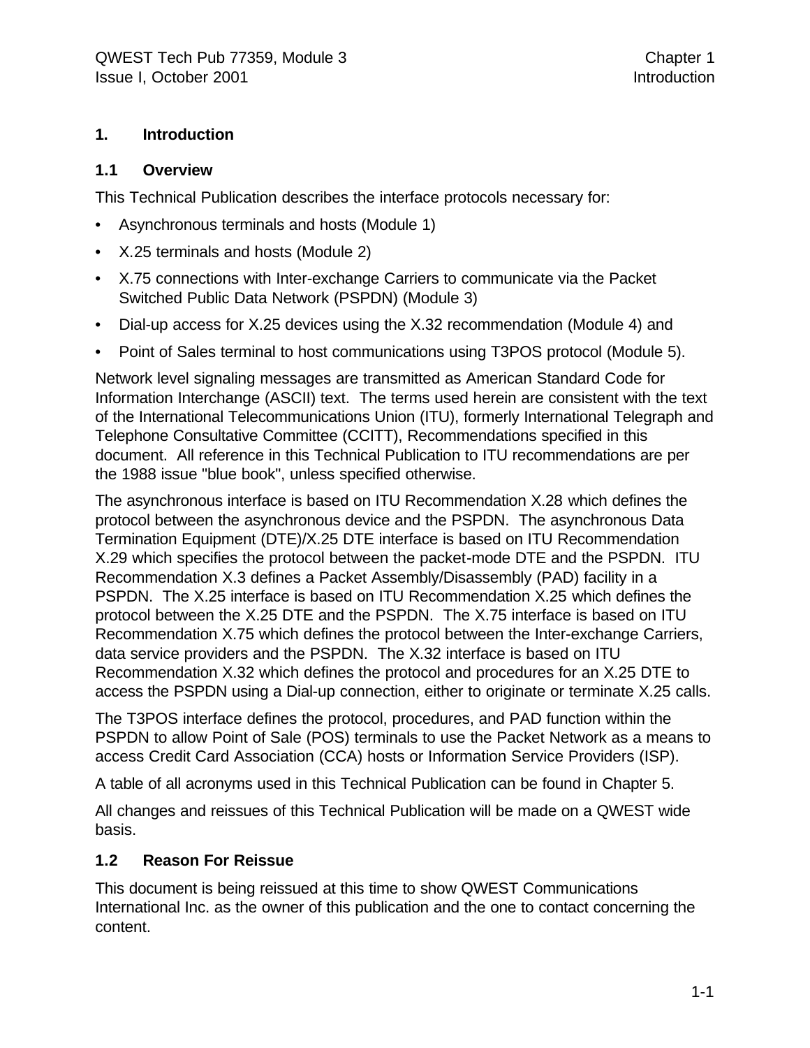# 1. Introduction

## 1.1 Overview

This Technical Publication describes the interface protocols necessary for:

- Asynchronous terminals and hosts (Module 1)
- X.25 terminals and hosts (Module 2)
- X.75 connections with Inter-exchange Carriers to communicate via the Packet Switched Public Data Network (PSPDN) (Module 3)
- Dial-up access for X.25 devices using the X.32 recommendation (Module 4) and
- Point of Sales terminal to host communications using T3POS protocol (Module 5).

Network level signaling messages are transmitted as American Standard Code for Information Interchange (ASCII) text. The terms used herein are consistent with the text of the International Telecommunications Union (ITU), formerly International Telegraph and Telephone Consultative Committee (CCITT), Recommendations specified in this document. All reference in this Technical Publication to ITU recommendations are per the 1988 issue "blue book", unless specified otherwise.

The asynchronous interface is based on ITU Recommendation X.28 which defines the protocol between the asynchronous device and the PSPDN. The asynchronous Data Termination Equipment (DTE)/X.25 DTE interface is based on ITU Recommendation X.29 which specifies the protocol between the packet-mode DTE and the PSPDN. ITU Recommendation X.3 defines a Packet Assembly/Disassembly (PAD) facility in a PSPDN. The X.25 interface is based on ITU Recommendation X.25 which defines the protocol between the X.25 DTE and the PSPDN. The X.75 interface is based on ITU Recommendation X.75 which defines the protocol between the Inter-exchange Carriers, data service providers and the PSPDN. The X.32 interface is based on ITU Recommendation X.32 which defines the protocol and procedures for an X.25 DTE to access the PSPDN using a Dial-up connection, either to originate or terminate X.25 calls.

The T3POS interface defines the protocol, procedures, and PAD function within the PSPDN to allow Point of Sale (POS) terminals to use the Packet Network as a means to access Credit Card Association (CCA) hosts or Information Service Providers (ISP).

A table of all acronyms used in this Technical Publication can be found in Chapter 5.

All changes and reissues of this Technical Publication will be made on a QWEST wide basis.

## 1.2 Reason For Reissue

This document is being reissued at this time to show QWEST Communications International Inc. as the owner of this publication and the one to contact concerning the content.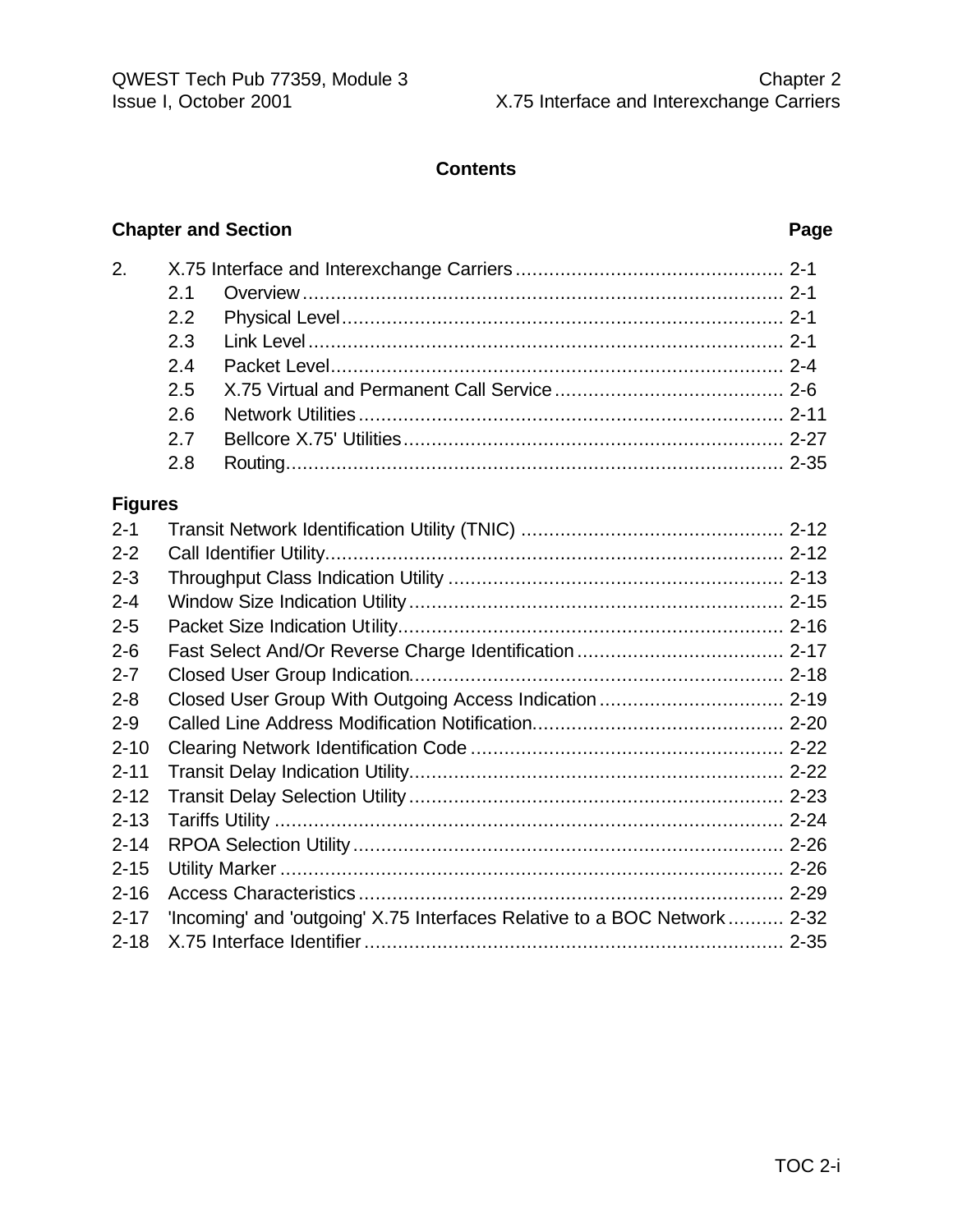**Contents**

| Chapter and Section | | Page |
|---|---|---|
| 2. | X.75 Interface and Interexchange Carriers | 2-1 |
| 2.1 | Overview | 2-1 |
| 2.2 | Physical Level | 2-1 |
| 2.3 | Link Level | 2-1 |
| 2.4 | Packet Level | 2-4 |
| 2.5 | X.75 Virtual and Permanent Call Service | 2-6 |
| 2.6 | Network Utilities | 2-11 |
| 2.7 | Bellcore X.75' Utilities | 2-27 |
| 2.8 | Routing | 2-35 |

**Figures**

| | | |
|---|---|---|
| 2-1 | Transit Network Identification Utility (TNIC) | 2-12 |
| 2-2 | Call Identifier Utility | 2-12 |
| 2-3 | Throughput Class Indication Utility | 2-13 |
| 2-4 | Window Size Indication Utility | 2-15 |
| 2-5 | Packet Size Indication Utility | 2-16 |
| 2-6 | Fast Select And/Or Reverse Charge Identification | 2-17 |
| 2-7 | Closed User Group Indication | 2-18 |
| 2-8 | Closed User Group With Outgoing Access Indication | 2-19 |
| 2-9 | Called Line Address Modification Notification | 2-20 |
| 2-10 | Clearing Network Identification Code | 2-22 |
| 2-11 | Transit Delay Indication Utility | 2-22 |
| 2-12 | Transit Delay Selection Utility | 2-23 |
| 2-13 | Tariffs Utility | 2-24 |
| 2-14 | RPOA Selection Utility | 2-26 |
| 2-15 | Utility Marker | 2-26 |
| 2-16 | Access Characteristics | 2-29 |
| 2-17 | 'Incoming' and 'outgoing' X.75 Interfaces Relative to a BOC Network | 2-32 |
| 2-18 | X.75 Interface Identifier | 2-35 |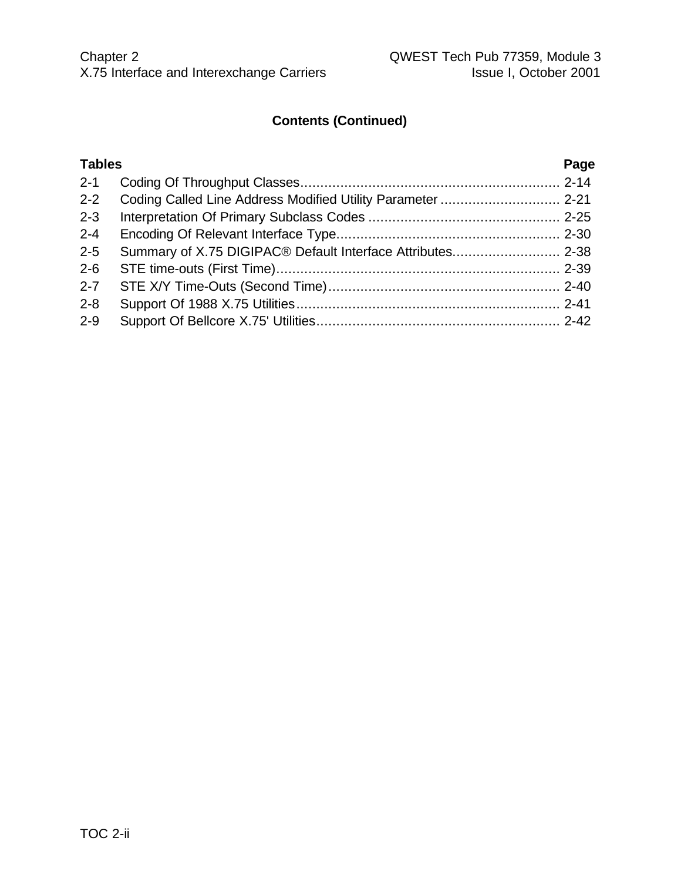**Contents (Continued)**

| Tables | | Page |
|---|---|---|
| 2-1 | Coding Of Throughput Classes | 2-14 |
| 2-2 | Coding Called Line Address Modified Utility Parameter | 2-21 |
| 2-3 | Interpretation Of Primary Subclass Codes | 2-25 |
| 2-4 | Encoding Of Relevant Interface Type | 2-30 |
| 2-5 | Summary of X.75 DIGIPAC® Default Interface Attributes | 2-38 |
| 2-6 | STE time-outs (First Time) | 2-39 |
| 2-7 | STE X/Y Time-Outs (Second Time) | 2-40 |
| 2-8 | Support Of 1988 X.75 Utilities | 2-41 |
| 2-9 | Support Of Bellcore X.75' Utilities | 2-42 |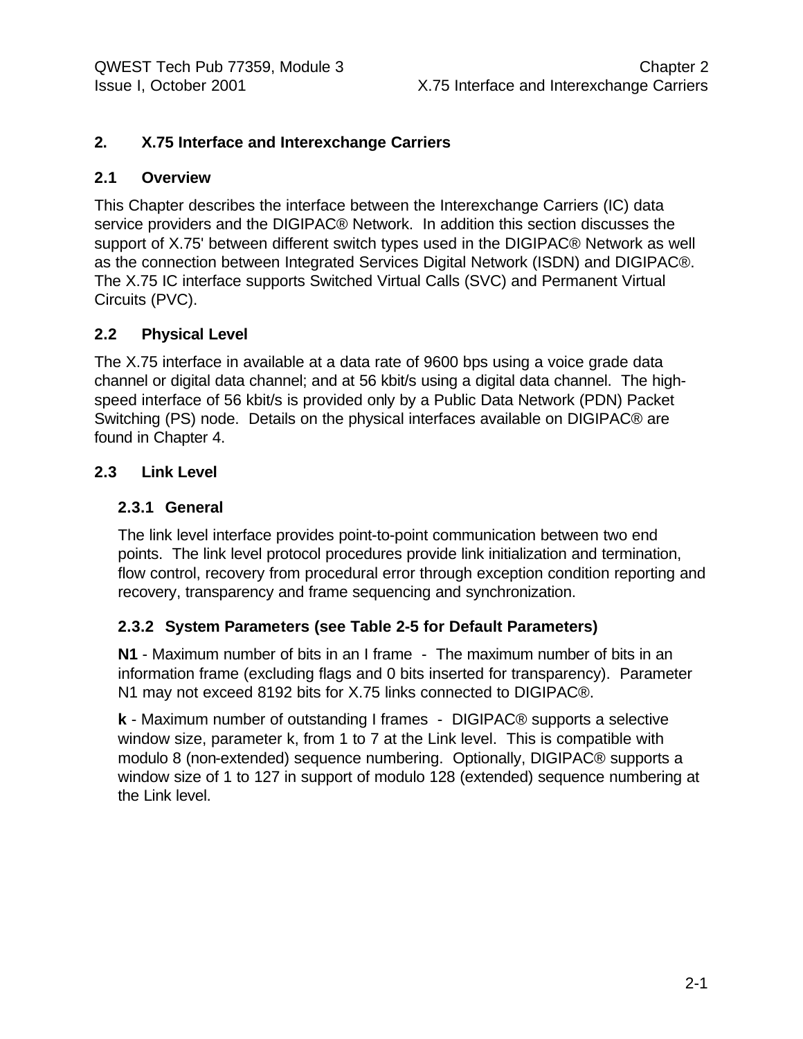# 2. X.75 Interface and Interexchange Carriers

## 2.1 Overview

This Chapter describes the interface between the Interexchange Carriers (IC) data service providers and the DIGIPAC® Network. In addition this section discusses the support of X.75' between different switch types used in the DIGIPAC® Network as well as the connection between Integrated Services Digital Network (ISDN) and DIGIPAC®. The X.75 IC interface supports Switched Virtual Calls (SVC) and Permanent Virtual Circuits (PVC).

## 2.2 Physical Level

The X.75 interface in available at a data rate of 9600 bps using a voice grade data channel or digital data channel; and at 56 kbit/s using a digital data channel. The high-speed interface of 56 kbit/s is provided only by a Public Data Network (PDN) Packet Switching (PS) node. Details on the physical interfaces available on DIGIPAC® are found in Chapter 4.

## 2.3 Link Level

### 2.3.1 General

The link level interface provides point-to-point communication between two end points. The link level protocol procedures provide link initialization and termination, flow control, recovery from procedural error through exception condition reporting and recovery, transparency and frame sequencing and synchronization.

### 2.3.2 System Parameters (see Table 2-5 for Default Parameters)

**N1** - Maximum number of bits in an I frame - The maximum number of bits in an information frame (excluding flags and 0 bits inserted for transparency). Parameter N1 may not exceed 8192 bits for X.75 links connected to DIGIPAC®.

**k** - Maximum number of outstanding I frames - DIGIPAC® supports a selective window size, parameter k, from 1 to 7 at the Link level. This is compatible with modulo 8 (non-extended) sequence numbering. Optionally, DIGIPAC® supports a window size of 1 to 127 in support of modulo 128 (extended) sequence numbering at the Link level.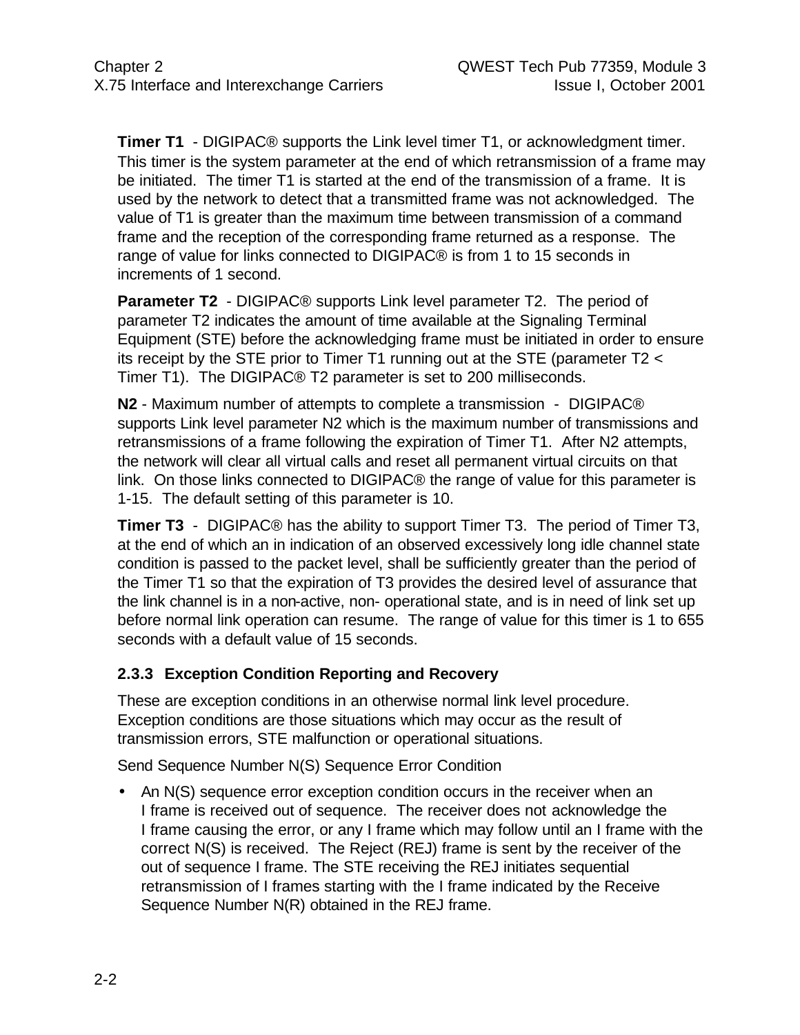**Timer T1** - DIGIPAC® supports the Link level timer T1, or acknowledgment timer. This timer is the system parameter at the end of which retransmission of a frame may be initiated. The timer T1 is started at the end of the transmission of a frame. It is used by the network to detect that a transmitted frame was not acknowledged. The value of T1 is greater than the maximum time between transmission of a command frame and the reception of the corresponding frame returned as a response. The range of value for links connected to DIGIPAC® is from 1 to 15 seconds in increments of 1 second.

**Parameter T2** - DIGIPAC® supports Link level parameter T2. The period of parameter T2 indicates the amount of time available at the Signaling Terminal Equipment (STE) before the acknowledging frame must be initiated in order to ensure its receipt by the STE prior to Timer T1 running out at the STE (parameter T2 < Timer T1). The DIGIPAC® T2 parameter is set to 200 milliseconds.

**N2** - Maximum number of attempts to complete a transmission - DIGIPAC® supports Link level parameter N2 which is the maximum number of transmissions and retransmissions of a frame following the expiration of Timer T1. After N2 attempts, the network will clear all virtual calls and reset all permanent virtual circuits on that link. On those links connected to DIGIPAC® the range of value for this parameter is 1-15. The default setting of this parameter is 10.

**Timer T3** - DIGIPAC® has the ability to support Timer T3. The period of Timer T3, at the end of which an in indication of an observed excessively long idle channel state condition is passed to the packet level, shall be sufficiently greater than the period of the Timer T1 so that the expiration of T3 provides the desired level of assurance that the link channel is in a non-active, non- operational state, and is in need of link set up before normal link operation can resume. The range of value for this timer is 1 to 655 seconds with a default value of 15 seconds.

### 2.3.3 Exception Condition Reporting and Recovery

These are exception conditions in an otherwise normal link level procedure. Exception conditions are those situations which may occur as the result of transmission errors, STE malfunction or operational situations.

Send Sequence Number N(S) Sequence Error Condition

- An N(S) sequence error exception condition occurs in the receiver when an I frame is received out of sequence. The receiver does not acknowledge the I frame causing the error, or any I frame which may follow until an I frame with the correct N(S) is received. The Reject (REJ) frame is sent by the receiver of the out of sequence I frame. The STE receiving the REJ initiates sequential retransmission of I frames starting with the I frame indicated by the Receive Sequence Number N(R) obtained in the REJ frame.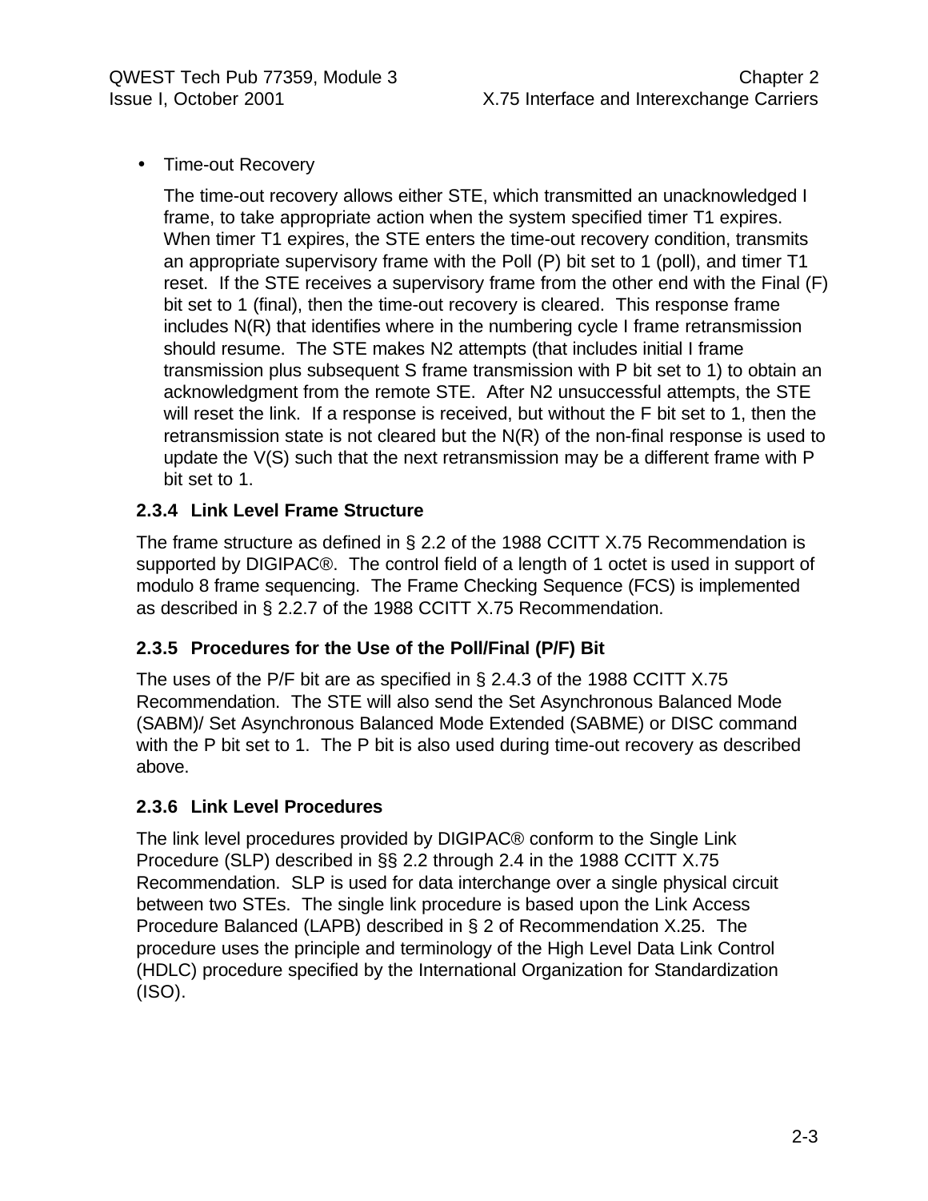- Time-out Recovery

  The time-out recovery allows either STE, which transmitted an unacknowledged I frame, to take appropriate action when the system specified timer T1 expires. When timer T1 expires, the STE enters the time-out recovery condition, transmits an appropriate supervisory frame with the Poll (P) bit set to 1 (poll), and timer T1 reset. If the STE receives a supervisory frame from the other end with the Final (F) bit set to 1 (final), then the time-out recovery is cleared. This response frame includes N(R) that identifies where in the numbering cycle I frame retransmission should resume. The STE makes N2 attempts (that includes initial I frame transmission plus subsequent S frame transmission with P bit set to 1) to obtain an acknowledgment from the remote STE. After N2 unsuccessful attempts, the STE will reset the link. If a response is received, but without the F bit set to 1, then the retransmission state is not cleared but the N(R) of the non-final response is used to update the V(S) such that the next retransmission may be a different frame with P bit set to 1.

### 2.3.4 Link Level Frame Structure

The frame structure as defined in § 2.2 of the 1988 CCITT X.75 Recommendation is supported by DIGIPAC®. The control field of a length of 1 octet is used in support of modulo 8 frame sequencing. The Frame Checking Sequence (FCS) is implemented as described in § 2.2.7 of the 1988 CCITT X.75 Recommendation.

### 2.3.5 Procedures for the Use of the Poll/Final (P/F) Bit

The uses of the P/F bit are as specified in § 2.4.3 of the 1988 CCITT X.75 Recommendation. The STE will also send the Set Asynchronous Balanced Mode (SABM)/ Set Asynchronous Balanced Mode Extended (SABME) or DISC command with the P bit set to 1. The P bit is also used during time-out recovery as described above.

### 2.3.6 Link Level Procedures

The link level procedures provided by DIGIPAC® conform to the Single Link Procedure (SLP) described in §§ 2.2 through 2.4 in the 1988 CCITT X.75 Recommendation. SLP is used for data interchange over a single physical circuit between two STEs. The single link procedure is based upon the Link Access Procedure Balanced (LAPB) described in § 2 of Recommendation X.25. The procedure uses the principle and terminology of the High Level Data Link Control (HDLC) procedure specified by the International Organization for Standardization (ISO).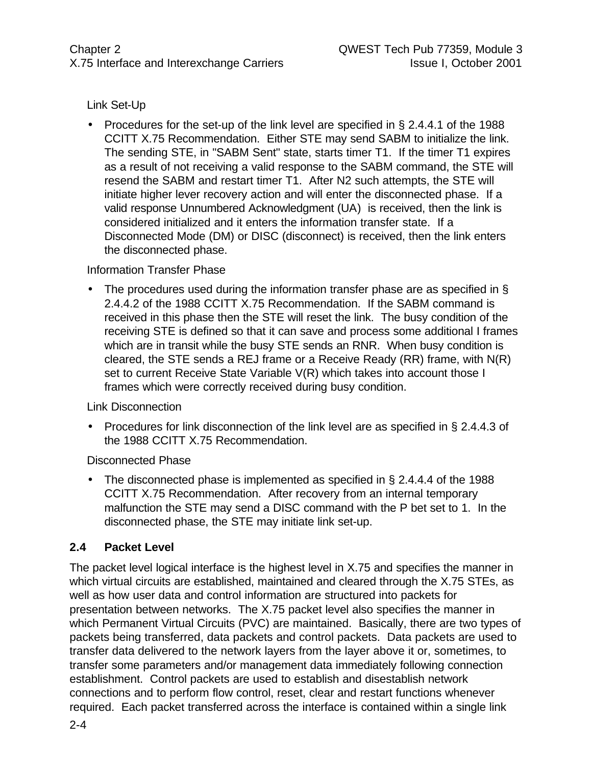Link Set-Up

- Procedures for the set-up of the link level are specified in § 2.4.4.1 of the 1988 CCITT X.75 Recommendation. Either STE may send SABM to initialize the link. The sending STE, in "SABM Sent" state, starts timer T1. If the timer T1 expires as a result of not receiving a valid response to the SABM command, the STE will resend the SABM and restart timer T1. After N2 such attempts, the STE will initiate higher lever recovery action and will enter the disconnected phase. If a valid response Unnumbered Acknowledgment (UA) is received, then the link is considered initialized and it enters the information transfer state. If a Disconnected Mode (DM) or DISC (disconnect) is received, then the link enters the disconnected phase.

Information Transfer Phase

- The procedures used during the information transfer phase are as specified in § 2.4.4.2 of the 1988 CCITT X.75 Recommendation. If the SABM command is received in this phase then the STE will reset the link. The busy condition of the receiving STE is defined so that it can save and process some additional I frames which are in transit while the busy STE sends an RNR. When busy condition is cleared, the STE sends a REJ frame or a Receive Ready (RR) frame, with N(R) set to current Receive State Variable V(R) which takes into account those I frames which were correctly received during busy condition.

Link Disconnection

- Procedures for link disconnection of the link level are as specified in § 2.4.4.3 of the 1988 CCITT X.75 Recommendation.

Disconnected Phase

- The disconnected phase is implemented as specified in § 2.4.4.4 of the 1988 CCITT X.75 Recommendation. After recovery from an internal temporary malfunction the STE may send a DISC command with the P bet set to 1. In the disconnected phase, the STE may initiate link set-up.

## 2.4 Packet Level

The packet level logical interface is the highest level in X.75 and specifies the manner in which virtual circuits are established, maintained and cleared through the X.75 STEs, as well as how user data and control information are structured into packets for presentation between networks. The X.75 packet level also specifies the manner in which Permanent Virtual Circuits (PVC) are maintained. Basically, there are two types of packets being transferred, data packets and control packets. Data packets are used to transfer data delivered to the network layers from the layer above it or, sometimes, to transfer some parameters and/or management data immediately following connection establishment. Control packets are used to establish and disestablish network connections and to perform flow control, reset, clear and restart functions whenever required. Each packet transferred across the interface is contained within a single link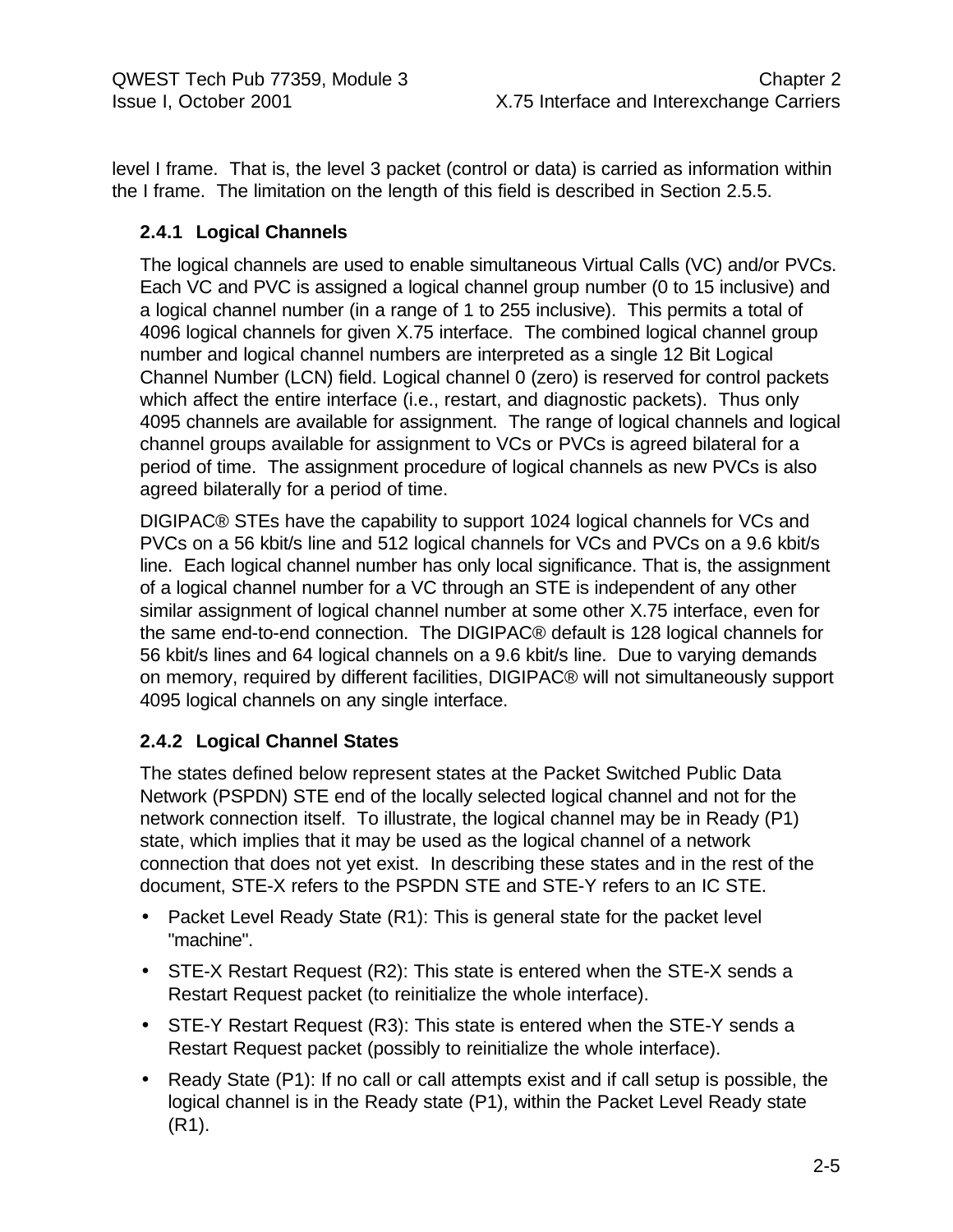level I frame. That is, the level 3 packet (control or data) is carried as information within the I frame. The limitation on the length of this field is described in Section 2.5.5.

### 2.4.1 Logical Channels

The logical channels are used to enable simultaneous Virtual Calls (VC) and/or PVCs. Each VC and PVC is assigned a logical channel group number (0 to 15 inclusive) and a logical channel number (in a range of 1 to 255 inclusive). This permits a total of 4096 logical channels for given X.75 interface. The combined logical channel group number and logical channel numbers are interpreted as a single 12 Bit Logical Channel Number (LCN) field. Logical channel 0 (zero) is reserved for control packets which affect the entire interface (i.e., restart, and diagnostic packets). Thus only 4095 channels are available for assignment. The range of logical channels and logical channel groups available for assignment to VCs or PVCs is agreed bilateral for a period of time. The assignment procedure of logical channels as new PVCs is also agreed bilaterally for a period of time.

DIGIPAC® STEs have the capability to support 1024 logical channels for VCs and PVCs on a 56 kbit/s line and 512 logical channels for VCs and PVCs on a 9.6 kbit/s line. Each logical channel number has only local significance. That is, the assignment of a logical channel number for a VC through an STE is independent of any other similar assignment of logical channel number at some other X.75 interface, even for the same end-to-end connection. The DIGIPAC® default is 128 logical channels for 56 kbit/s lines and 64 logical channels on a 9.6 kbit/s line. Due to varying demands on memory, required by different facilities, DIGIPAC® will not simultaneously support 4095 logical channels on any single interface.

### 2.4.2 Logical Channel States

The states defined below represent states at the Packet Switched Public Data Network (PSPDN) STE end of the locally selected logical channel and not for the network connection itself. To illustrate, the logical channel may be in Ready (P1) state, which implies that it may be used as the logical channel of a network connection that does not yet exist. In describing these states and in the rest of the document, STE-X refers to the PSPDN STE and STE-Y refers to an IC STE.

- Packet Level Ready State (R1): This is general state for the packet level "machine".
- STE-X Restart Request (R2): This state is entered when the STE-X sends a Restart Request packet (to reinitialize the whole interface).
- STE-Y Restart Request (R3): This state is entered when the STE-Y sends a Restart Request packet (possibly to reinitialize the whole interface).
- Ready State (P1): If no call or call attempts exist and if call setup is possible, the logical channel is in the Ready state (P1), within the Packet Level Ready state (R1).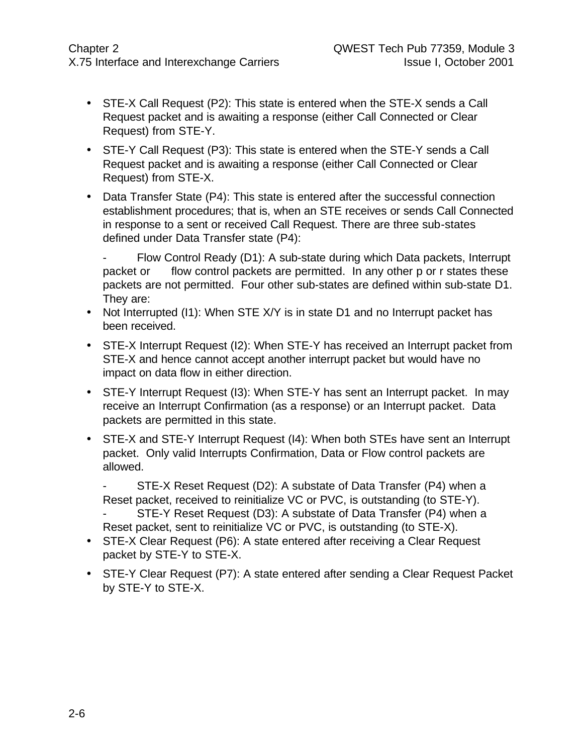- STE-X Call Request (P2): This state is entered when the STE-X sends a Call Request packet and is awaiting a response (either Call Connected or Clear Request) from STE-Y.
- STE-Y Call Request (P3): This state is entered when the STE-Y sends a Call Request packet and is awaiting a response (either Call Connected or Clear Request) from STE-X.
- Data Transfer State (P4): This state is entered after the successful connection establishment procedures; that is, when an STE receives or sends Call Connected in response to a sent or received Call Request. There are three sub-states defined under Data Transfer state (P4):

  - Flow Control Ready (D1): A sub-state during which Data packets, Interrupt packet or flow control packets are permitted. In any other p or r states these packets are not permitted. Four other sub-states are defined within sub-state D1. They are:

- Not Interrupted (I1): When STE X/Y is in state D1 and no Interrupt packet has been received.
- STE-X Interrupt Request (I2): When STE-Y has received an Interrupt packet from STE-X and hence cannot accept another interrupt packet but would have no impact on data flow in either direction.
- STE-Y Interrupt Request (I3): When STE-Y has sent an Interrupt packet. In may receive an Interrupt Confirmation (as a response) or an Interrupt packet. Data packets are permitted in this state.
- STE-X and STE-Y Interrupt Request (I4): When both STEs have sent an Interrupt packet. Only valid Interrupts Confirmation, Data or Flow control packets are allowed.

  - STE-X Reset Request (D2): A substate of Data Transfer (P4) when a Reset packet, received to reinitialize VC or PVC, is outstanding (to STE-Y).
  - STE-Y Reset Request (D3): A substate of Data Transfer (P4) when a Reset packet, sent to reinitialize VC or PVC, is outstanding (to STE-X).

- STE-X Clear Request (P6): A state entered after receiving a Clear Request packet by STE-Y to STE-X.
- STE-Y Clear Request (P7): A state entered after sending a Clear Request Packet by STE-Y to STE-X.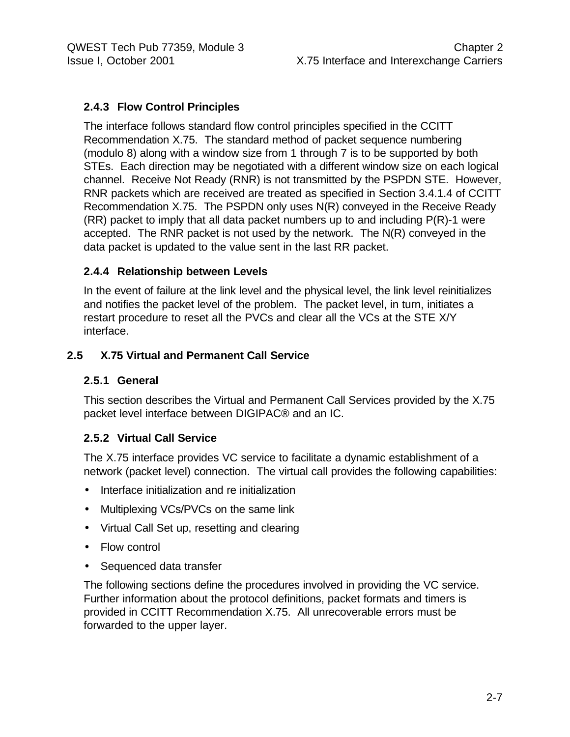### 2.4.3 Flow Control Principles

The interface follows standard flow control principles specified in the CCITT Recommendation X.75. The standard method of packet sequence numbering (modulo 8) along with a window size from 1 through 7 is to be supported by both STEs. Each direction may be negotiated with a different window size on each logical channel. Receive Not Ready (RNR) is not transmitted by the PSPDN STE. However, RNR packets which are received are treated as specified in Section 3.4.1.4 of CCITT Recommendation X.75. The PSPDN only uses N(R) conveyed in the Receive Ready (RR) packet to imply that all data packet numbers up to and including P(R)-1 were accepted. The RNR packet is not used by the network. The N(R) conveyed in the data packet is updated to the value sent in the last RR packet.

### 2.4.4 Relationship between Levels

In the event of failure at the link level and the physical level, the link level reinitializes and notifies the packet level of the problem. The packet level, in turn, initiates a restart procedure to reset all the PVCs and clear all the VCs at the STE X/Y interface.

## 2.5 X.75 Virtual and Permanent Call Service

### 2.5.1 General

This section describes the Virtual and Permanent Call Services provided by the X.75 packet level interface between DIGIPAC® and an IC.

### 2.5.2 Virtual Call Service

The X.75 interface provides VC service to facilitate a dynamic establishment of a network (packet level) connection. The virtual call provides the following capabilities:

- Interface initialization and re initialization
- Multiplexing VCs/PVCs on the same link
- Virtual Call Set up, resetting and clearing
- Flow control
- Sequenced data transfer

The following sections define the procedures involved in providing the VC service. Further information about the protocol definitions, packet formats and timers is provided in CCITT Recommendation X.75. All unrecoverable errors must be forwarded to the upper layer.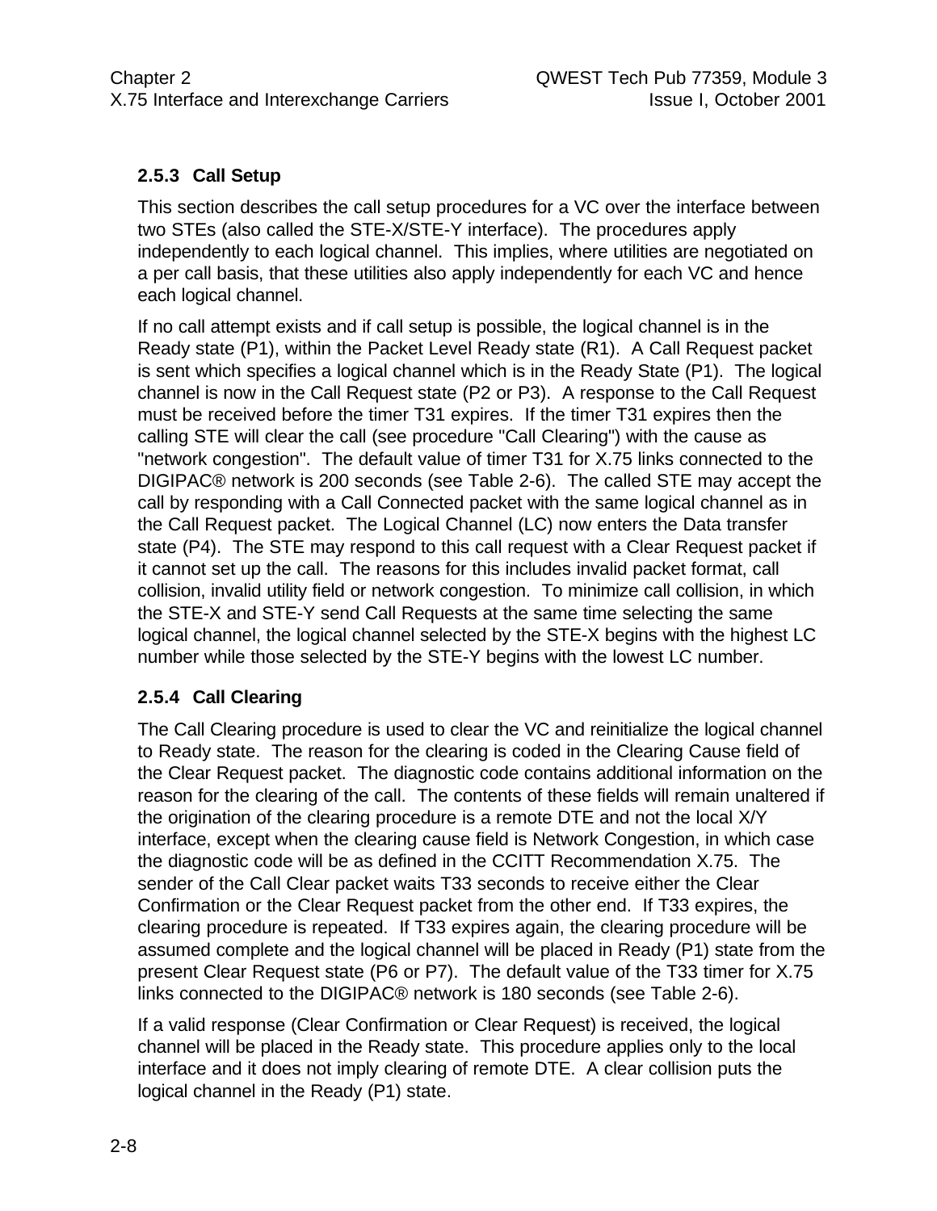### 2.5.3 Call Setup

This section describes the call setup procedures for a VC over the interface between two STEs (also called the STE-X/STE-Y interface). The procedures apply independently to each logical channel. This implies, where utilities are negotiated on a per call basis, that these utilities also apply independently for each VC and hence each logical channel.

If no call attempt exists and if call setup is possible, the logical channel is in the Ready state (P1), within the Packet Level Ready state (R1). A Call Request packet is sent which specifies a logical channel which is in the Ready State (P1). The logical channel is now in the Call Request state (P2 or P3). A response to the Call Request must be received before the timer T31 expires. If the timer T31 expires then the calling STE will clear the call (see procedure "Call Clearing") with the cause as "network congestion". The default value of timer T31 for X.75 links connected to the DIGIPAC® network is 200 seconds (see Table 2-6). The called STE may accept the call by responding with a Call Connected packet with the same logical channel as in the Call Request packet. The Logical Channel (LC) now enters the Data transfer state (P4). The STE may respond to this call request with a Clear Request packet if it cannot set up the call. The reasons for this includes invalid packet format, call collision, invalid utility field or network congestion. To minimize call collision, in which the STE-X and STE-Y send Call Requests at the same time selecting the same logical channel, the logical channel selected by the STE-X begins with the highest LC number while those selected by the STE-Y begins with the lowest LC number.

### 2.5.4 Call Clearing

The Call Clearing procedure is used to clear the VC and reinitialize the logical channel to Ready state. The reason for the clearing is coded in the Clearing Cause field of the Clear Request packet. The diagnostic code contains additional information on the reason for the clearing of the call. The contents of these fields will remain unaltered if the origination of the clearing procedure is a remote DTE and not the local X/Y interface, except when the clearing cause field is Network Congestion, in which case the diagnostic code will be as defined in the CCITT Recommendation X.75. The sender of the Call Clear packet waits T33 seconds to receive either the Clear Confirmation or the Clear Request packet from the other end. If T33 expires, the clearing procedure is repeated. If T33 expires again, the clearing procedure will be assumed complete and the logical channel will be placed in Ready (P1) state from the present Clear Request state (P6 or P7). The default value of the T33 timer for X.75 links connected to the DIGIPAC® network is 180 seconds (see Table 2-6).

If a valid response (Clear Confirmation or Clear Request) is received, the logical channel will be placed in the Ready state. This procedure applies only to the local interface and it does not imply clearing of remote DTE. A clear collision puts the logical channel in the Ready (P1) state.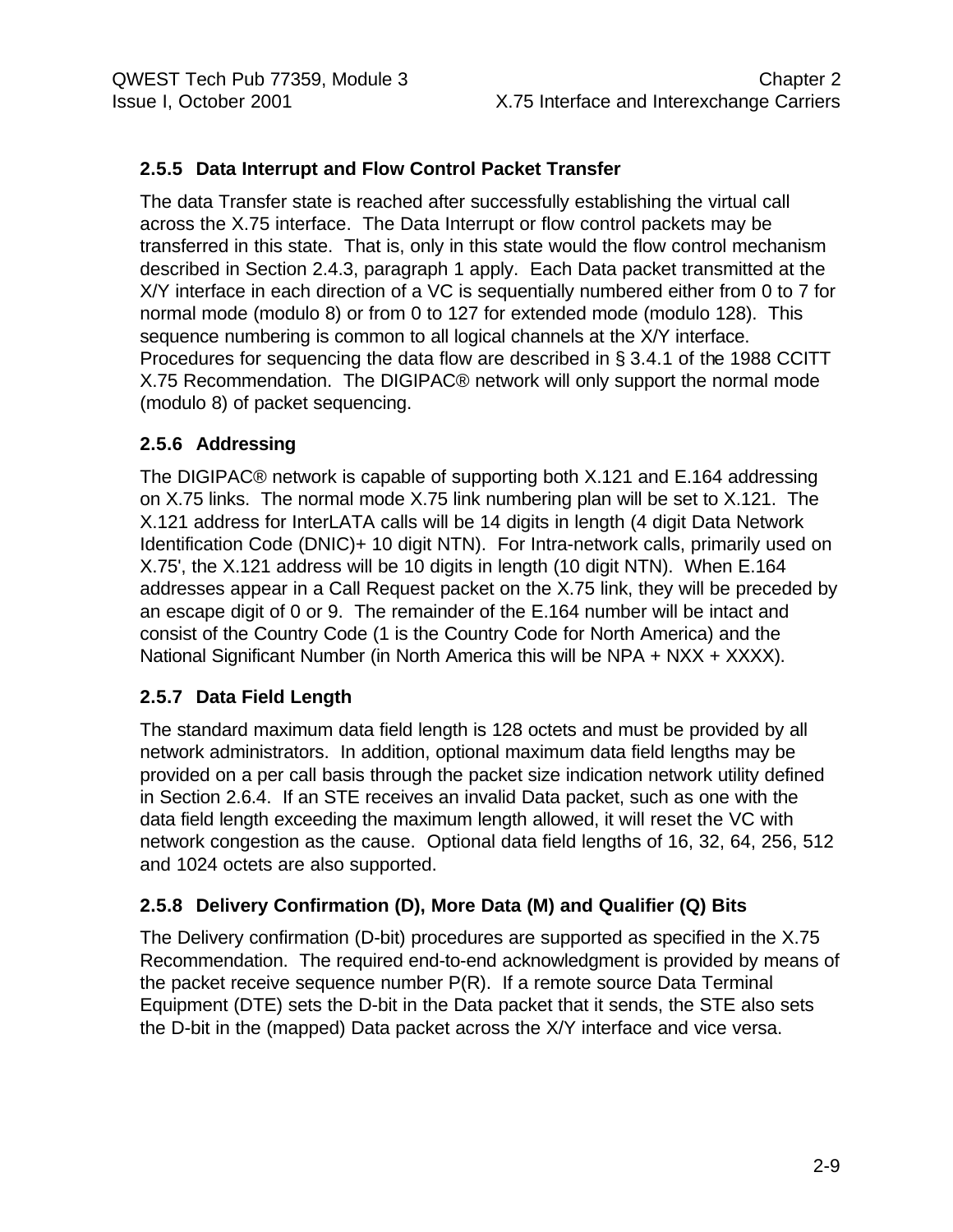### 2.5.5 Data Interrupt and Flow Control Packet Transfer

The data Transfer state is reached after successfully establishing the virtual call across the X.75 interface. The Data Interrupt or flow control packets may be transferred in this state. That is, only in this state would the flow control mechanism described in Section 2.4.3, paragraph 1 apply. Each Data packet transmitted at the X/Y interface in each direction of a VC is sequentially numbered either from 0 to 7 for normal mode (modulo 8) or from 0 to 127 for extended mode (modulo 128). This sequence numbering is common to all logical channels at the X/Y interface. Procedures for sequencing the data flow are described in § 3.4.1 of the 1988 CCITT X.75 Recommendation. The DIGIPAC® network will only support the normal mode (modulo 8) of packet sequencing.

### 2.5.6 Addressing

The DIGIPAC® network is capable of supporting both X.121 and E.164 addressing on X.75 links. The normal mode X.75 link numbering plan will be set to X.121. The X.121 address for InterLATA calls will be 14 digits in length (4 digit Data Network Identification Code (DNIC)+ 10 digit NTN). For Intra-network calls, primarily used on X.75', the X.121 address will be 10 digits in length (10 digit NTN). When E.164 addresses appear in a Call Request packet on the X.75 link, they will be preceded by an escape digit of 0 or 9. The remainder of the E.164 number will be intact and consist of the Country Code (1 is the Country Code for North America) and the National Significant Number (in North America this will be NPA + NXX + XXXX).

### 2.5.7 Data Field Length

The standard maximum data field length is 128 octets and must be provided by all network administrators. In addition, optional maximum data field lengths may be provided on a per call basis through the packet size indication network utility defined in Section 2.6.4. If an STE receives an invalid Data packet, such as one with the data field length exceeding the maximum length allowed, it will reset the VC with network congestion as the cause. Optional data field lengths of 16, 32, 64, 256, 512 and 1024 octets are also supported.

### 2.5.8 Delivery Confirmation (D), More Data (M) and Qualifier (Q) Bits

The Delivery confirmation (D-bit) procedures are supported as specified in the X.75 Recommendation. The required end-to-end acknowledgment is provided by means of the packet receive sequence number P(R). If a remote source Data Terminal Equipment (DTE) sets the D-bit in the Data packet that it sends, the STE also sets the D-bit in the (mapped) Data packet across the X/Y interface and vice versa.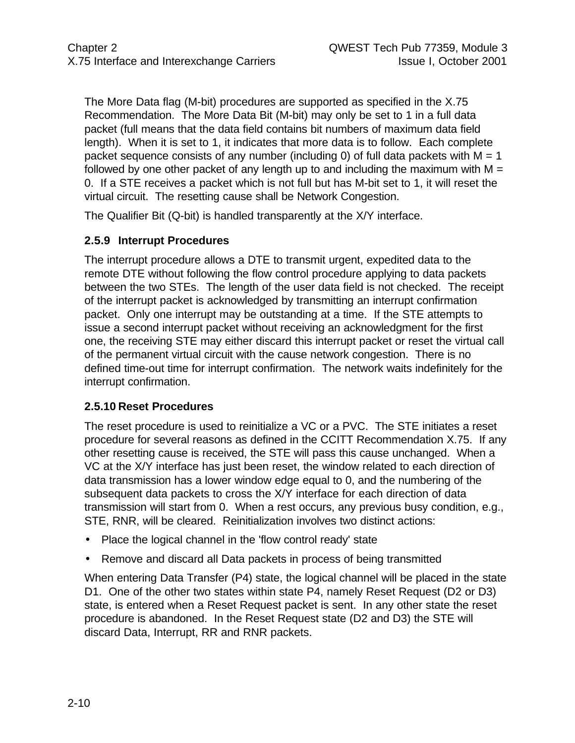The More Data flag (M-bit) procedures are supported as specified in the X.75 Recommendation. The More Data Bit (M-bit) may only be set to 1 in a full data packet (full means that the data field contains bit numbers of maximum data field length). When it is set to 1, it indicates that more data is to follow. Each complete packet sequence consists of any number (including 0) of full data packets with M = 1 followed by one other packet of any length up to and including the maximum with M = 0. If a STE receives a packet which is not full but has M-bit set to 1, it will reset the virtual circuit. The resetting cause shall be Network Congestion.

The Qualifier Bit (Q-bit) is handled transparently at the X/Y interface.

### 2.5.9 Interrupt Procedures

The interrupt procedure allows a DTE to transmit urgent, expedited data to the remote DTE without following the flow control procedure applying to data packets between the two STEs. The length of the user data field is not checked. The receipt of the interrupt packet is acknowledged by transmitting an interrupt confirmation packet. Only one interrupt may be outstanding at a time. If the STE attempts to issue a second interrupt packet without receiving an acknowledgment for the first one, the receiving STE may either discard this interrupt packet or reset the virtual call of the permanent virtual circuit with the cause network congestion. There is no defined time-out time for interrupt confirmation. The network waits indefinitely for the interrupt confirmation.

### 2.5.10 Reset Procedures

The reset procedure is used to reinitialize a VC or a PVC. The STE initiates a reset procedure for several reasons as defined in the CCITT Recommendation X.75. If any other resetting cause is received, the STE will pass this cause unchanged. When a VC at the X/Y interface has just been reset, the window related to each direction of data transmission has a lower window edge equal to 0, and the numbering of the subsequent data packets to cross the X/Y interface for each direction of data transmission will start from 0. When a rest occurs, any previous busy condition, e.g., STE, RNR, will be cleared. Reinitialization involves two distinct actions:

- Place the logical channel in the 'flow control ready' state
- Remove and discard all Data packets in process of being transmitted

When entering Data Transfer (P4) state, the logical channel will be placed in the state D1. One of the other two states within state P4, namely Reset Request (D2 or D3) state, is entered when a Reset Request packet is sent. In any other state the reset procedure is abandoned. In the Reset Request state (D2 and D3) the STE will discard Data, Interrupt, RR and RNR packets.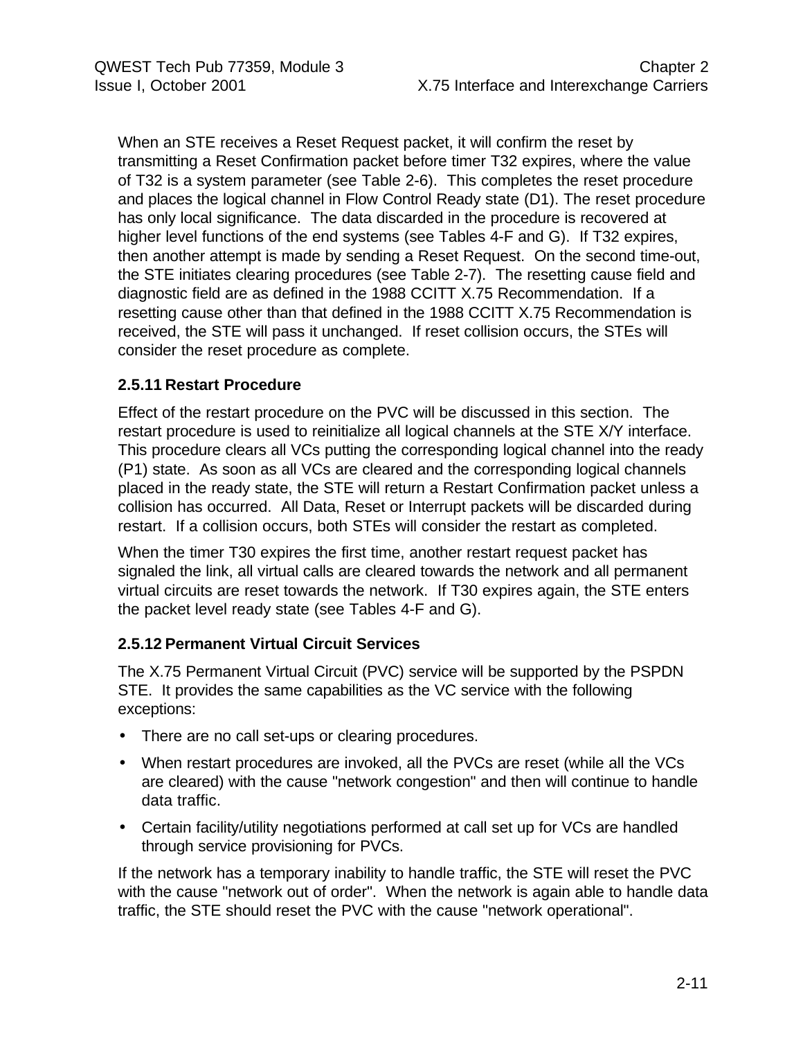When an STE receives a Reset Request packet, it will confirm the reset by transmitting a Reset Confirmation packet before timer T32 expires, where the value of T32 is a system parameter (see Table 2-6). This completes the reset procedure and places the logical channel in Flow Control Ready state (D1). The reset procedure has only local significance. The data discarded in the procedure is recovered at higher level functions of the end systems (see Tables 4-F and G). If T32 expires, then another attempt is made by sending a Reset Request. On the second time-out, the STE initiates clearing procedures (see Table 2-7). The resetting cause field and diagnostic field are as defined in the 1988 CCITT X.75 Recommendation. If a resetting cause other than that defined in the 1988 CCITT X.75 Recommendation is received, the STE will pass it unchanged. If reset collision occurs, the STEs will consider the reset procedure as complete.

### 2.5.11 Restart Procedure

Effect of the restart procedure on the PVC will be discussed in this section. The restart procedure is used to reinitialize all logical channels at the STE X/Y interface. This procedure clears all VCs putting the corresponding logical channel into the ready (P1) state. As soon as all VCs are cleared and the corresponding logical channels placed in the ready state, the STE will return a Restart Confirmation packet unless a collision has occurred. All Data, Reset or Interrupt packets will be discarded during restart. If a collision occurs, both STEs will consider the restart as completed.

When the timer T30 expires the first time, another restart request packet has signaled the link, all virtual calls are cleared towards the network and all permanent virtual circuits are reset towards the network. If T30 expires again, the STE enters the packet level ready state (see Tables 4-F and G).

### 2.5.12 Permanent Virtual Circuit Services

The X.75 Permanent Virtual Circuit (PVC) service will be supported by the PSPDN STE. It provides the same capabilities as the VC service with the following exceptions:

- There are no call set-ups or clearing procedures.
- When restart procedures are invoked, all the PVCs are reset (while all the VCs are cleared) with the cause "network congestion" and then will continue to handle data traffic.
- Certain facility/utility negotiations performed at call set up for VCs are handled through service provisioning for PVCs.

If the network has a temporary inability to handle traffic, the STE will reset the PVC with the cause "network out of order". When the network is again able to handle data traffic, the STE should reset the PVC with the cause "network operational".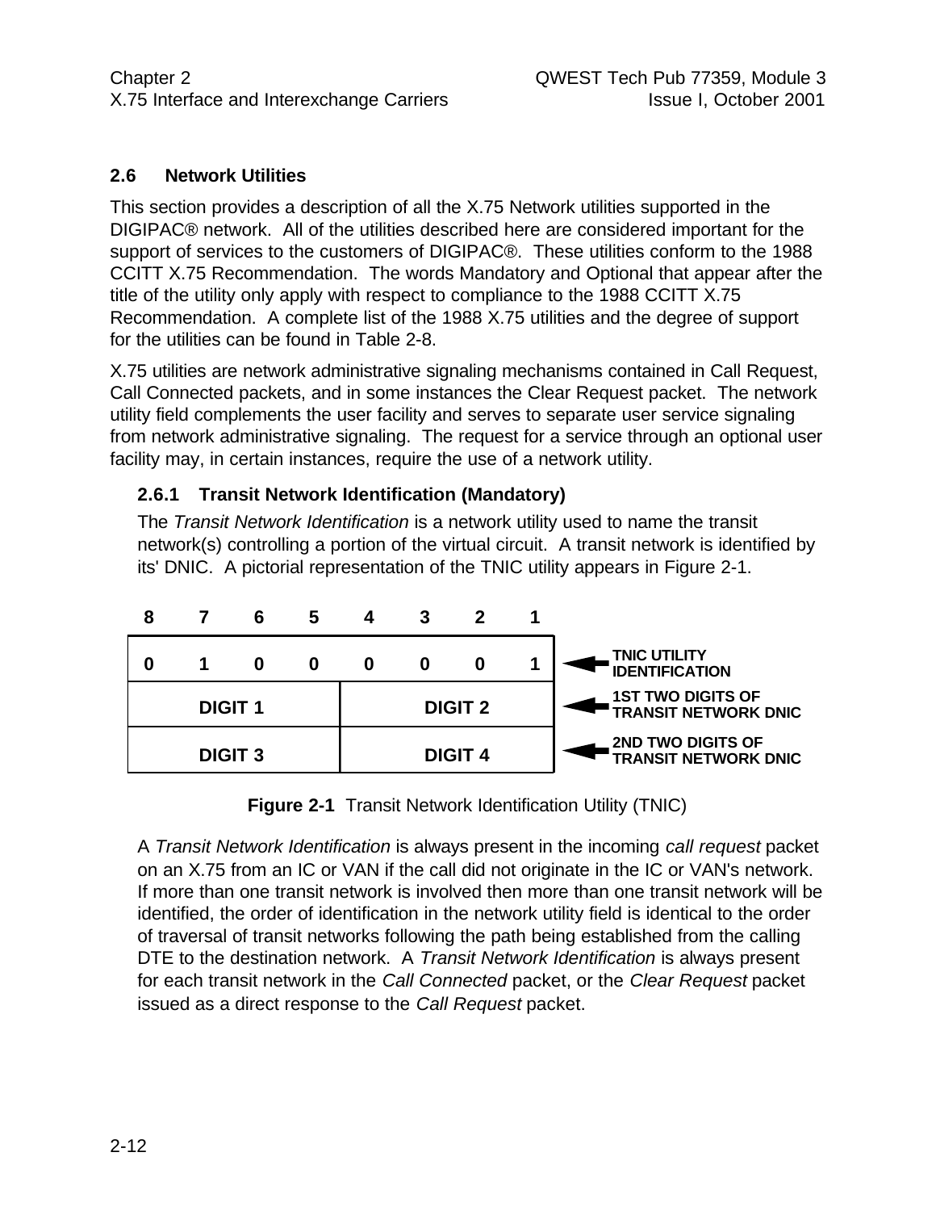## 2.6 Network Utilities

This section provides a description of all the X.75 Network utilities supported in the DIGIPAC® network. All of the utilities described here are considered important for the support of services to the customers of DIGIPAC®. These utilities conform to the 1988 CCITT X.75 Recommendation. The words Mandatory and Optional that appear after the title of the utility only apply with respect to compliance to the 1988 CCITT X.75 Recommendation. A complete list of the 1988 X.75 utilities and the degree of support for the utilities can be found in Table 2-8.

X.75 utilities are network administrative signaling mechanisms contained in Call Request, Call Connected packets, and in some instances the Clear Request packet. The network utility field complements the user facility and serves to separate user service signaling from network administrative signaling. The request for a service through an optional user facility may, in certain instances, require the use of a network utility.

### 2.6.1 Transit Network Identification (Mandatory)

The *Transit Network Identification* is a network utility used to name the transit network(s) controlling a portion of the virtual circuit. A transit network is identified by its' DNIC. A pictorial representation of the TNIC utility appears in Figure 2-1.

| 8 | 7 | 6 | 5 | 4 | 3 | 2 | 1 | |
|---|---|---|---|---|---|---|---|---|
| 0 | 1 | 0 | 0 | 0 | 0 | 0 | 1 | TNIC UTILITY IDENTIFICATION |
| DIGIT 1 | | | | DIGIT 2 | | | | 1ST TWO DIGITS OF TRANSIT NETWORK DNIC |
| DIGIT 3 | | | | DIGIT 4 | | | | 2ND TWO DIGITS OF TRANSIT NETWORK DNIC |

**Figure 2-1** Transit Network Identification Utility (TNIC)

A *Transit Network Identification* is always present in the incoming *call request* packet on an X.75 from an IC or VAN if the call did not originate in the IC or VAN's network. If more than one transit network is involved then more than one transit network will be identified, the order of identification in the network utility field is identical to the order of traversal of transit networks following the path being established from the calling DTE to the destination network. A *Transit Network Identification* is always present for each transit network in the *Call Connected* packet, or the *Clear Request* packet issued as a direct response to the *Call Request* packet.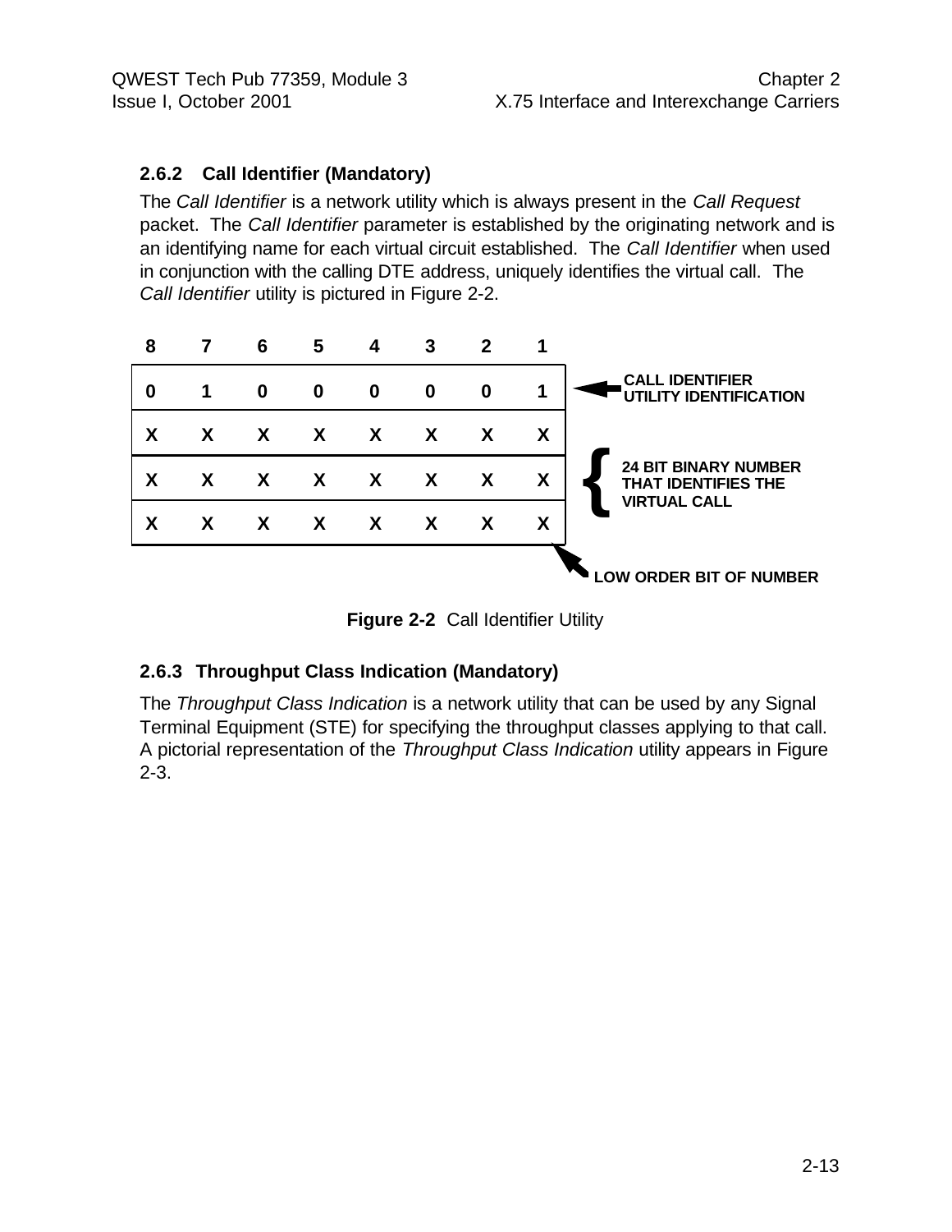### 2.6.2 Call Identifier (Mandatory)

The *Call Identifier* is a network utility which is always present in the *Call Request* packet. The *Call Identifier* parameter is established by the originating network and is an identifying name for each virtual circuit established. The *Call Identifier* when used in conjunction with the calling DTE address, uniquely identifies the virtual call. The *Call Identifier* utility is pictured in Figure 2-2.

| 8 | 7 | 6 | 5 | 4 | 3 | 2 | 1 | |
|---|---|---|---|---|---|---|---|---|
| 0 | 1 | 0 | 0 | 0 | 0 | 0 | 1 | ← CALL IDENTIFIER UTILITY IDENTIFICATION |
| X | X | X | X | X | X | X | X | 24 BIT BINARY NUMBER THAT IDENTIFIES THE VIRTUAL CALL |
| X | X | X | X | X | X | X | X | |
| X | X | X | X | X | X | X | X | |

LOW ORDER BIT OF NUMBER

**Figure 2-2** Call Identifier Utility

### 2.6.3 Throughput Class Indication (Mandatory)

The *Throughput Class Indication* is a network utility that can be used by any Signal Terminal Equipment (STE) for specifying the throughput classes applying to that call. A pictorial representation of the *Throughput Class Indication* utility appears in Figure 2-3.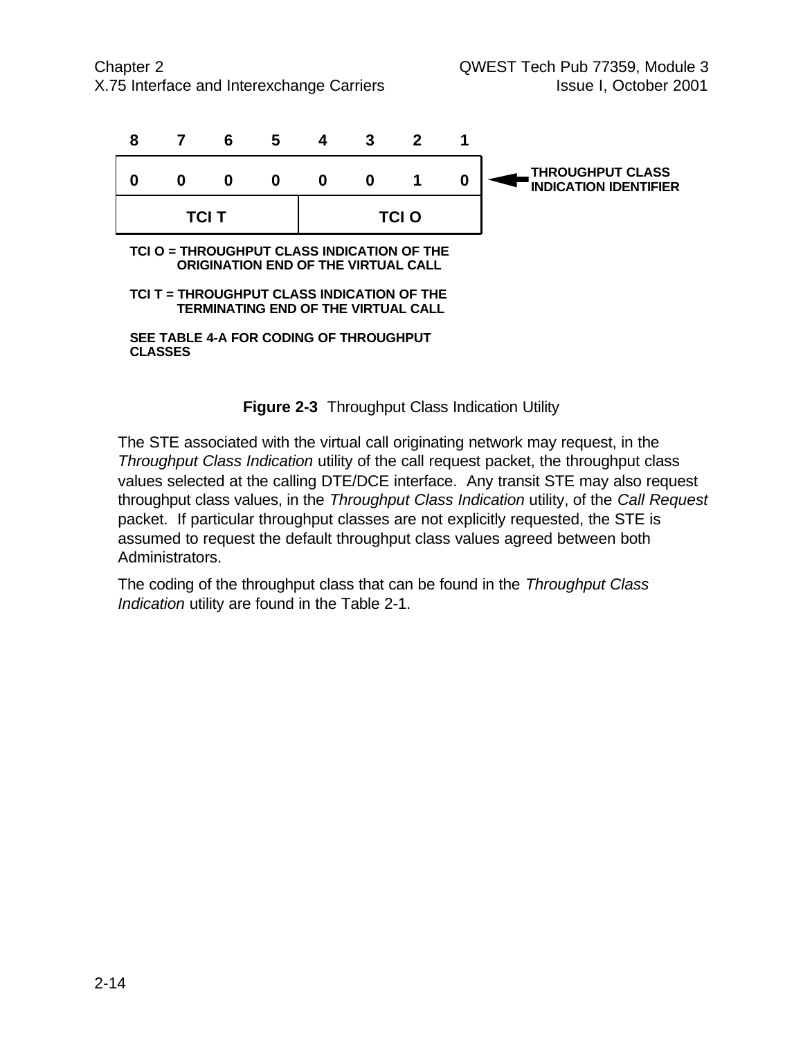| 8 | 7 | 6 | 5 | 4 | 3 | 2 | 1 | |
|---|---|---|---|---|---|---|---|---|
| 0 | 0 | 0 | 0 | 0 | 0 | 1 | 0 | ← THROUGHPUT CLASS INDICATION IDENTIFIER |
| TCI T | | | | TCI O | | | | |

**TCI O = THROUGHPUT CLASS INDICATION OF THE ORIGINATION END OF THE VIRTUAL CALL**

**TCI T = THROUGHPUT CLASS INDICATION OF THE TERMINATING END OF THE VIRTUAL CALL**

**SEE TABLE 4-A FOR CODING OF THROUGHPUT CLASSES**

**Figure 2-3** Throughput Class Indication Utility

The STE associated with the virtual call originating network may request, in the *Throughput Class Indication* utility of the call request packet, the throughput class values selected at the calling DTE/DCE interface. Any transit STE may also request throughput class values, in the *Throughput Class Indication* utility, of the *Call Request* packet. If particular throughput classes are not explicitly requested, the STE is assumed to request the default throughput class values agreed between both Administrators.

The coding of the throughput class that can be found in the *Throughput Class Indication* utility are found in the Table 2-1.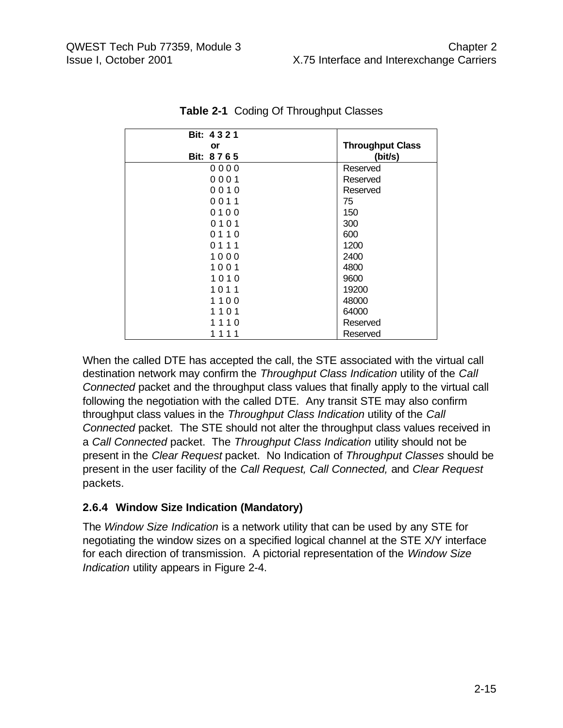**Table 2-1** Coding Of Throughput Classes

| Bit: 4 3 2 1<br>or<br>Bit: 8 7 6 5 | Throughput Class (bit/s) |
|---|---|
| 0 0 0 0 | Reserved |
| 0 0 0 1 | Reserved |
| 0 0 1 0 | Reserved |
| 0 0 1 1 | 75 |
| 0 1 0 0 | 150 |
| 0 1 0 1 | 300 |
| 0 1 1 0 | 600 |
| 0 1 1 1 | 1200 |
| 1 0 0 0 | 2400 |
| 1 0 0 1 | 4800 |
| 1 0 1 0 | 9600 |
| 1 0 1 1 | 19200 |
| 1 1 0 0 | 48000 |
| 1 1 0 1 | 64000 |
| 1 1 1 0 | Reserved |
| 1 1 1 1 | Reserved |

When the called DTE has accepted the call, the STE associated with the virtual call destination network may confirm the *Throughput Class Indication* utility of the *Call Connected* packet and the throughput class values that finally apply to the virtual call following the negotiation with the called DTE. Any transit STE may also confirm throughput class values in the *Throughput Class Indication* utility of the *Call Connected* packet. The STE should not alter the throughput class values received in a *Call Connected* packet. The *Throughput Class Indication* utility should not be present in the *Clear Request* packet. No Indication of *Throughput Classes* should be present in the user facility of the *Call Request, Call Connected,* and *Clear Request* packets.

### 2.6.4 Window Size Indication (Mandatory)

The *Window Size Indication* is a network utility that can be used by any STE for negotiating the window sizes on a specified logical channel at the STE X/Y interface for each direction of transmission. A pictorial representation of the *Window Size Indication* utility appears in Figure 2-4.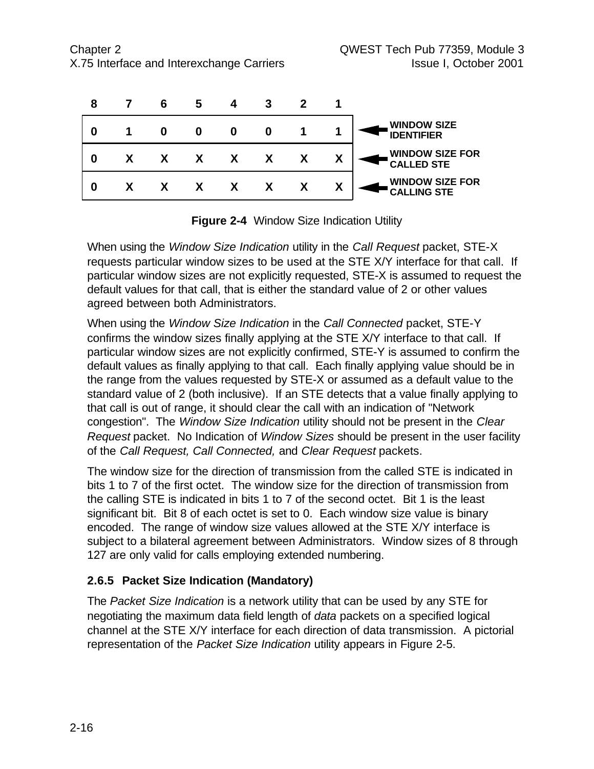| 8 | 7 | 6 | 5 | 4 | 3 | 2 | 1 | |
|---|---|---|---|---|---|---|---|---|
| 0 | 1 | 0 | 0 | 0 | 0 | 1 | 1 | WINDOW SIZE IDENTIFIER |
| 0 | X | X | X | X | X | X | X | WINDOW SIZE FOR CALLED STE |
| 0 | X | X | X | X | X | X | X | WINDOW SIZE FOR CALLING STE |

**Figure 2-4** Window Size Indication Utility

When using the *Window Size Indication* utility in the *Call Request* packet, STE-X requests particular window sizes to be used at the STE X/Y interface for that call. If particular window sizes are not explicitly requested, STE-X is assumed to request the default values for that call, that is either the standard value of 2 or other values agreed between both Administrators.

When using the *Window Size Indication* in the *Call Connected* packet, STE-Y confirms the window sizes finally applying at the STE X/Y interface to that call. If particular window sizes are not explicitly confirmed, STE-Y is assumed to confirm the default values as finally applying to that call. Each finally applying value should be in the range from the values requested by STE-X or assumed as a default value to the standard value of 2 (both inclusive). If an STE detects that a value finally applying to that call is out of range, it should clear the call with an indication of "Network congestion". The *Window Size Indication* utility should not be present in the *Clear Request* packet. No Indication of *Window Sizes* should be present in the user facility of the *Call Request, Call Connected,* and *Clear Request* packets.

The window size for the direction of transmission from the called STE is indicated in bits 1 to 7 of the first octet. The window size for the direction of transmission from the calling STE is indicated in bits 1 to 7 of the second octet. Bit 1 is the least significant bit. Bit 8 of each octet is set to 0. Each window size value is binary encoded. The range of window size values allowed at the STE X/Y interface is subject to a bilateral agreement between Administrators. Window sizes of 8 through 127 are only valid for calls employing extended numbering.

### 2.6.5 Packet Size Indication (Mandatory)

The *Packet Size Indication* is a network utility that can be used by any STE for negotiating the maximum data field length of *data* packets on a specified logical channel at the STE X/Y interface for each direction of data transmission. A pictorial representation of the *Packet Size Indication* utility appears in Figure 2-5.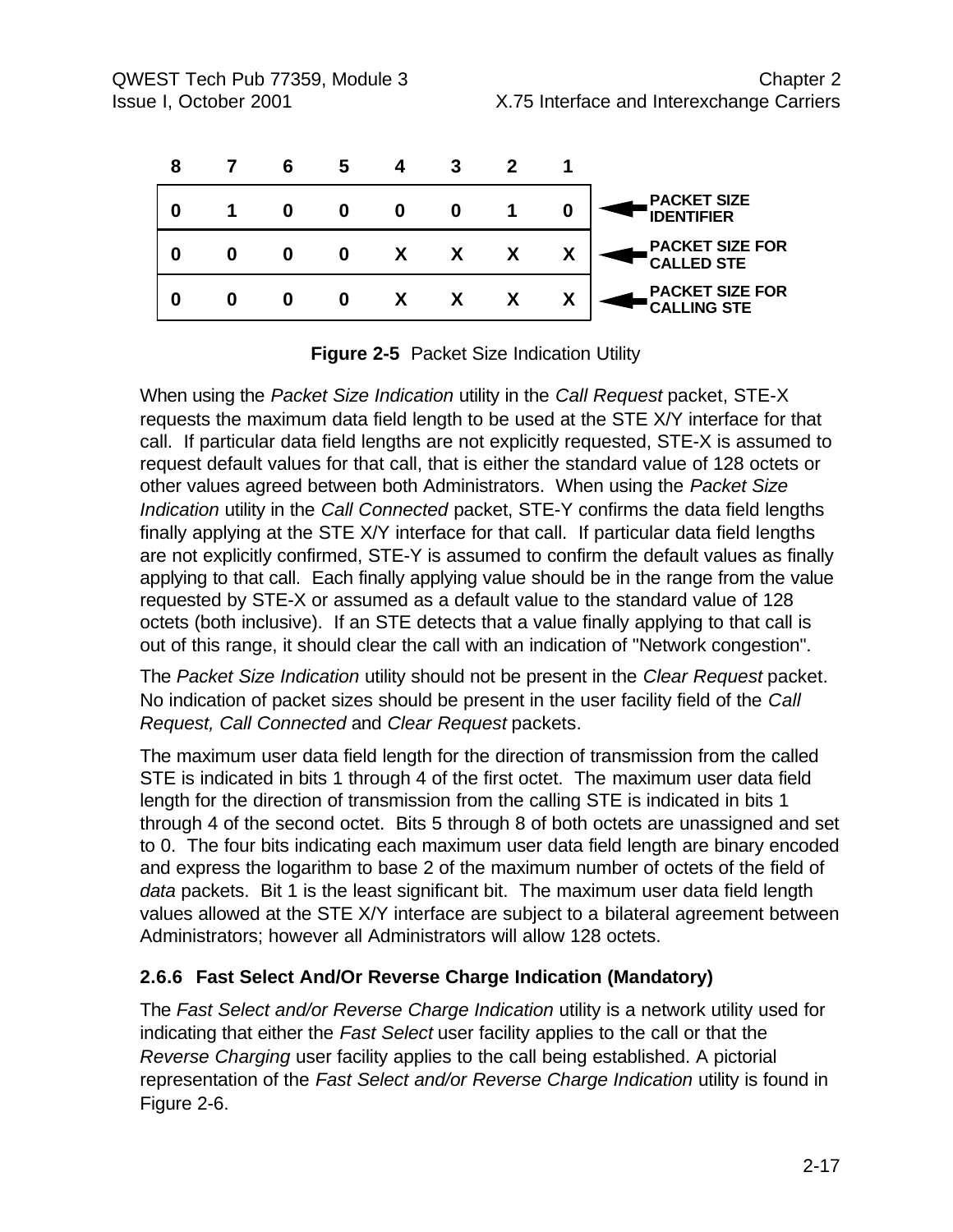| 8 | 7 | 6 | 5 | 4 | 3 | 2 | 1 | |
|---|---|---|---|---|---|---|---|---|
| 0 | 1 | 0 | 0 | 0 | 0 | 1 | 0 | PACKET SIZE IDENTIFIER |
| 0 | 0 | 0 | 0 | X | X | X | X | PACKET SIZE FOR CALLED STE |
| 0 | 0 | 0 | 0 | X | X | X | X | PACKET SIZE FOR CALLING STE |

**Figure 2-5** Packet Size Indication Utility

When using the *Packet Size Indication* utility in the *Call Request* packet, STE-X requests the maximum data field length to be used at the STE X/Y interface for that call. If particular data field lengths are not explicitly requested, STE-X is assumed to request default values for that call, that is either the standard value of 128 octets or other values agreed between both Administrators. When using the *Packet Size Indication* utility in the *Call Connected* packet, STE-Y confirms the data field lengths finally applying at the STE X/Y interface for that call. If particular data field lengths are not explicitly confirmed, STE-Y is assumed to confirm the default values as finally applying to that call. Each finally applying value should be in the range from the value requested by STE-X or assumed as a default value to the standard value of 128 octets (both inclusive). If an STE detects that a value finally applying to that call is out of this range, it should clear the call with an indication of "Network congestion".

The *Packet Size Indication* utility should not be present in the *Clear Request* packet. No indication of packet sizes should be present in the user facility field of the *Call Request, Call Connected* and *Clear Request* packets.

The maximum user data field length for the direction of transmission from the called STE is indicated in bits 1 through 4 of the first octet. The maximum user data field length for the direction of transmission from the calling STE is indicated in bits 1 through 4 of the second octet. Bits 5 through 8 of both octets are unassigned and set to 0. The four bits indicating each maximum user data field length are binary encoded and express the logarithm to base 2 of the maximum number of octets of the field of *data* packets. Bit 1 is the least significant bit. The maximum user data field length values allowed at the STE X/Y interface are subject to a bilateral agreement between Administrators; however all Administrators will allow 128 octets.

### 2.6.6 Fast Select And/Or Reverse Charge Indication (Mandatory)

The *Fast Select and/or Reverse Charge Indication* utility is a network utility used for indicating that either the *Fast Select* user facility applies to the call or that the *Reverse Charging* user facility applies to the call being established. A pictorial representation of the *Fast Select and/or Reverse Charge Indication* utility is found in Figure 2-6.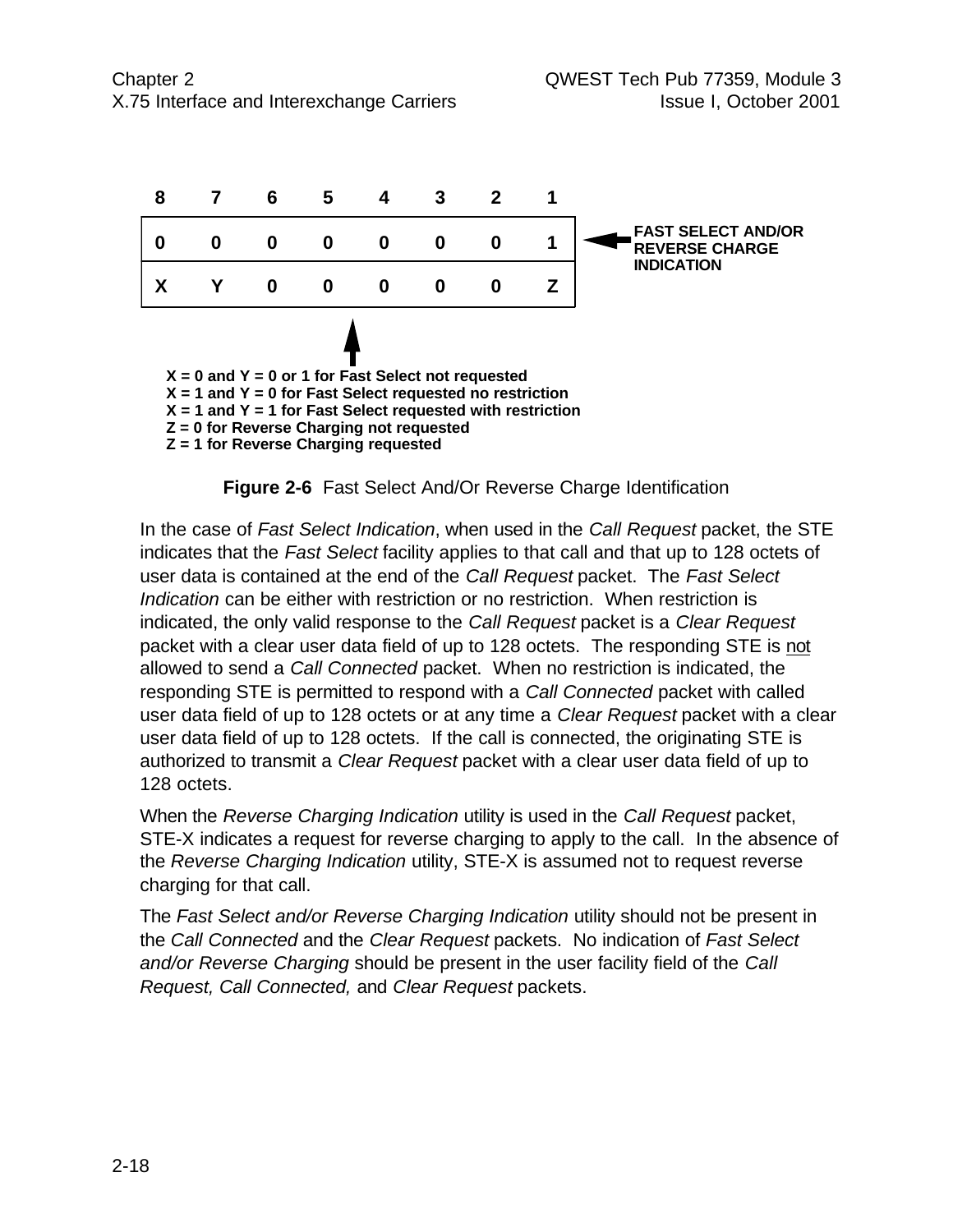| 8 | 7 | 6 | 5 | 4 | 3 | 2 | 1 | |
|---|---|---|---|---|---|---|---|---|
| 0 | 0 | 0 | 0 | 0 | 0 | 0 | 1 | ← FAST SELECT AND/OR REVERSE CHARGE INDICATION |
| X | Y | 0 | 0 | 0 | 0 | 0 | Z | |

**X = 0 and Y = 0 or 1 for Fast Select not requested**
**X = 1 and Y = 0 for Fast Select requested no restriction**
**X = 1 and Y = 1 for Fast Select requested with restriction**
**Z = 0 for Reverse Charging not requested**
**Z = 1 for Reverse Charging requested**

**Figure 2-6** Fast Select And/Or Reverse Charge Identification

In the case of *Fast Select Indication*, when used in the *Call Request* packet, the STE indicates that the *Fast Select* facility applies to that call and that up to 128 octets of user data is contained at the end of the *Call Request* packet. The *Fast Select Indication* can be either with restriction or no restriction. When restriction is indicated, the only valid response to the *Call Request* packet is a *Clear Request* packet with a clear user data field of up to 128 octets. The responding STE is not allowed to send a *Call Connected* packet. When no restriction is indicated, the responding STE is permitted to respond with a *Call Connected* packet with called user data field of up to 128 octets or at any time a *Clear Request* packet with a clear user data field of up to 128 octets. If the call is connected, the originating STE is authorized to transmit a *Clear Request* packet with a clear user data field of up to 128 octets.

When the *Reverse Charging Indication* utility is used in the *Call Request* packet, STE-X indicates a request for reverse charging to apply to the call. In the absence of the *Reverse Charging Indication* utility, STE-X is assumed not to request reverse charging for that call.

The *Fast Select and/or Reverse Charging Indication* utility should not be present in the *Call Connected* and the *Clear Request* packets. No indication of *Fast Select and/or Reverse Charging* should be present in the user facility field of the *Call Request, Call Connected,* and *Clear Request* packets.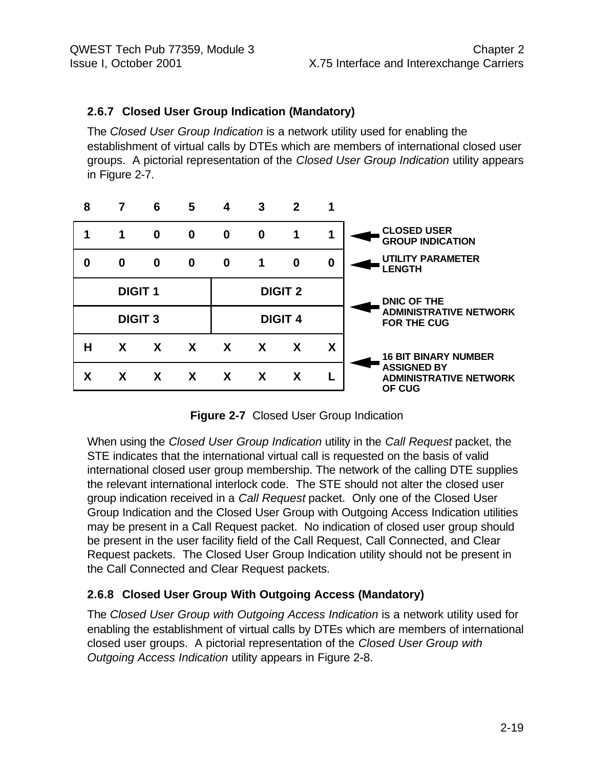### 2.6.7 Closed User Group Indication (Mandatory)

The *Closed User Group Indication* is a network utility used for enabling the establishment of virtual calls by DTEs which are members of international closed user groups. A pictorial representation of the *Closed User Group Indication* utility appears in Figure 2-7.

| 8 | 7 | 6 | 5 | 4 | 3 | 2 | 1 | |
|---|---|---|---|---|---|---|---|---|
| 1 | 1 | 0 | 0 | 0 | 0 | 1 | 1 | CLOSED USER GROUP INDICATION |
| 0 | 0 | 0 | 0 | 0 | 1 | 0 | 0 | UTILITY PARAMETER LENGTH |
| DIGIT 1 | | | | DIGIT 2 | | | | DNIC OF THE ADMINISTRATIVE NETWORK FOR THE CUG |
| DIGIT 3 | | | | DIGIT 4 | | | | |
| H | X | X | X | X | X | X | X | 16 BIT BINARY NUMBER ASSIGNED BY ADMINISTRATIVE NETWORK OF CUG |
| X | X | X | X | X | X | X | L | |

**Figure 2-7** Closed User Group Indication

When using the *Closed User Group Indication* utility in the *Call Request* packet, the STE indicates that the international virtual call is requested on the basis of valid international closed user group membership. The network of the calling DTE supplies the relevant international interlock code. The STE should not alter the closed user group indication received in a *Call Request* packet. Only one of the Closed User Group Indication and the Closed User Group with Outgoing Access Indication utilities may be present in a Call Request packet. No indication of closed user group should be present in the user facility field of the Call Request, Call Connected, and Clear Request packets. The Closed User Group Indication utility should not be present in the Call Connected and Clear Request packets.

### 2.6.8 Closed User Group With Outgoing Access (Mandatory)

The *Closed User Group with Outgoing Access Indication* is a network utility used for enabling the establishment of virtual calls by DTEs which are members of international closed user groups. A pictorial representation of the *Closed User Group with Outgoing Access Indication* utility appears in Figure 2-8.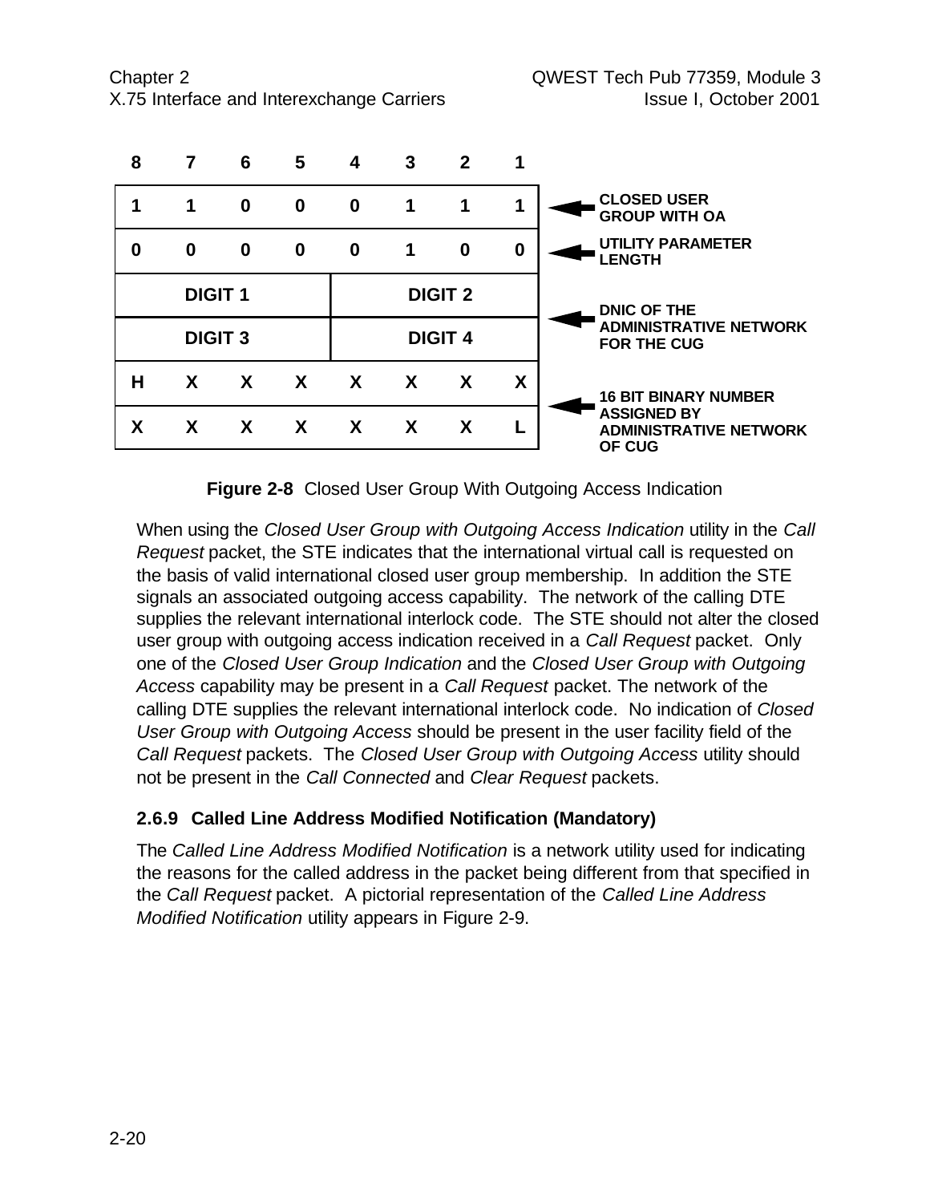| 8 | 7 | 6 | 5 | 4 | 3 | 2 | 1 | |
|---|---|---|---|---|---|---|---|---|
| 1 | 1 | 0 | 0 | 0 | 1 | 1 | 1 | CLOSED USER GROUP WITH OA |
| 0 | 0 | 0 | 0 | 0 | 1 | 0 | 0 | UTILITY PARAMETER LENGTH |
| DIGIT 1 | | | | DIGIT 2 | | | | DNIC OF THE ADMINISTRATIVE NETWORK FOR THE CUG |
| DIGIT 3 | | | | DIGIT 4 | | | | |
| H | X | X | X | X | X | X | X | 16 BIT BINARY NUMBER ASSIGNED BY ADMINISTRATIVE NETWORK OF CUG |
| X | X | X | X | X | X | X | L | |

**Figure 2-8** Closed User Group With Outgoing Access Indication

When using the *Closed User Group with Outgoing Access Indication* utility in the *Call Request* packet, the STE indicates that the international virtual call is requested on the basis of valid international closed user group membership. In addition the STE signals an associated outgoing access capability. The network of the calling DTE supplies the relevant international interlock code. The STE should not alter the closed user group with outgoing access indication received in a *Call Request* packet. Only one of the *Closed User Group Indication* and the *Closed User Group with Outgoing Access* capability may be present in a *Call Request* packet. The network of the calling DTE supplies the relevant international interlock code. No indication of *Closed User Group with Outgoing Access* should be present in the user facility field of the *Call Request* packets. The *Closed User Group with Outgoing Access* utility should not be present in the *Call Connected* and *Clear Request* packets.

### 2.6.9 Called Line Address Modified Notification (Mandatory)

The *Called Line Address Modified Notification* is a network utility used for indicating the reasons for the called address in the packet being different from that specified in the *Call Request* packet. A pictorial representation of the *Called Line Address Modified Notification* utility appears in Figure 2-9.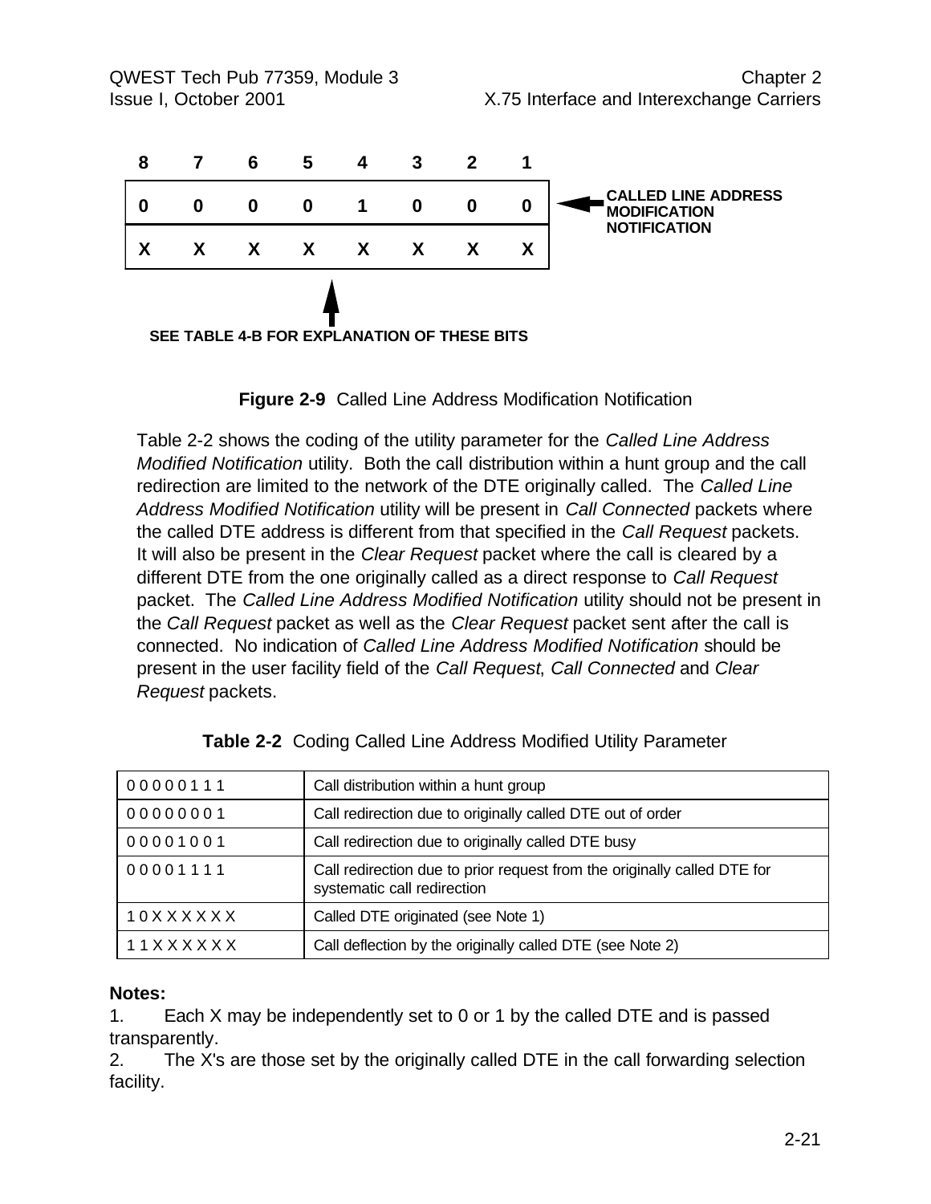| 8 | 7 | 6 | 5 | 4 | 3 | 2 | 1 |  |
|---|---|---|---|---|---|---|---|---|
| 0 | 0 | 0 | 0 | 1 | 0 | 0 | 0 | ← CALLED LINE ADDRESS MODIFICATION NOTIFICATION |
| X | X | X | X | X | X | X | X |  |

SEE TABLE 4-B FOR EXPLANATION OF THESE BITS

**Figure 2-9** Called Line Address Modification Notification

Table 2-2 shows the coding of the utility parameter for the *Called Line Address Modified Notification* utility. Both the call distribution within a hunt group and the call redirection are limited to the network of the DTE originally called. The *Called Line Address Modified Notification* utility will be present in *Call Connected* packets where the called DTE address is different from that specified in the *Call Request* packets. It will also be present in the *Clear Request* packet where the call is cleared by a different DTE from the one originally called as a direct response to *Call Request* packet. The *Called Line Address Modified Notification* utility should not be present in the *Call Request* packet as well as the *Clear Request* packet sent after the call is connected. No indication of *Called Line Address Modified Notification* should be present in the user facility field of the *Call Request*, *Call Connected* and *Clear Request* packets.

**Table 2-2** Coding Called Line Address Modified Utility Parameter

| Coding | Description |
|---|---|
| 0 0 0 0 0 1 1 1 | Call distribution within a hunt group |
| 0 0 0 0 0 0 0 1 | Call redirection due to originally called DTE out of order |
| 0 0 0 0 1 0 0 1 | Call redirection due to originally called DTE busy |
| 0 0 0 0 1 1 1 1 | Call redirection due to prior request from the originally called DTE for systematic call redirection |
| 1 0 X X X X X X | Called DTE originated (see Note 1) |
| 1 1 X X X X X X | Call deflection by the originally called DTE (see Note 2) |

**Notes:**

1. Each X may be independently set to 0 or 1 by the called DTE and is passed transparently.
2. The X's are those set by the originally called DTE in the call forwarding selection facility.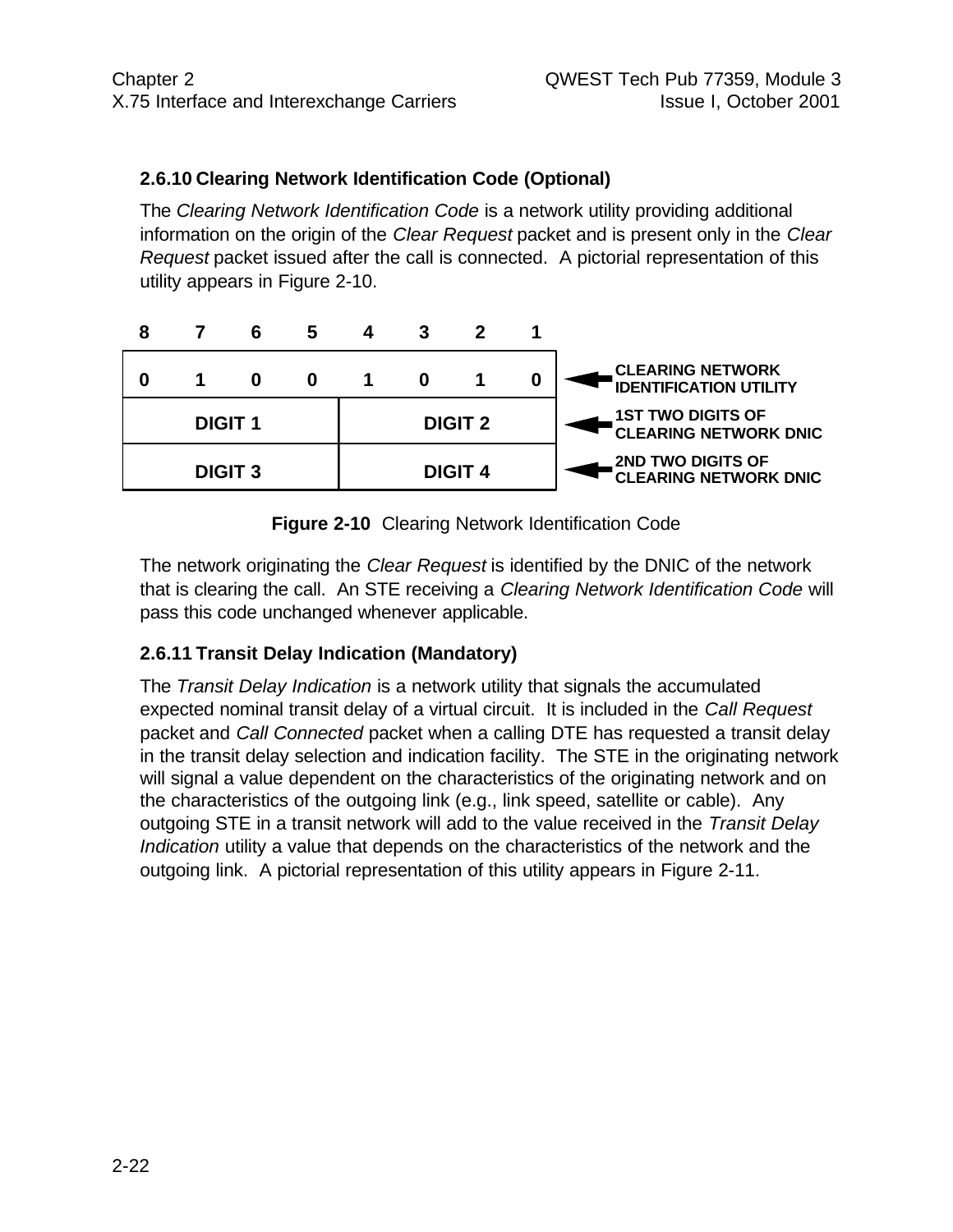### 2.6.10 Clearing Network Identification Code (Optional)

The *Clearing Network Identification Code* is a network utility providing additional information on the origin of the *Clear Request* packet and is present only in the *Clear Request* packet issued after the call is connected. A pictorial representation of this utility appears in Figure 2-10.

| 8 | 7 | 6 | 5 | 4 | 3 | 2 | 1 | |
|---|---|---|---|---|---|---|---|---|
| 0 | 1 | 0 | 0 | 1 | 0 | 1 | 0 | ← CLEARING NETWORK IDENTIFICATION UTILITY |
| DIGIT 1 | | | | DIGIT 2 | | | | ← 1ST TWO DIGITS OF CLEARING NETWORK DNIC |
| DIGIT 3 | | | | DIGIT 4 | | | | ← 2ND TWO DIGITS OF CLEARING NETWORK DNIC |

**Figure 2-10** Clearing Network Identification Code

The network originating the *Clear Request* is identified by the DNIC of the network that is clearing the call. An STE receiving a *Clearing Network Identification Code* will pass this code unchanged whenever applicable.

### 2.6.11 Transit Delay Indication (Mandatory)

The *Transit Delay Indication* is a network utility that signals the accumulated expected nominal transit delay of a virtual circuit. It is included in the *Call Request* packet and *Call Connected* packet when a calling DTE has requested a transit delay in the transit delay selection and indication facility. The STE in the originating network will signal a value dependent on the characteristics of the originating network and on the characteristics of the outgoing link (e.g., link speed, satellite or cable). Any outgoing STE in a transit network will add to the value received in the *Transit Delay Indication* utility a value that depends on the characteristics of the network and the outgoing link. A pictorial representation of this utility appears in Figure 2-11.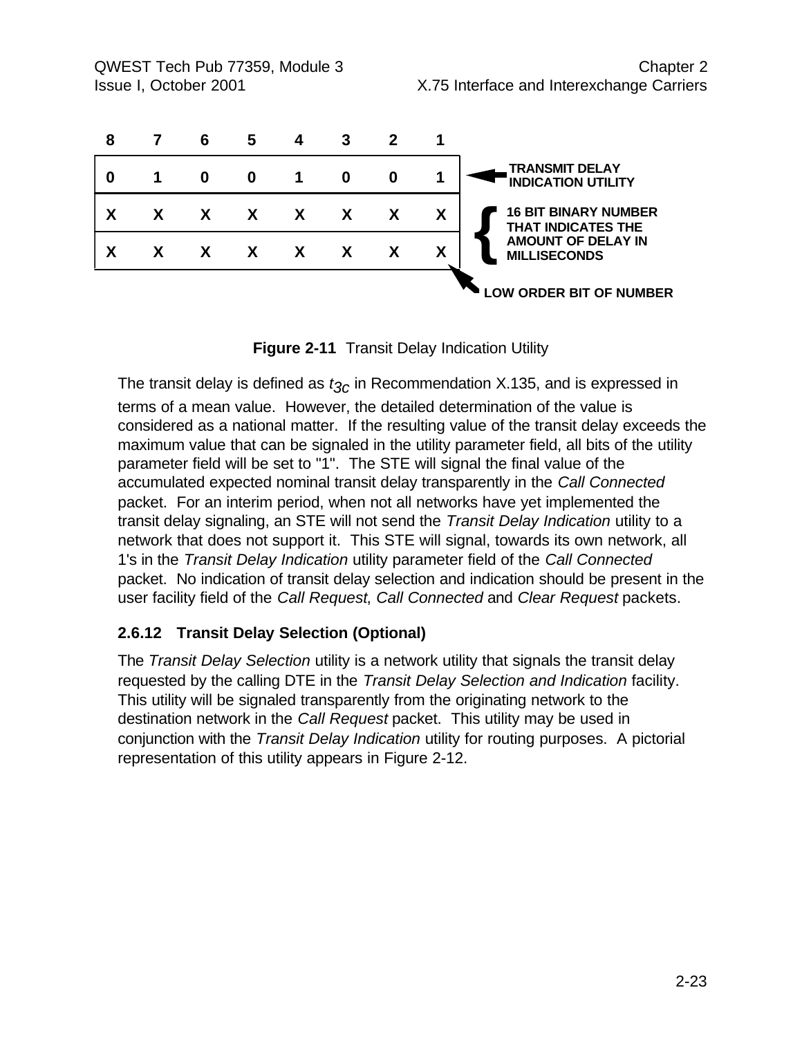| 8 | 7 | 6 | 5 | 4 | 3 | 2 | 1 | |
|---|---|---|---|---|---|---|---|---|
| 0 | 1 | 0 | 0 | 1 | 0 | 0 | 1 | ← TRANSMIT DELAY INDICATION UTILITY |
| X | X | X | X | X | X | X | X | 16 BIT BINARY NUMBER THAT INDICATES THE AMOUNT OF DELAY IN MILLISECONDS |
| X | X | X | X | X | X | X | X | |

LOW ORDER BIT OF NUMBER

**Figure 2-11** Transit Delay Indication Utility

The transit delay is defined as $t_{3c}$ in Recommendation X.135, and is expressed in terms of a mean value. However, the detailed determination of the value is considered as a national matter. If the resulting value of the transit delay exceeds the maximum value that can be signaled in the utility parameter field, all bits of the utility parameter field will be set to "1". The STE will signal the final value of the accumulated expected nominal transit delay transparently in the *Call Connected* packet. For an interim period, when not all networks have yet implemented the transit delay signaling, an STE will not send the *Transit Delay Indication* utility to a network that does not support it. This STE will signal, towards its own network, all 1's in the *Transit Delay Indication* utility parameter field of the *Call Connected* packet. No indication of transit delay selection and indication should be present in the user facility field of the *Call Request*, *Call Connected* and *Clear Request* packets.

### 2.6.12 Transit Delay Selection (Optional)

The *Transit Delay Selection* utility is a network utility that signals the transit delay requested by the calling DTE in the *Transit Delay Selection and Indication* facility. This utility will be signaled transparently from the originating network to the destination network in the *Call Request* packet. This utility may be used in conjunction with the *Transit Delay Indication* utility for routing purposes. A pictorial representation of this utility appears in Figure 2-12.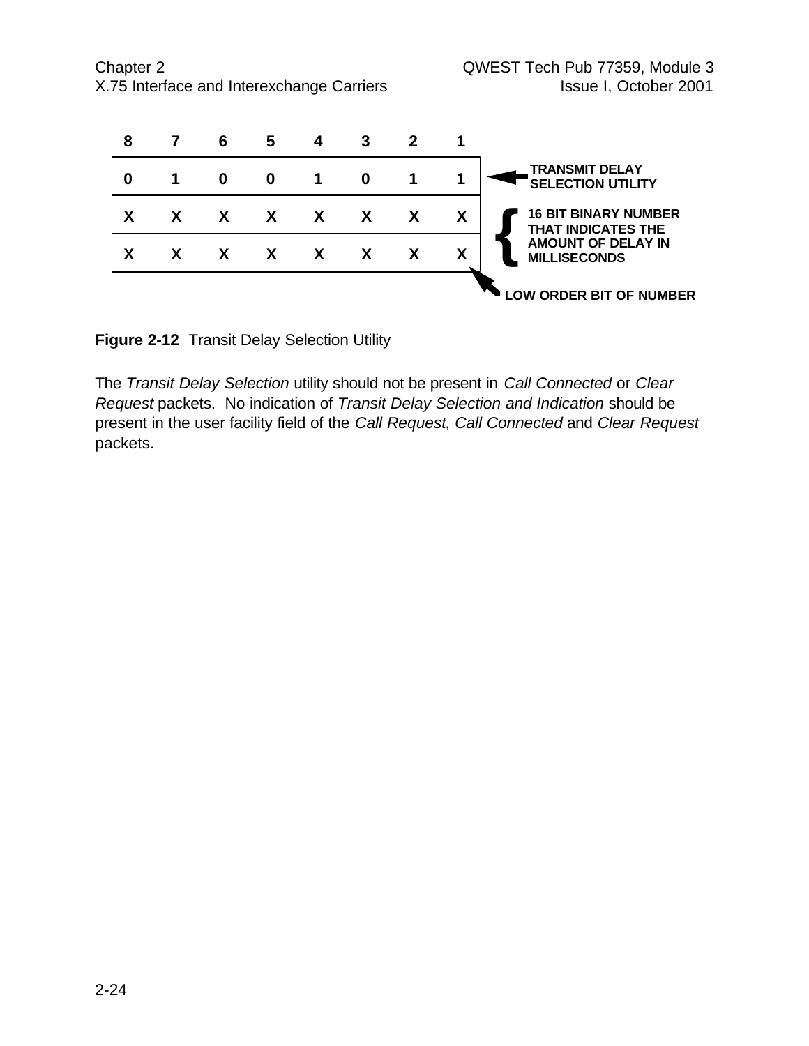| 8 | 7 | 6 | 5 | 4 | 3 | 2 | 1 | |
|---|---|---|---|---|---|---|---|---|
| 0 | 1 | 0 | 0 | 1 | 0 | 1 | 1 | TRANSMIT DELAY SELECTION UTILITY |
| X | X | X | X | X | X | X | X | 16 BIT BINARY NUMBER THAT INDICATES THE AMOUNT OF DELAY IN MILLISECONDS |
| X | X | X | X | X | X | X | X | LOW ORDER BIT OF NUMBER |

**Figure 2-12** Transit Delay Selection Utility

The *Transit Delay Selection* utility should not be present in *Call Connected* or *Clear Request* packets. No indication of *Transit Delay Selection and Indication* should be present in the user facility field of the *Call Request*, *Call Connected* and *Clear Request* packets.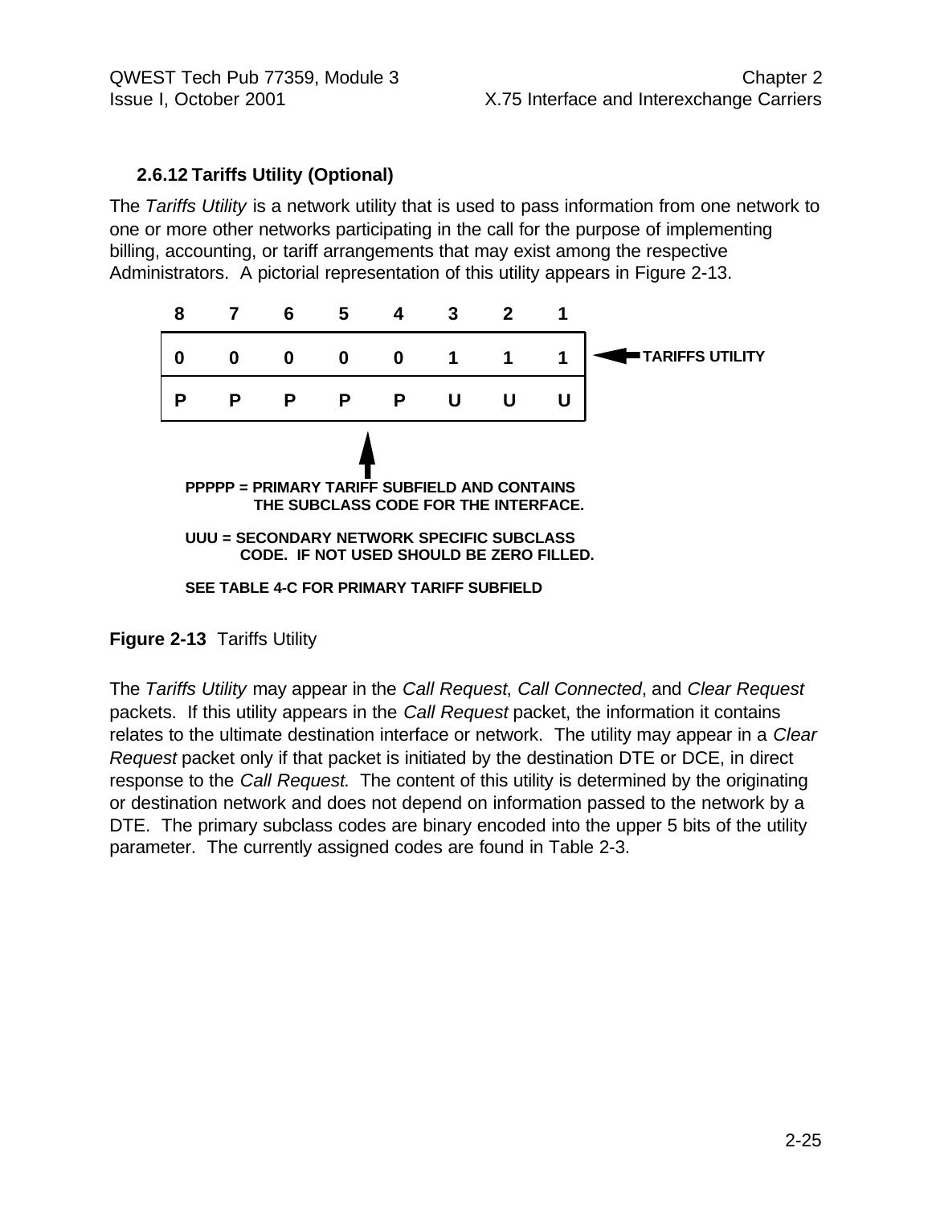### 2.6.12 Tariffs Utility (Optional)

The *Tariffs Utility* is a network utility that is used to pass information from one network to one or more other networks participating in the call for the purpose of implementing billing, accounting, or tariff arrangements that may exist among the respective Administrators. A pictorial representation of this utility appears in Figure 2-13.

| 8 | 7 | 6 | 5 | 4 | 3 | 2 | 1 | |
|---|---|---|---|---|---|---|---|---|
| 0 | 0 | 0 | 0 | 0 | 1 | 1 | 1 | ← TARIFFS UTILITY |
| P | P | P | P | P | U | U | U | |

**PPPPP = PRIMARY TARIFF SUBFIELD AND CONTAINS THE SUBCLASS CODE FOR THE INTERFACE.**

**UUU = SECONDARY NETWORK SPECIFIC SUBCLASS CODE. IF NOT USED SHOULD BE ZERO FILLED.**

**SEE TABLE 4-C FOR PRIMARY TARIFF SUBFIELD**

**Figure 2-13** Tariffs Utility

The *Tariffs Utility* may appear in the *Call Request*, *Call Connected*, and *Clear Request* packets. If this utility appears in the *Call Request* packet, the information it contains relates to the ultimate destination interface or network. The utility may appear in a *Clear Request* packet only if that packet is initiated by the destination DTE or DCE, in direct response to the *Call Request*. The content of this utility is determined by the originating or destination network and does not depend on information passed to the network by a DTE. The primary subclass codes are binary encoded into the upper 5 bits of the utility parameter. The currently assigned codes are found in Table 2-3.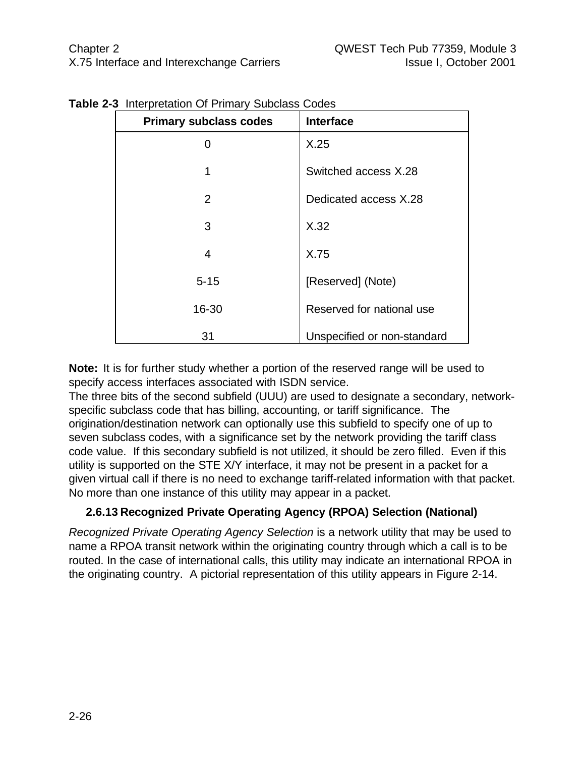**Table 2-3** Interpretation Of Primary Subclass Codes

| Primary subclass codes | Interface |
|---|---|
| 0 | X.25 |
| 1 | Switched access X.28 |
| 2 | Dedicated access X.28 |
| 3 | X.32 |
| 4 | X.75 |
| 5-15 | [Reserved] (Note) |
| 16-30 | Reserved for national use |
| 31 | Unspecified or non-standard |

**Note:** It is for further study whether a portion of the reserved range will be used to specify access interfaces associated with ISDN service.

The three bits of the second subfield (UUU) are used to designate a secondary, network-specific subclass code that has billing, accounting, or tariff significance. The origination/destination network can optionally use this subfield to specify one of up to seven subclass codes, with a significance set by the network providing the tariff class code value. If this secondary subfield is not utilized, it should be zero filled. Even if this utility is supported on the STE X/Y interface, it may not be present in a packet for a given virtual call if there is no need to exchange tariff-related information with that packet. No more than one instance of this utility may appear in a packet.

### 2.6.13 Recognized Private Operating Agency (RPOA) Selection (National)

*Recognized Private Operating Agency Selection* is a network utility that may be used to name a RPOA transit network within the originating country through which a call is to be routed. In the case of international calls, this utility may indicate an international RPOA in the originating country. A pictorial representation of this utility appears in Figure 2-14.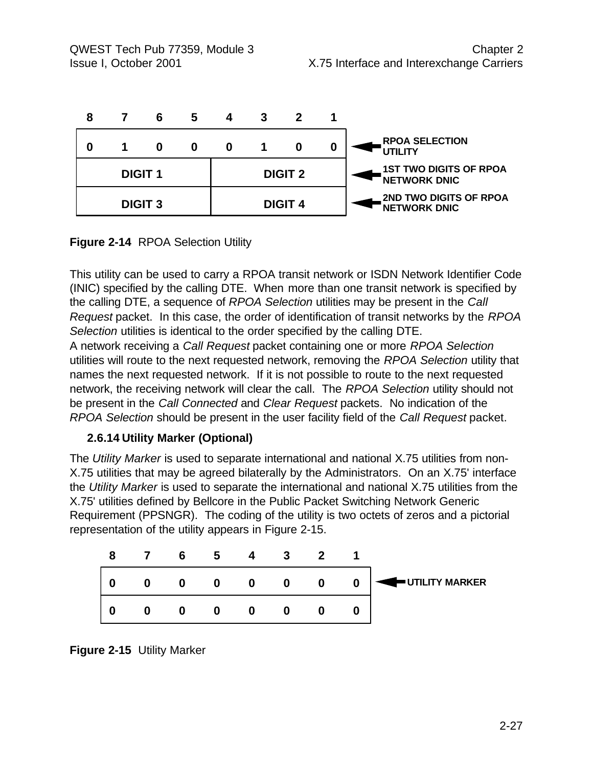| 8 | 7 | 6 | 5 | 4 | 3 | 2 | 1 | |
|---|---|---|---|---|---|---|---|---|
| 0 | 1 | 0 | 0 | 0 | 1 | 0 | 0 | RPOA SELECTION UTILITY |
| DIGIT 1 | | | | DIGIT 2 | | | | 1ST TWO DIGITS OF RPOA NETWORK DNIC |
| DIGIT 3 | | | | DIGIT 4 | | | | 2ND TWO DIGITS OF RPOA NETWORK DNIC |

**Figure 2-14** RPOA Selection Utility

This utility can be used to carry a RPOA transit network or ISDN Network Identifier Code (INIC) specified by the calling DTE. When more than one transit network is specified by the calling DTE, a sequence of *RPOA Selection* utilities may be present in the *Call Request* packet. In this case, the order of identification of transit networks by the *RPOA Selection* utilities is identical to the order specified by the calling DTE.
A network receiving a *Call Request* packet containing one or more *RPOA Selection* utilities will route to the next requested network, removing the *RPOA Selection* utility that names the next requested network. If it is not possible to route to the next requested network, the receiving network will clear the call. The *RPOA Selection* utility should not be present in the *Call Connected* and *Clear Request* packets. No indication of the *RPOA Selection* should be present in the user facility field of the *Call Request* packet.

### 2.6.14 Utility Marker (Optional)

The *Utility Marker* is used to separate international and national X.75 utilities from non-X.75 utilities that may be agreed bilaterally by the Administrators. On an X.75' interface the *Utility Marker* is used to separate the international and national X.75 utilities from the X.75' utilities defined by Bellcore in the Public Packet Switching Network Generic Requirement (PPSNGR). The coding of the utility is two octets of zeros and a pictorial representation of the utility appears in Figure 2-15.

| 8 | 7 | 6 | 5 | 4 | 3 | 2 | 1 | |
|---|---|---|---|---|---|---|---|---|
| 0 | 0 | 0 | 0 | 0 | 0 | 0 | 0 | UTILITY MARKER |
| 0 | 0 | 0 | 0 | 0 | 0 | 0 | 0 | |

**Figure 2-15** Utility Marker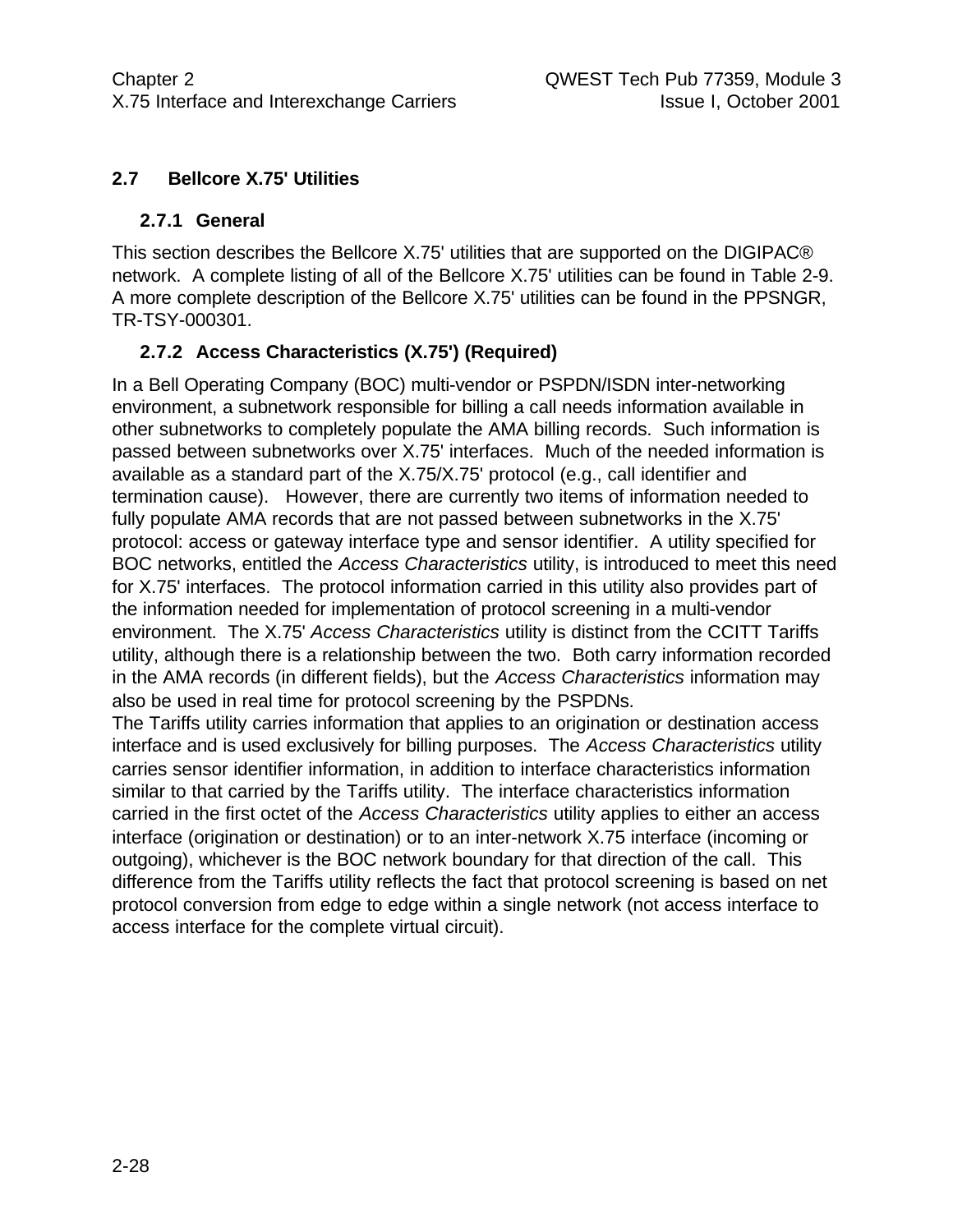## 2.7 Bellcore X.75' Utilities

### 2.7.1 General

This section describes the Bellcore X.75' utilities that are supported on the DIGIPAC® network. A complete listing of all of the Bellcore X.75' utilities can be found in Table 2-9. A more complete description of the Bellcore X.75' utilities can be found in the PPSNGR, TR-TSY-000301.

### 2.7.2 Access Characteristics (X.75') (Required)

In a Bell Operating Company (BOC) multi-vendor or PSPDN/ISDN inter-networking environment, a subnetwork responsible for billing a call needs information available in other subnetworks to completely populate the AMA billing records. Such information is passed between subnetworks over X.75' interfaces. Much of the needed information is available as a standard part of the X.75/X.75' protocol (e.g., call identifier and termination cause). However, there are currently two items of information needed to fully populate AMA records that are not passed between subnetworks in the X.75' protocol: access or gateway interface type and sensor identifier. A utility specified for BOC networks, entitled the *Access Characteristics* utility, is introduced to meet this need for X.75' interfaces. The protocol information carried in this utility also provides part of the information needed for implementation of protocol screening in a multi-vendor environment. The X.75' *Access Characteristics* utility is distinct from the CCITT Tariffs utility, although there is a relationship between the two. Both carry information recorded in the AMA records (in different fields), but the *Access Characteristics* information may also be used in real time for protocol screening by the PSPDNs.

The Tariffs utility carries information that applies to an origination or destination access interface and is used exclusively for billing purposes. The *Access Characteristics* utility carries sensor identifier information, in addition to interface characteristics information similar to that carried by the Tariffs utility. The interface characteristics information carried in the first octet of the *Access Characteristics* utility applies to either an access interface (origination or destination) or to an inter-network X.75 interface (incoming or outgoing), whichever is the BOC network boundary for that direction of the call. This difference from the Tariffs utility reflects the fact that protocol screening is based on net protocol conversion from edge to edge within a single network (not access interface to access interface for the complete virtual circuit).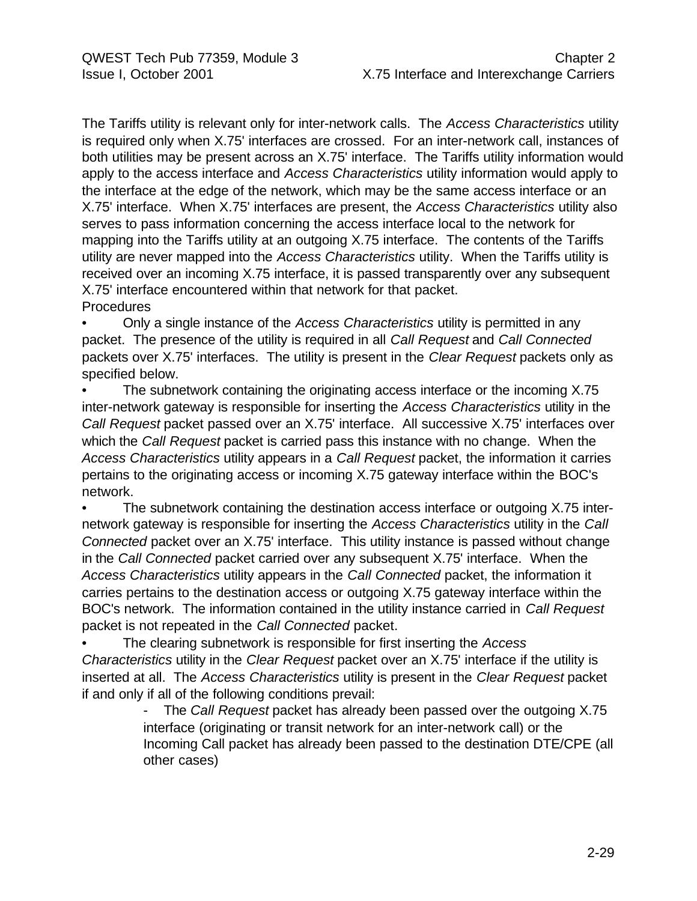The Tariffs utility is relevant only for inter-network calls. The *Access Characteristics* utility is required only when X.75' interfaces are crossed. For an inter-network call, instances of both utilities may be present across an X.75' interface. The Tariffs utility information would apply to the access interface and *Access Characteristics* utility information would apply to the interface at the edge of the network, which may be the same access interface or an X.75' interface. When X.75' interfaces are present, the *Access Characteristics* utility also serves to pass information concerning the access interface local to the network for mapping into the Tariffs utility at an outgoing X.75 interface. The contents of the Tariffs utility are never mapped into the *Access Characteristics* utility. When the Tariffs utility is received over an incoming X.75 interface, it is passed transparently over any subsequent X.75' interface encountered within that network for that packet.

Procedures

- Only a single instance of the *Access Characteristics* utility is permitted in any packet. The presence of the utility is required in all *Call Request* and *Call Connected* packets over X.75' interfaces. The utility is present in the *Clear Request* packets only as specified below.
- The subnetwork containing the originating access interface or the incoming X.75 inter-network gateway is responsible for inserting the *Access Characteristics* utility in the *Call Request* packet passed over an X.75' interface. All successive X.75' interfaces over which the *Call Request* packet is carried pass this instance with no change. When the *Access Characteristics* utility appears in a *Call Request* packet, the information it carries pertains to the originating access or incoming X.75 gateway interface within the BOC's network.
- The subnetwork containing the destination access interface or outgoing X.75 inter-network gateway is responsible for inserting the *Access Characteristics* utility in the *Call Connected* packet over an X.75' interface. This utility instance is passed without change in the *Call Connected* packet carried over any subsequent X.75' interface. When the *Access Characteristics* utility appears in the *Call Connected* packet, the information it carries pertains to the destination access or outgoing X.75 gateway interface within the BOC's network. The information contained in the utility instance carried in *Call Request* packet is not repeated in the *Call Connected* packet.
- The clearing subnetwork is responsible for first inserting the *Access Characteristics* utility in the *Clear Request* packet over an X.75' interface if the utility is inserted at all. The *Access Characteristics* utility is present in the *Clear Request* packet if and only if all of the following conditions prevail:
  - The *Call Request* packet has already been passed over the outgoing X.75 interface (originating or transit network for an inter-network call) or the Incoming Call packet has already been passed to the destination DTE/CPE (all other cases)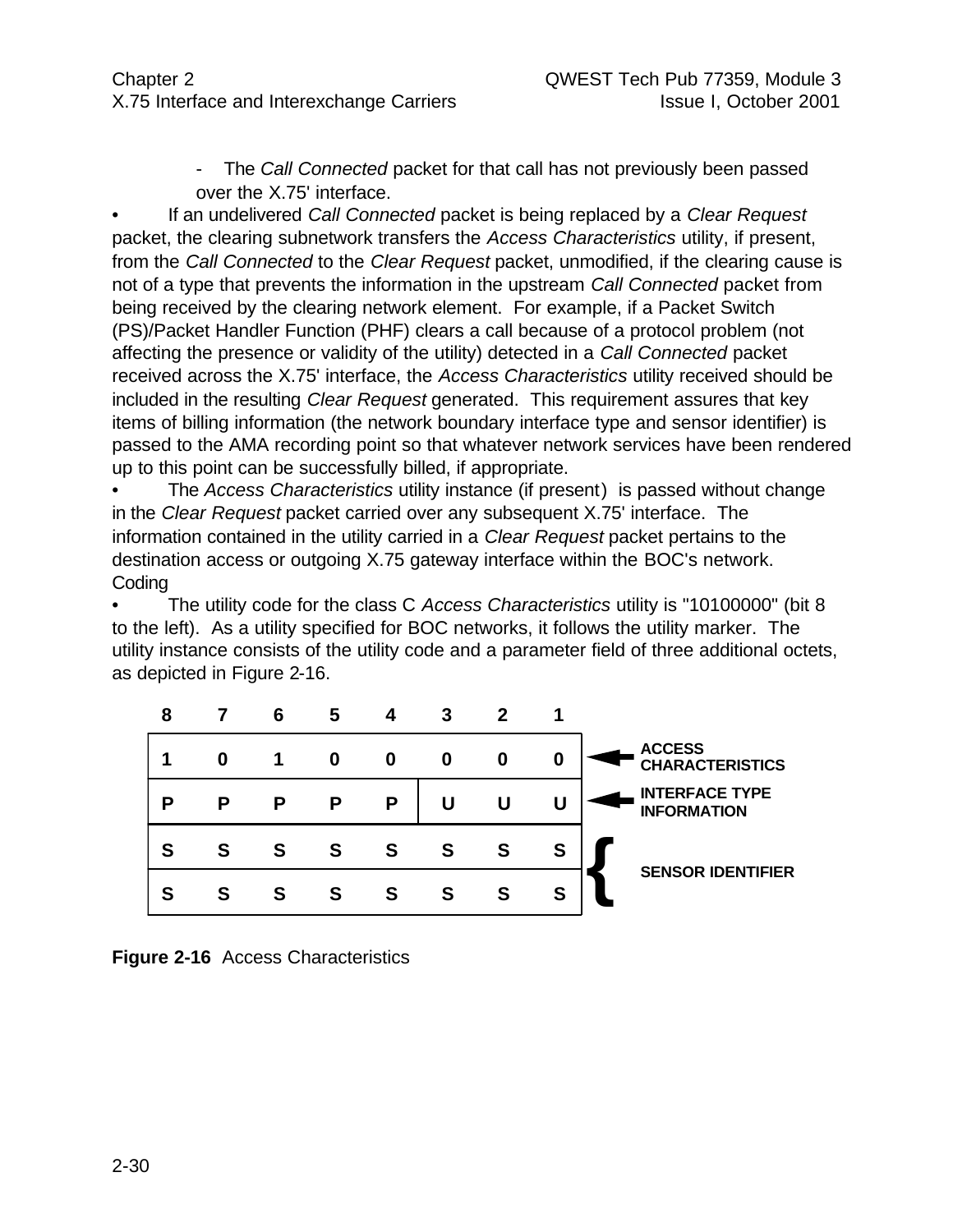- The *Call Connected* packet for that call has not previously been passed over the X.75' interface.

- If an undelivered *Call Connected* packet is being replaced by a *Clear Request* packet, the clearing subnetwork transfers the *Access Characteristics* utility, if present, from the *Call Connected* to the *Clear Request* packet, unmodified, if the clearing cause is not of a type that prevents the information in the upstream *Call Connected* packet from being received by the clearing network element. For example, if a Packet Switch (PS)/Packet Handler Function (PHF) clears a call because of a protocol problem (not affecting the presence or validity of the utility) detected in a *Call Connected* packet received across the X.75' interface, the *Access Characteristics* utility received should be included in the resulting *Clear Request* generated. This requirement assures that key items of billing information (the network boundary interface type and sensor identifier) is passed to the AMA recording point so that whatever network services have been rendered up to this point can be successfully billed, if appropriate.
- The *Access Characteristics* utility instance (if present) is passed without change in the *Clear Request* packet carried over any subsequent X.75' interface. The information contained in the utility carried in a *Clear Request* packet pertains to the destination access or outgoing X.75 gateway interface within the BOC's network.

Coding

- The utility code for the class C *Access Characteristics* utility is "10100000" (bit 8 to the left). As a utility specified for BOC networks, it follows the utility marker. The utility instance consists of the utility code and a parameter field of three additional octets, as depicted in Figure 2-16.

| 8 | 7 | 6 | 5 | 4 | 3 | 2 | 1 | |
|---|---|---|---|---|---|---|---|---|
| 1 | 0 | 1 | 0 | 0 | 0 | 0 | 0 | ← ACCESS CHARACTERISTICS |
| P | P | P | P | P | U | U | U | ← INTERFACE TYPE INFORMATION |
| S | S | S | S | S | S | S | S | SENSOR IDENTIFIER |
| S | S | S | S | S | S | S | S | |

**Figure 2-16** Access Characteristics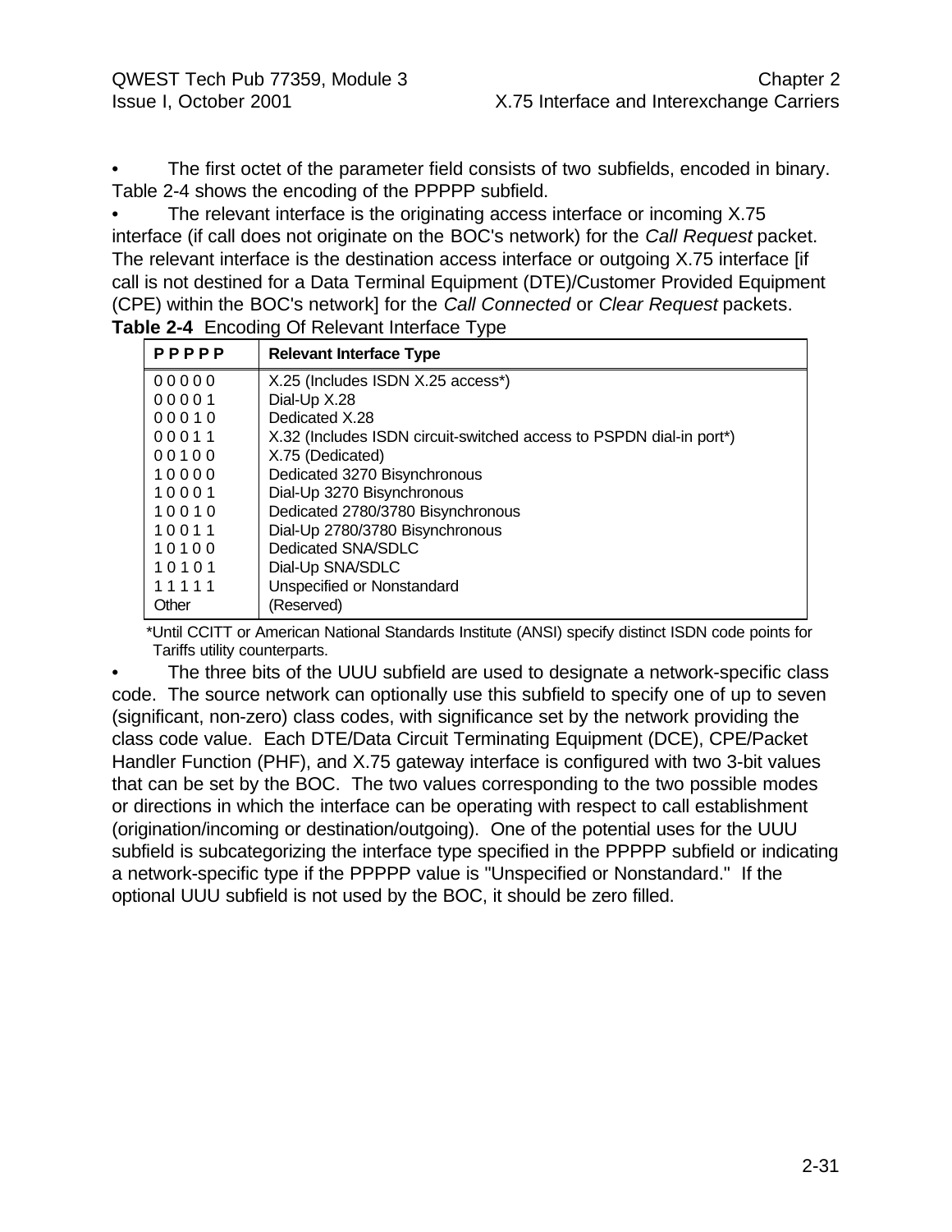- The first octet of the parameter field consists of two subfields, encoded in binary. Table 2-4 shows the encoding of the PPPPP subfield.
- The relevant interface is the originating access interface or incoming X.75 interface (if call does not originate on the BOC's network) for the *Call Request* packet. The relevant interface is the destination access interface or outgoing X.75 interface [if call is not destined for a Data Terminal Equipment (DTE)/Customer Provided Equipment (CPE) within the BOC's network] for the *Call Connected* or *Clear Request* packets.

**Table 2-4** Encoding Of Relevant Interface Type

| **P P P P P** | **Relevant Interface Type** |
|---|---|
| 0 0 0 0 0 | X.25 (Includes ISDN X.25 access*) |
| 0 0 0 0 1 | Dial-Up X.28 |
| 0 0 0 1 0 | Dedicated X.28 |
| 0 0 0 1 1 | X.32 (Includes ISDN circuit-switched access to PSPDN dial-in port*) |
| 0 0 1 0 0 | X.75 (Dedicated) |
| 1 0 0 0 0 | Dedicated 3270 Bisynchronous |
| 1 0 0 0 1 | Dial-Up 3270 Bisynchronous |
| 1 0 0 1 0 | Dedicated 2780/3780 Bisynchronous |
| 1 0 0 1 1 | Dial-Up 2780/3780 Bisynchronous |
| 1 0 1 0 0 | Dedicated SNA/SDLC |
| 1 0 1 0 1 | Dial-Up SNA/SDLC |
| 1 1 1 1 1 | Unspecified or Nonstandard |
| Other | (Reserved) |

*Until CCITT or American National Standards Institute (ANSI) specify distinct ISDN code points for Tariffs utility counterparts.

- The three bits of the UUU subfield are used to designate a network-specific class code. The source network can optionally use this subfield to specify one of up to seven (significant, non-zero) class codes, with significance set by the network providing the class code value. Each DTE/Data Circuit Terminating Equipment (DCE), CPE/Packet Handler Function (PHF), and X.75 gateway interface is configured with two 3-bit values that can be set by the BOC. The two values corresponding to the two possible modes or directions in which the interface can be operating with respect to call establishment (origination/incoming or destination/outgoing). One of the potential uses for the UUU subfield is subcategorizing the interface type specified in the PPPPP subfield or indicating a network-specific type if the PPPPP value is "Unspecified or Nonstandard." If the optional UUU subfield is not used by the BOC, it should be zero filled.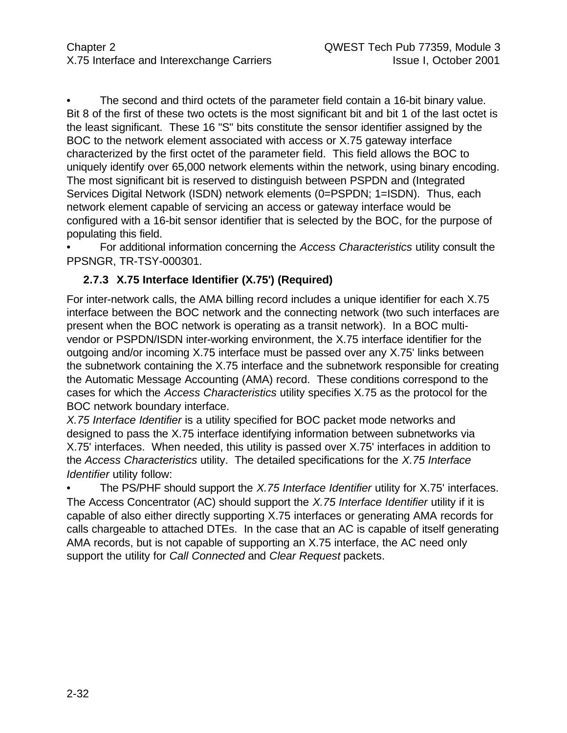- The second and third octets of the parameter field contain a 16-bit binary value. Bit 8 of the first of these two octets is the most significant bit and bit 1 of the last octet is the least significant. These 16 "S" bits constitute the sensor identifier assigned by the BOC to the network element associated with access or X.75 gateway interface characterized by the first octet of the parameter field. This field allows the BOC to uniquely identify over 65,000 network elements within the network, using binary encoding. The most significant bit is reserved to distinguish between PSPDN and (Integrated Services Digital Network (ISDN) network elements (0=PSPDN; 1=ISDN). Thus, each network element capable of servicing an access or gateway interface would be configured with a 16-bit sensor identifier that is selected by the BOC, for the purpose of populating this field.
- For additional information concerning the *Access Characteristics* utility consult the PPSNGR, TR-TSY-000301.

### 2.7.3 X.75 Interface Identifier (X.75') (Required)

For inter-network calls, the AMA billing record includes a unique identifier for each X.75 interface between the BOC network and the connecting network (two such interfaces are present when the BOC network is operating as a transit network). In a BOC multi-vendor or PSPDN/ISDN inter-working environment, the X.75 interface identifier for the outgoing and/or incoming X.75 interface must be passed over any X.75' links between the subnetwork containing the X.75 interface and the subnetwork responsible for creating the Automatic Message Accounting (AMA) record. These conditions correspond to the cases for which the *Access Characteristics* utility specifies X.75 as the protocol for the BOC network boundary interface.

*X.75 Interface Identifier* is a utility specified for BOC packet mode networks and designed to pass the X.75 interface identifying information between subnetworks via X.75' interfaces. When needed, this utility is passed over X.75' interfaces in addition to the *Access Characteristics* utility. The detailed specifications for the *X.75 Interface Identifier* utility follow:

- The PS/PHF should support the *X.75 Interface Identifier* utility for X.75' interfaces. The Access Concentrator (AC) should support the *X.75 Interface Identifier* utility if it is capable of also either directly supporting X.75 interfaces or generating AMA records for calls chargeable to attached DTEs. In the case that an AC is capable of itself generating AMA records, but is not capable of supporting an X.75 interface, the AC need only support the utility for *Call Connected* and *Clear Request* packets.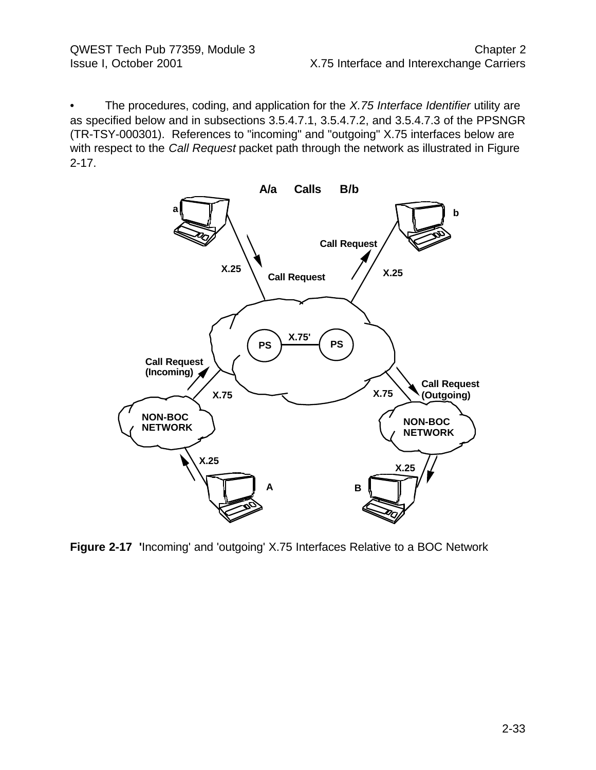- The procedures, coding, and application for the *X.75 Interface Identifier* utility are as specified below and in subsections 3.5.4.7.1, 3.5.4.7.2, and 3.5.4.7.3 of the PPSNGR (TR-TSY-000301). References to "incoming" and "outgoing" X.75 interfaces below are with respect to the *Call Request* packet path through the network as illustrated in Figure 2-17.

**Figure 2-17 '**Incoming' and 'outgoing' X.75 Interfaces Relative to a BOC Network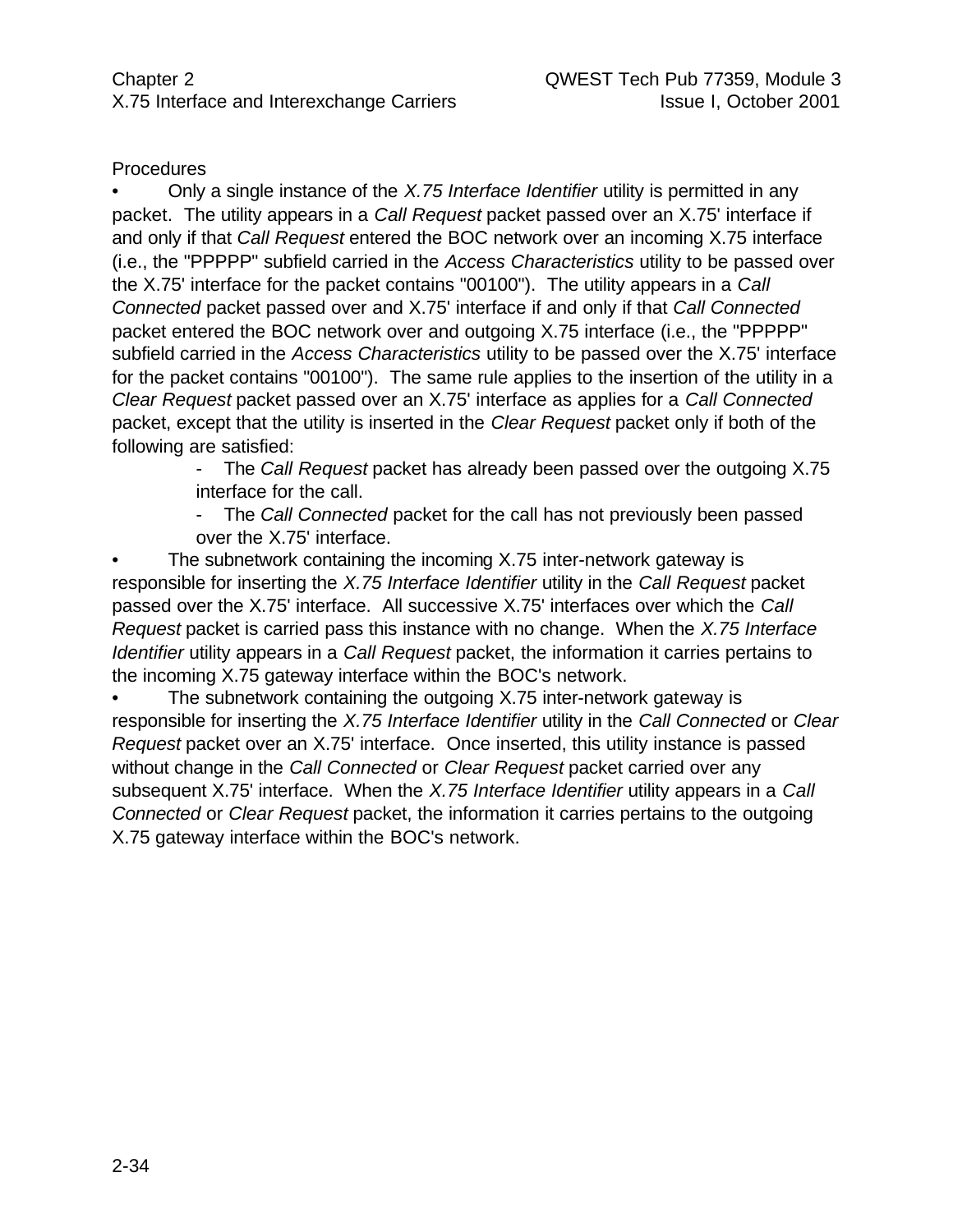Procedures

- Only a single instance of the *X.75 Interface Identifier* utility is permitted in any packet. The utility appears in a *Call Request* packet passed over an X.75' interface if and only if that *Call Request* entered the BOC network over an incoming X.75 interface (i.e., the "PPPPP" subfield carried in the *Access Characteristics* utility to be passed over the X.75' interface for the packet contains "00100"). The utility appears in a *Call Connected* packet passed over and X.75' interface if and only if that *Call Connected* packet entered the BOC network over and outgoing X.75 interface (i.e., the "PPPPP" subfield carried in the *Access Characteristics* utility to be passed over the X.75' interface for the packet contains "00100"). The same rule applies to the insertion of the utility in a *Clear Request* packet passed over an X.75' interface as applies for a *Call Connected* packet, except that the utility is inserted in the *Clear Request* packet only if both of the following are satisfied:
    - The *Call Request* packet has already been passed over the outgoing X.75 interface for the call.
    - The *Call Connected* packet for the call has not previously been passed over the X.75' interface.
- The subnetwork containing the incoming X.75 inter-network gateway is responsible for inserting the *X.75 Interface Identifier* utility in the *Call Request* packet passed over the X.75' interface. All successive X.75' interfaces over which the *Call Request* packet is carried pass this instance with no change. When the *X.75 Interface Identifier* utility appears in a *Call Request* packet, the information it carries pertains to the incoming X.75 gateway interface within the BOC's network.
- The subnetwork containing the outgoing X.75 inter-network gateway is responsible for inserting the *X.75 Interface Identifier* utility in the *Call Connected* or *Clear Request* packet over an X.75' interface. Once inserted, this utility instance is passed without change in the *Call Connected* or *Clear Request* packet carried over any subsequent X.75' interface. When the *X.75 Interface Identifier* utility appears in a *Call Connected* or *Clear Request* packet, the information it carries pertains to the outgoing X.75 gateway interface within the BOC's network.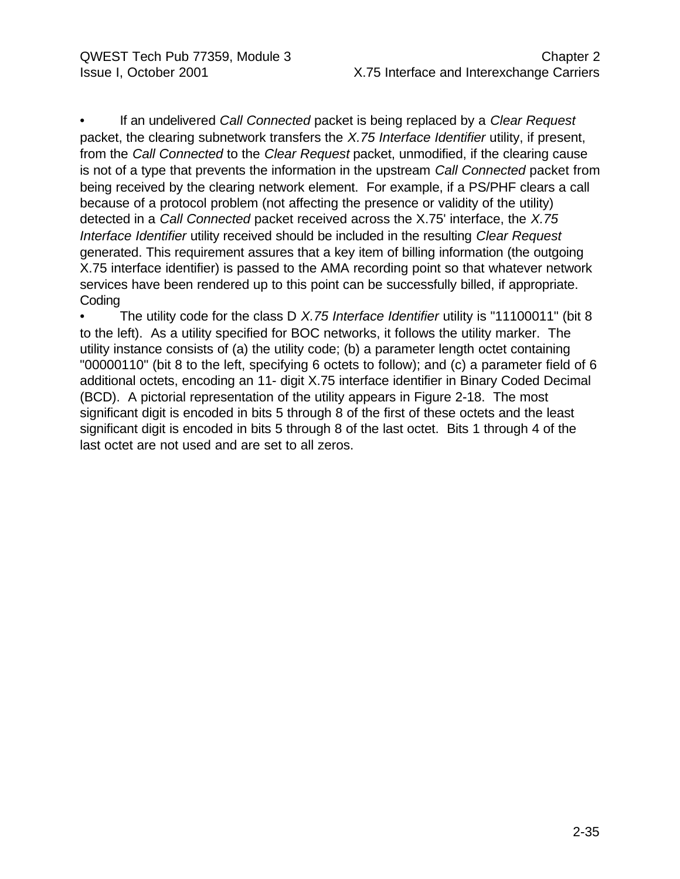- If an undelivered *Call Connected* packet is being replaced by a *Clear Request* packet, the clearing subnetwork transfers the *X.75 Interface Identifier* utility, if present, from the *Call Connected* to the *Clear Request* packet, unmodified, if the clearing cause is not of a type that prevents the information in the upstream *Call Connected* packet from being received by the clearing network element. For example, if a PS/PHF clears a call because of a protocol problem (not affecting the presence or validity of the utility) detected in a *Call Connected* packet received across the X.75' interface, the *X.75 Interface Identifier* utility received should be included in the resulting *Clear Request* generated. This requirement assures that a key item of billing information (the outgoing X.75 interface identifier) is passed to the AMA recording point so that whatever network services have been rendered up to this point can be successfully billed, if appropriate.

Coding

- The utility code for the class D *X.75 Interface Identifier* utility is "11100011" (bit 8 to the left). As a utility specified for BOC networks, it follows the utility marker. The utility instance consists of (a) the utility code; (b) a parameter length octet containing "00000110" (bit 8 to the left, specifying 6 octets to follow); and (c) a parameter field of 6 additional octets, encoding an 11- digit X.75 interface identifier in Binary Coded Decimal (BCD). A pictorial representation of the utility appears in Figure 2-18. The most significant digit is encoded in bits 5 through 8 of the first of these octets and the least significant digit is encoded in bits 5 through 8 of the last octet. Bits 1 through 4 of the last octet are not used and are set to all zeros.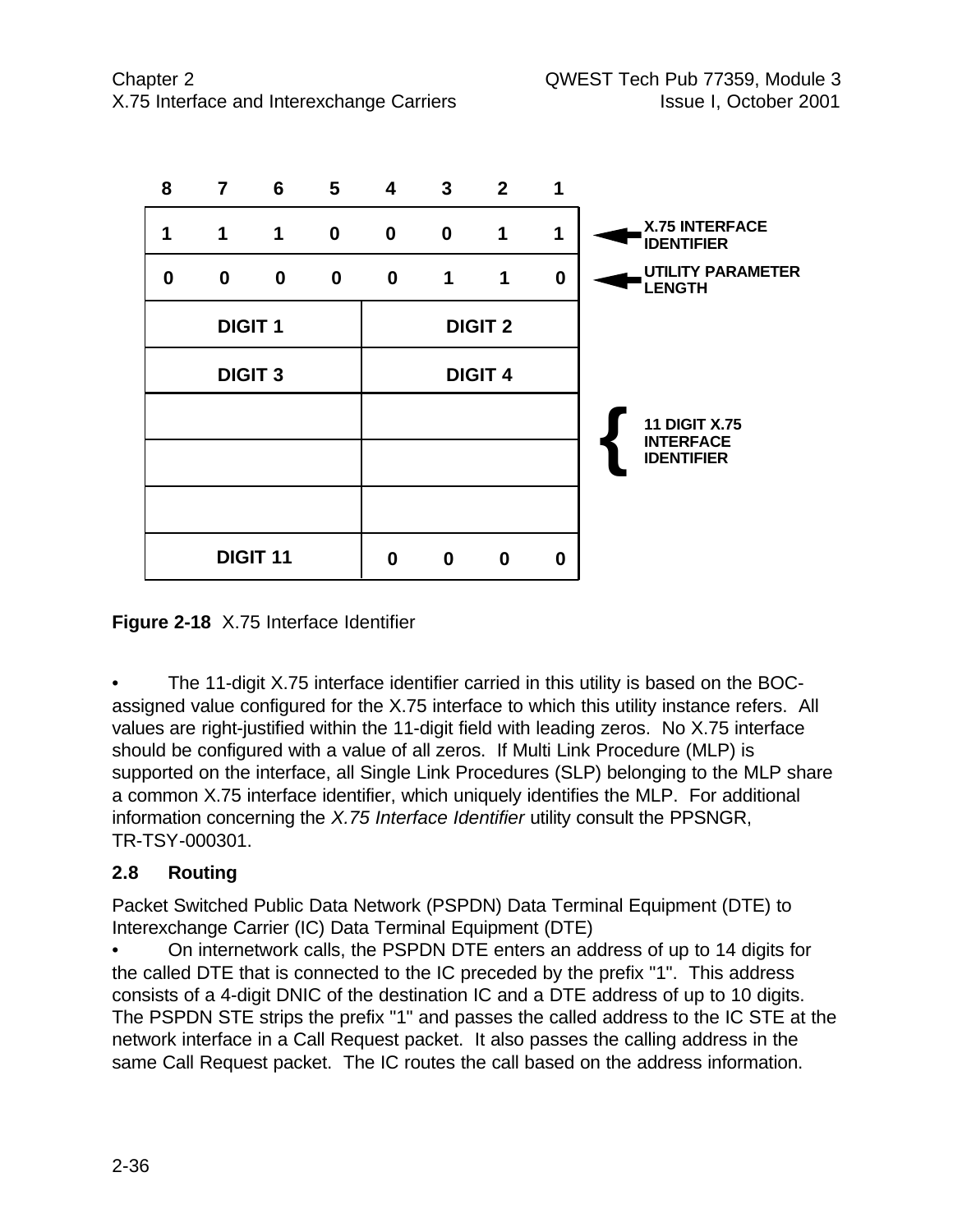| 8 | 7 | 6 | 5 | 4 | 3 | 2 | 1 | |
|---|---|---|---|---|---|---|---|---|
| 1 | 1 | 1 | 0 | 0 | 0 | 1 | 1 | ← X.75 INTERFACE IDENTIFIER |
| 0 | 0 | 0 | 0 | 0 | 1 | 1 | 0 | ← UTILITY PARAMETER LENGTH |
| DIGIT 1 | | | | DIGIT 2 | | | | |
| DIGIT 3 | | | | DIGIT 4 | | | | |
| | | | | | | | | 11 DIGIT X.75 INTERFACE IDENTIFIER |
| | | | | | | | | |
| | | | | | | | | |
| DIGIT 11 | | | | 0 | 0 | 0 | 0 | |

**Figure 2-18** X.75 Interface Identifier

- The 11-digit X.75 interface identifier carried in this utility is based on the BOC-assigned value configured for the X.75 interface to which this utility instance refers. All values are right-justified within the 11-digit field with leading zeros. No X.75 interface should be configured with a value of all zeros. If Multi Link Procedure (MLP) is supported on the interface, all Single Link Procedures (SLP) belonging to the MLP share a common X.75 interface identifier, which uniquely identifies the MLP. For additional information concerning the *X.75 Interface Identifier* utility consult the PPSNGR, TR-TSY-000301.

## 2.8 Routing

Packet Switched Public Data Network (PSPDN) Data Terminal Equipment (DTE) to Interexchange Carrier (IC) Data Terminal Equipment (DTE)

- On internetwork calls, the PSPDN DTE enters an address of up to 14 digits for the called DTE that is connected to the IC preceded by the prefix "1". This address consists of a 4-digit DNIC of the destination IC and a DTE address of up to 10 digits. The PSPDN STE strips the prefix "1" and passes the called address to the IC STE at the network interface in a Call Request packet. It also passes the calling address in the same Call Request packet. The IC routes the call based on the address information.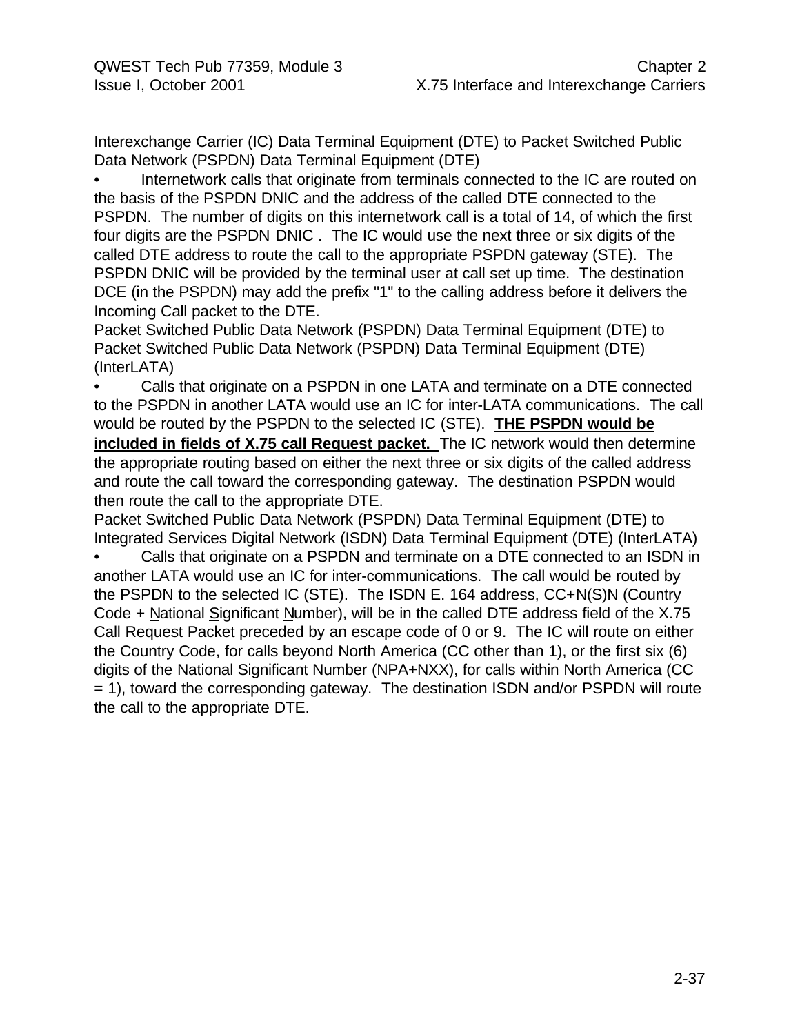Interexchange Carrier (IC) Data Terminal Equipment (DTE) to Packet Switched Public Data Network (PSPDN) Data Terminal Equipment (DTE)

- Internetwork calls that originate from terminals connected to the IC are routed on the basis of the PSPDN DNIC and the address of the called DTE connected to the PSPDN. The number of digits on this internetwork call is a total of 14, of which the first four digits are the PSPDN DNIC . The IC would use the next three or six digits of the called DTE address to route the call to the appropriate PSPDN gateway (STE). The PSPDN DNIC will be provided by the terminal user at call set up time. The destination DCE (in the PSPDN) may add the prefix "1" to the calling address before it delivers the Incoming Call packet to the DTE.

Packet Switched Public Data Network (PSPDN) Data Terminal Equipment (DTE) to Packet Switched Public Data Network (PSPDN) Data Terminal Equipment (DTE) (InterLATA)

- Calls that originate on a PSPDN in one LATA and terminate on a DTE connected to the PSPDN in another LATA would use an IC for inter-LATA communications. The call would be routed by the PSPDN to the selected IC (STE). **THE PSPDN would be included in fields of X.75 call Request packet.** The IC network would then determine the appropriate routing based on either the next three or six digits of the called address and route the call toward the corresponding gateway. The destination PSPDN would then route the call to the appropriate DTE.

Packet Switched Public Data Network (PSPDN) Data Terminal Equipment (DTE) to Integrated Services Digital Network (ISDN) Data Terminal Equipment (DTE) (InterLATA)

- Calls that originate on a PSPDN and terminate on a DTE connected to an ISDN in another LATA would use an IC for inter-communications. The call would be routed by the PSPDN to the selected IC (STE). The ISDN E. 164 address, CC+N(S)N (Country Code + National Significant Number), will be in the called DTE address field of the X.75 Call Request Packet preceded by an escape code of 0 or 9. The IC will route on either the Country Code, for calls beyond North America (CC other than 1), or the first six (6) digits of the National Significant Number (NPA+NXX), for calls within North America (CC = 1), toward the corresponding gateway. The destination ISDN and/or PSPDN will route the call to the appropriate DTE.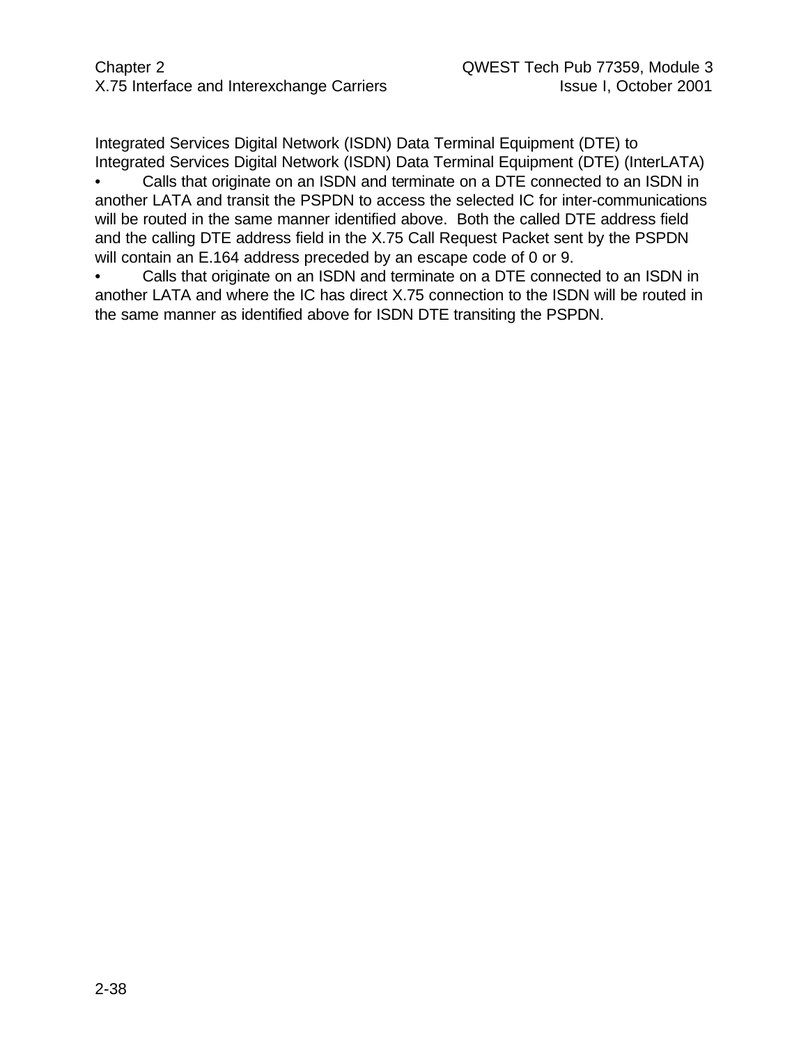Integrated Services Digital Network (ISDN) Data Terminal Equipment (DTE) to Integrated Services Digital Network (ISDN) Data Terminal Equipment (DTE) (InterLATA)

- Calls that originate on an ISDN and terminate on a DTE connected to an ISDN in another LATA and transit the PSPDN to access the selected IC for inter-communications will be routed in the same manner identified above. Both the called DTE address field and the calling DTE address field in the X.75 Call Request Packet sent by the PSPDN will contain an E.164 address preceded by an escape code of 0 or 9.
- Calls that originate on an ISDN and terminate on a DTE connected to an ISDN in another LATA and where the IC has direct X.75 connection to the ISDN will be routed in the same manner as identified above for ISDN DTE transiting the PSPDN.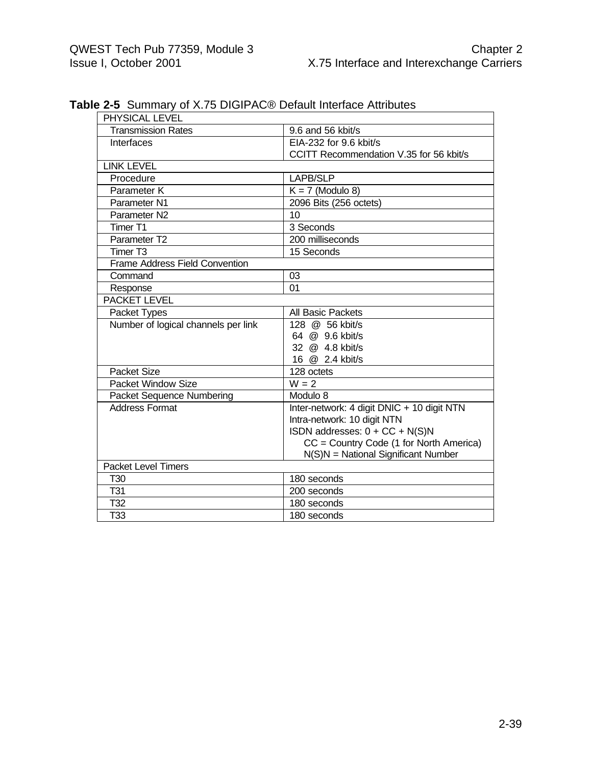**Table 2-5** Summary of X.75 DIGIPAC® Default Interface Attributes

| PHYSICAL LEVEL | |
|---|---|
| Transmission Rates | 9.6 and 56 kbit/s |
| Interfaces | EIA-232 for 9.6 kbit/s<br>CCITT Recommendation V.35 for 56 kbit/s |
| LINK LEVEL | |
| Procedure | LAPB/SLP |
| Parameter K | K = 7 (Modulo 8) |
| Parameter N1 | 2096 Bits (256 octets) |
| Parameter N2 | 10 |
| Timer T1 | 3 Seconds |
| Parameter T2 | 200 milliseconds |
| Timer T3 | 15 Seconds |
| Frame Address Field Convention | |
| Command | 03 |
| Response | 01 |
| PACKET LEVEL | |
| Packet Types | All Basic Packets |
| Number of logical channels per link | 128 @ 56 kbit/s<br>64 @ 9.6 kbit/s<br>32 @ 4.8 kbit/s<br>16 @ 2.4 kbit/s |
| Packet Size | 128 octets |
| Packet Window Size | W = 2 |
| Packet Sequence Numbering | Modulo 8 |
| Address Format | Inter-network: 4 digit DNIC + 10 digit NTN<br>Intra-network: 10 digit NTN<br>ISDN addresses: 0 + CC + N(S)N<br>CC = Country Code (1 for North America)<br>N(S)N = National Significant Number |
| Packet Level Timers | |
| T30 | 180 seconds |
| T31 | 200 seconds |
| T32 | 180 seconds |
| T33 | 180 seconds |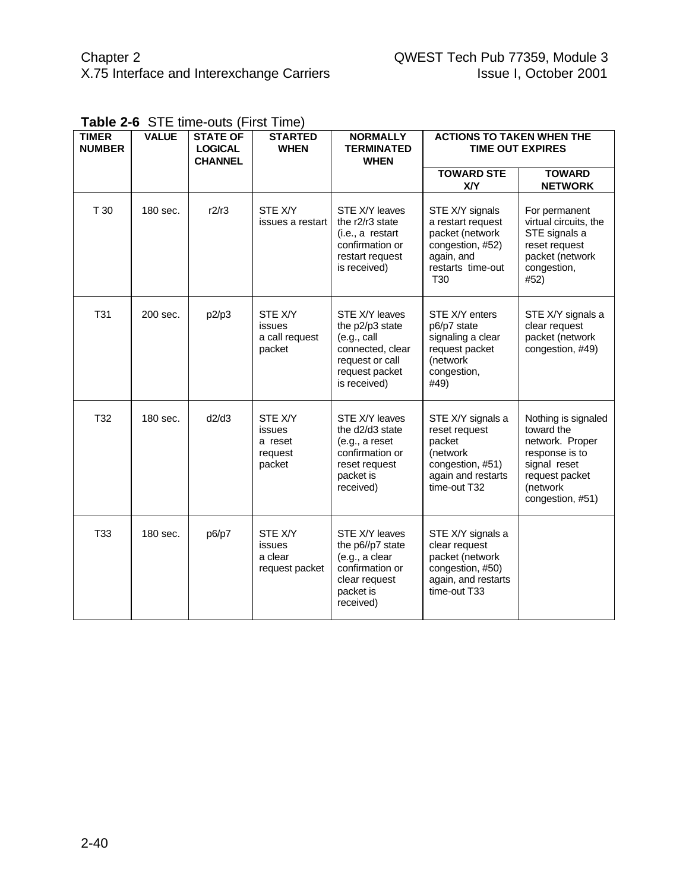**Table 2-6** STE time-outs (First Time)

| TIMER NUMBER | VALUE | STATE OF LOGICAL CHANNEL | STARTED WHEN | NORMALLY TERMINATED WHEN | ACTIONS TO TAKEN WHEN THE TIME OUT EXPIRES | |
|---|---|---|---|---|---|---|
| | | | | | TOWARD STE X/Y | TOWARD NETWORK |
| T 30 | 180 sec. | r2/r3 | STE X/Y issues a restart | STE X/Y leaves the r2/r3 state (i.e., a restart confirmation or restart request is received) | STE X/Y signals a restart request packet (network congestion, #52) again, and restarts time-out T30 | For permanent virtual circuits, the STE signals a reset request packet (network congestion, #52) |
| T31 | 200 sec. | p2/p3 | STE X/Y issues a call request packet | STE X/Y leaves the p2/p3 state (e.g., call connected, clear request or call request packet is received) | STE X/Y enters p6/p7 state signaling a clear request packet (network congestion, #49) | STE X/Y signals a clear request packet (network congestion, #49) |
| T32 | 180 sec. | d2/d3 | STE X/Y issues a reset request packet | STE X/Y leaves the d2/d3 state (e.g., a reset confirmation or reset request packet is received) | STE X/Y signals a reset request packet (network congestion, #51) again and restarts time-out T32 | Nothing is signaled toward the network. Proper response is to signal reset request packet (network congestion, #51) |
| T33 | 180 sec. | p6/p7 | STE X/Y issues a clear request packet | STE X/Y leaves the p6//p7 state (e.g., a clear confirmation or clear request packet is received) | STE X/Y signals a clear request packet (network congestion, #50) again, and restarts time-out T33 | |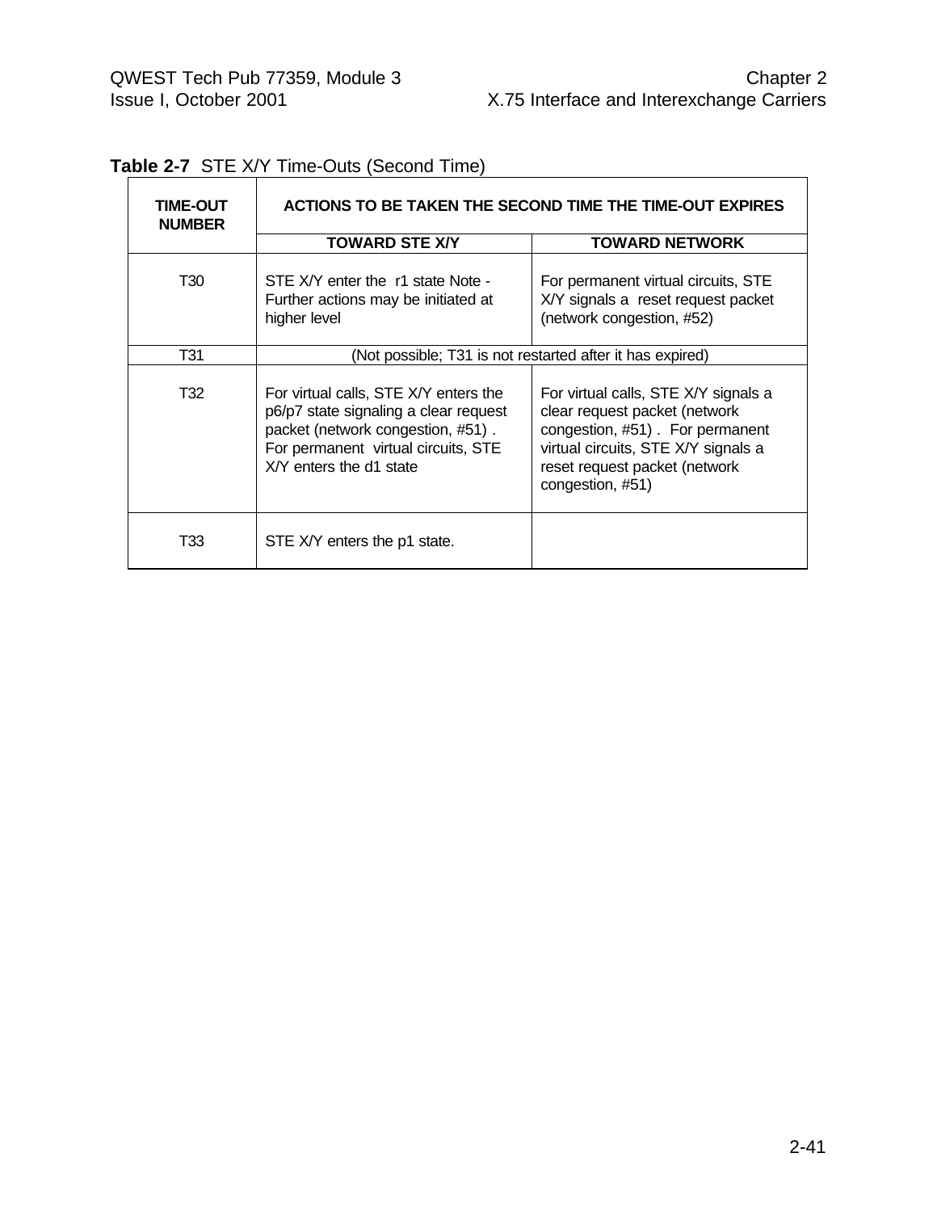**Table 2-7** STE X/Y Time-Outs (Second Time)

| TIME-OUT NUMBER | ACTIONS TO BE TAKEN THE SECOND TIME THE TIME-OUT EXPIRES | |
|---|---|---|
| | TOWARD STE X/Y | TOWARD NETWORK |
| T30 | STE X/Y enter the r1 state Note - Further actions may be initiated at higher level | For permanent virtual circuits, STE X/Y signals a reset request packet (network congestion, #52) |
| T31 | (Not possible; T31 is not restarted after it has expired) | |
| T32 | For virtual calls, STE X/Y enters the p6/p7 state signaling a clear request packet (network congestion, #51) . For permanent virtual circuits, STE X/Y enters the d1 state | For virtual calls, STE X/Y signals a clear request packet (network congestion, #51) . For permanent virtual circuits, STE X/Y signals a reset request packet (network congestion, #51) |
| T33 | STE X/Y enters the p1 state. | |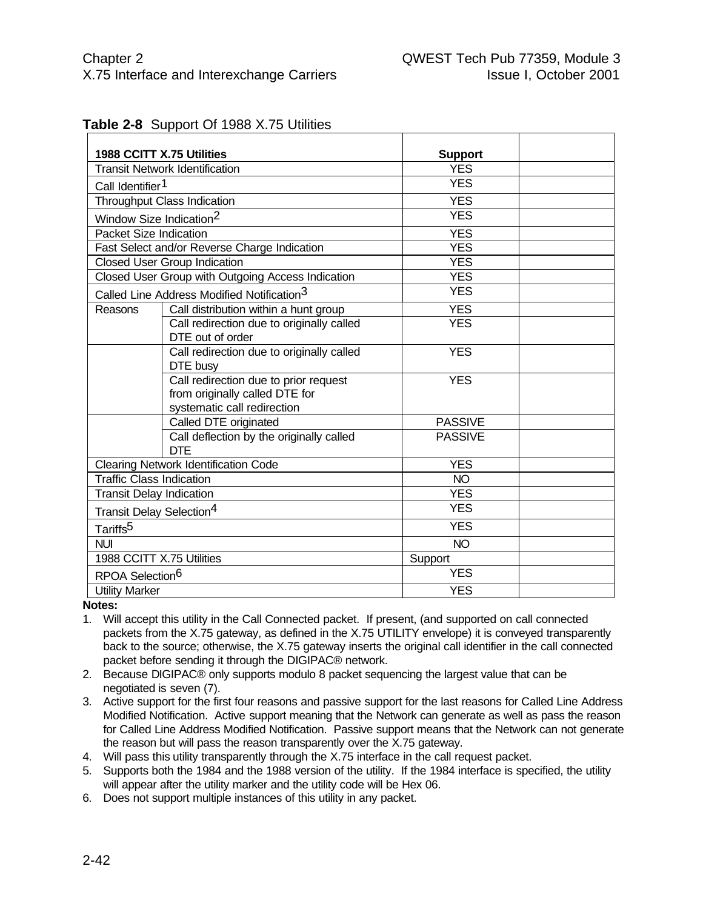**Table 2-8** Support Of 1988 X.75 Utilities

| 1988 CCITT X.75 Utilities | | Support | |
|---|---|---|---|
| Transit Network Identification | | YES | |
| Call Identifier[1] | | YES | |
| Throughput Class Indication | | YES | |
| Window Size Indication[2] | | YES | |
| Packet Size Indication | | YES | |
| Fast Select and/or Reverse Charge Indication | | YES | |
| Closed User Group Indication | | YES | |
| Closed User Group with Outgoing Access Indication | | YES | |
| Called Line Address Modified Notification[3] | | YES | |
| Reasons | Call distribution within a hunt group | YES | |
| | Call redirection due to originally called DTE out of order | YES | |
| | Call redirection due to originally called DTE busy | YES | |
| | Call redirection due to prior request from originally called DTE for systematic call redirection | YES | |
| | Called DTE originated | PASSIVE | |
| | Call deflection by the originally called DTE | PASSIVE | |
| Clearing Network Identification Code | | YES | |
| Traffic Class Indication | | NO | |
| Transit Delay Indication | | YES | |
| Transit Delay Selection[4] | | YES | |
| Tariffs[5] | | YES | |
| NUI | | NO | |
| 1988 CCITT X.75 Utilities | | Support | |
| RPOA Selection[6] | | YES | |
| Utility Marker | | YES | |

**Notes:**

1. Will accept this utility in the Call Connected packet. If present, (and supported on call connected packets from the X.75 gateway, as defined in the X.75 UTILITY envelope) it is conveyed transparently back to the source; otherwise, the X.75 gateway inserts the original call identifier in the call connected packet before sending it through the DIGIPAC® network.
2. Because DIGIPAC® only supports modulo 8 packet sequencing the largest value that can be negotiated is seven (7).
3. Active support for the first four reasons and passive support for the last reasons for Called Line Address Modified Notification. Active support meaning that the Network can generate as well as pass the reason for Called Line Address Modified Notification. Passive support means that the Network can not generate the reason but will pass the reason transparently over the X.75 gateway.
4. Will pass this utility transparently through the X.75 interface in the call request packet.
5. Supports both the 1984 and the 1988 version of the utility. If the 1984 interface is specified, the utility will appear after the utility marker and the utility code will be Hex 06.
6. Does not support multiple instances of this utility in any packet.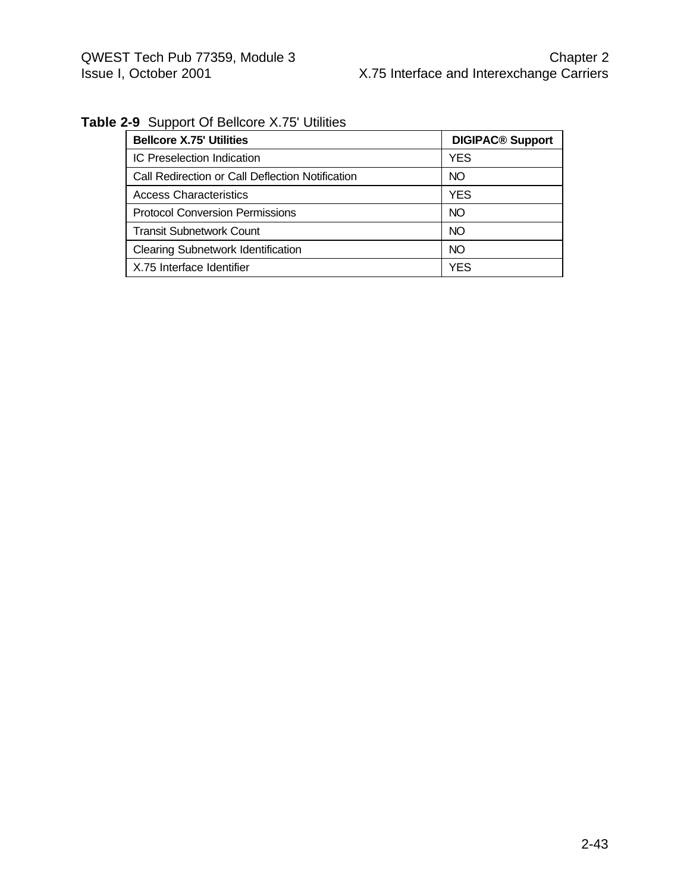**Table 2-9** Support Of Bellcore X.75' Utilities

| Bellcore X.75' Utilities | DIGIPAC® Support |
|---|---|
| IC Preselection Indication | YES |
| Call Redirection or Call Deflection Notification | NO |
| Access Characteristics | YES |
| Protocol Conversion Permissions | NO |
| Transit Subnetwork Count | NO |
| Clearing Subnetwork Identification | NO |
| X.75 Interface Identifier | YES |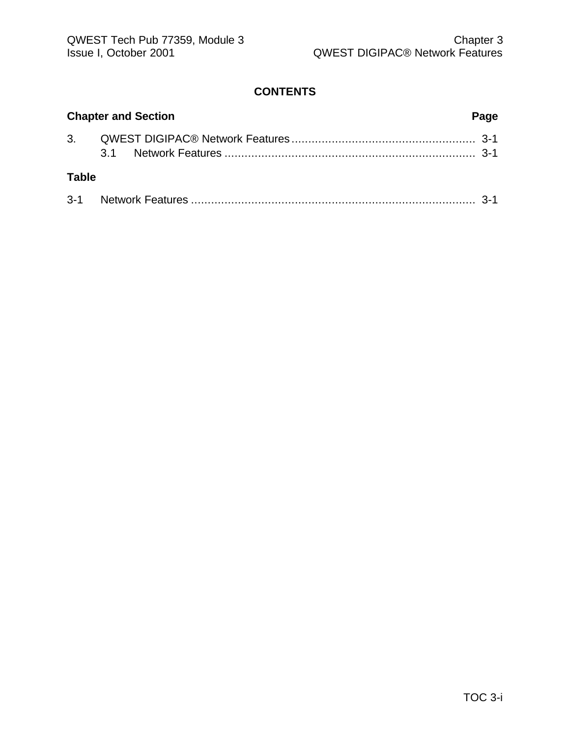## CONTENTS

**Chapter and Section** **Page**

3. QWEST DIGIPAC® Network Features ...................................................... 3-1
   3.1 Network Features ........................................................................... 3-1

**Table**

3-1 Network Features .................................................................................... 3-1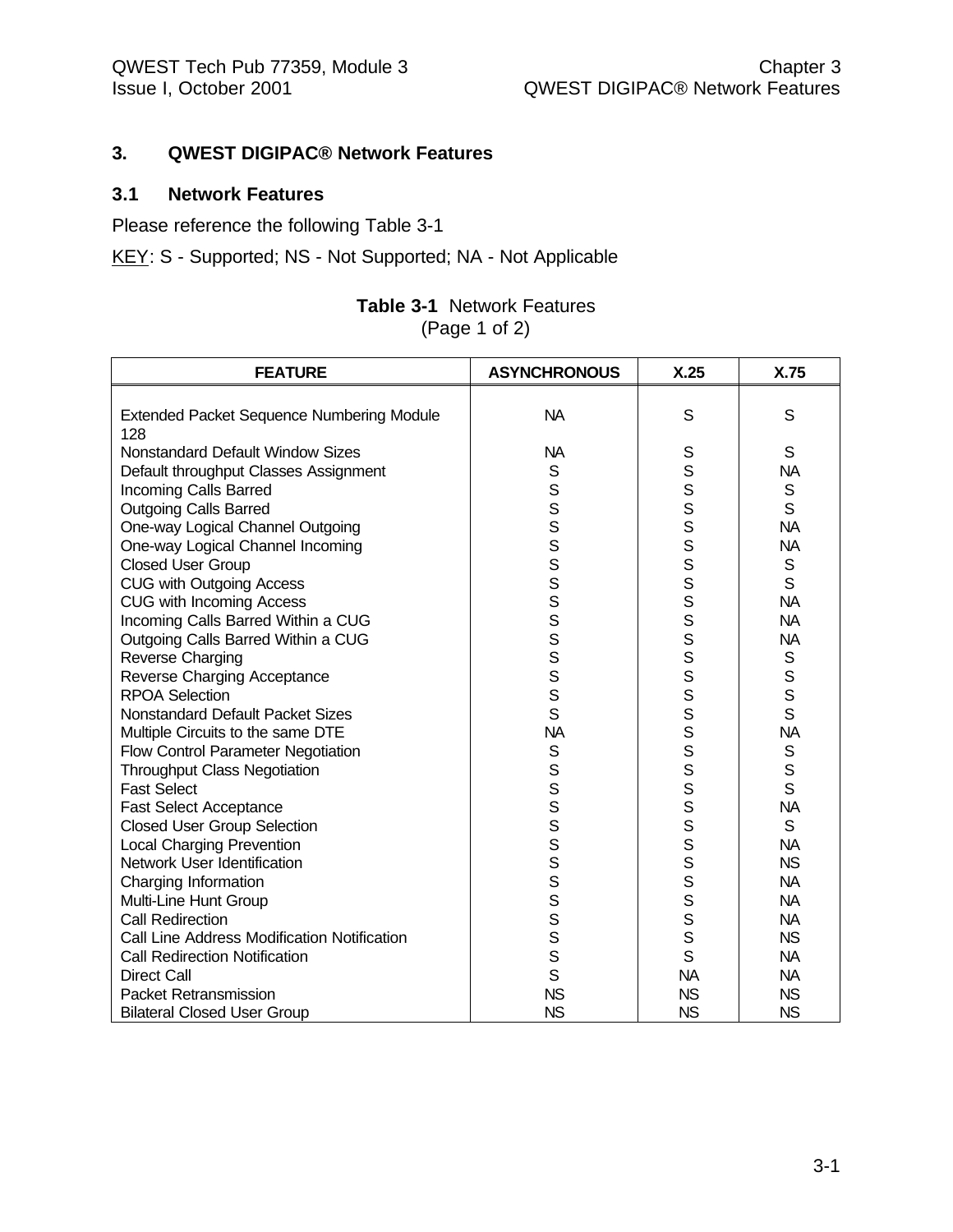## 3. QWEST DIGIPAC® Network Features

### 3.1 Network Features

Please reference the following Table 3-1

KEY: S - Supported; NS - Not Supported; NA - Not Applicable

**Table 3-1** Network Features
(Page 1 of 2)

| FEATURE | ASYNCHRONOUS | X.25 | X.75 |
|---|---|---|---|
| Extended Packet Sequence Numbering Module 128 | NA | S | S |
| Nonstandard Default Window Sizes | NA | S | S |
| Default throughput Classes Assignment | S | S | NA |
| Incoming Calls Barred | S | S | S |
| Outgoing Calls Barred | S | S | S |
| One-way Logical Channel Outgoing | S | S | NA |
| One-way Logical Channel Incoming | S | S | NA |
| Closed User Group | S | S | S |
| CUG with Outgoing Access | S | S | S |
| CUG with Incoming Access | S | S | NA |
| Incoming Calls Barred Within a CUG | S | S | NA |
| Outgoing Calls Barred Within a CUG | S | S | NA |
| Reverse Charging | S | S | S |
| Reverse Charging Acceptance | S | S | S |
| RPOA Selection | S | S | S |
| Nonstandard Default Packet Sizes | S | S | S |
| Multiple Circuits to the same DTE | NA | S | NA |
| Flow Control Parameter Negotiation | S | S | S |
| Throughput Class Negotiation | S | S | S |
| Fast Select | S | S | S |
| Fast Select Acceptance | S | S | NA |
| Closed User Group Selection | S | S | S |
| Local Charging Prevention | S | S | NA |
| Network User Identification | S | S | NS |
| Charging Information | S | S | NA |
| Multi-Line Hunt Group | S | S | NA |
| Call Redirection | S | S | NA |
| Call Line Address Modification Notification | S | S | NS |
| Call Redirection Notification | S | S | NA |
| Direct Call | S | NA | NA |
| Packet Retransmission | NS | NS | NS |
| Bilateral Closed User Group | NS | NS | NS |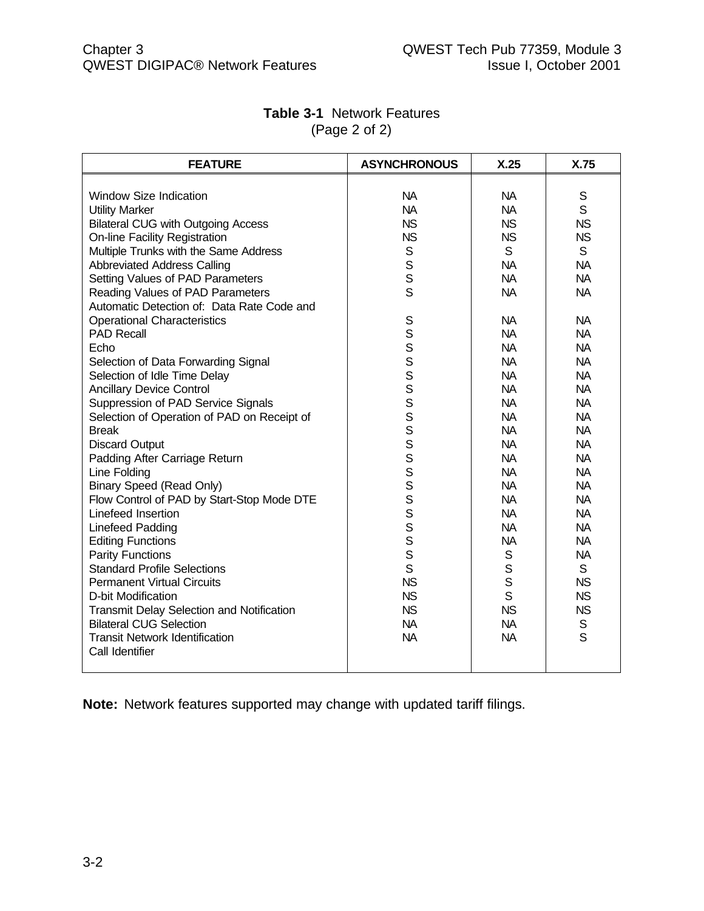**Table 3-1** Network Features
(Page 2 of 2)

| FEATURE | ASYNCHRONOUS | X.25 | X.75 |
|---|---|---|---|
| Window Size Indication | NA | NA | S |
| Utility Marker | NA | NA | S |
| Bilateral CUG with Outgoing Access | NS | NS | NS |
| On-line Facility Registration | NS | NS | NS |
| Multiple Trunks with the Same Address | S | S | S |
| Abbreviated Address Calling | S | NA | NA |
| Setting Values of PAD Parameters | S | NA | NA |
| Reading Values of PAD Parameters | S | NA | NA |
| Automatic Detection of: Data Rate Code and Operational Characteristics | S | NA | NA |
| PAD Recall | S | NA | NA |
| Echo | S | NA | NA |
| Selection of Data Forwarding Signal | S | NA | NA |
| Selection of Idle Time Delay | S | NA | NA |
| Ancillary Device Control | S | NA | NA |
| Suppression of PAD Service Signals | S | NA | NA |
| Selection of Operation of PAD on Receipt of | S | NA | NA |
| Break | S | NA | NA |
| Discard Output | S | NA | NA |
| Padding After Carriage Return | S | NA | NA |
| Line Folding | S | NA | NA |
| Binary Speed (Read Only) | S | NA | NA |
| Flow Control of PAD by Start-Stop Mode DTE | S | NA | NA |
| Linefeed Insertion | S | NA | NA |
| Linefeed Padding | S | NA | NA |
| Editing Functions | S | NA | NA |
| Parity Functions | S | S | NA |
| Standard Profile Selections | S | S | S |
| Permanent Virtual Circuits | NS | S | NS |
| D-bit Modification | NS | S | NS |
| Transmit Delay Selection and Notification | NS | NS | NS |
| Bilateral CUG Selection | NA | NA | S |
| Transit Network Identification | NA | NA | S |
| Call Identifier | | | |

**Note:** Network features supported may change with updated tariff filings.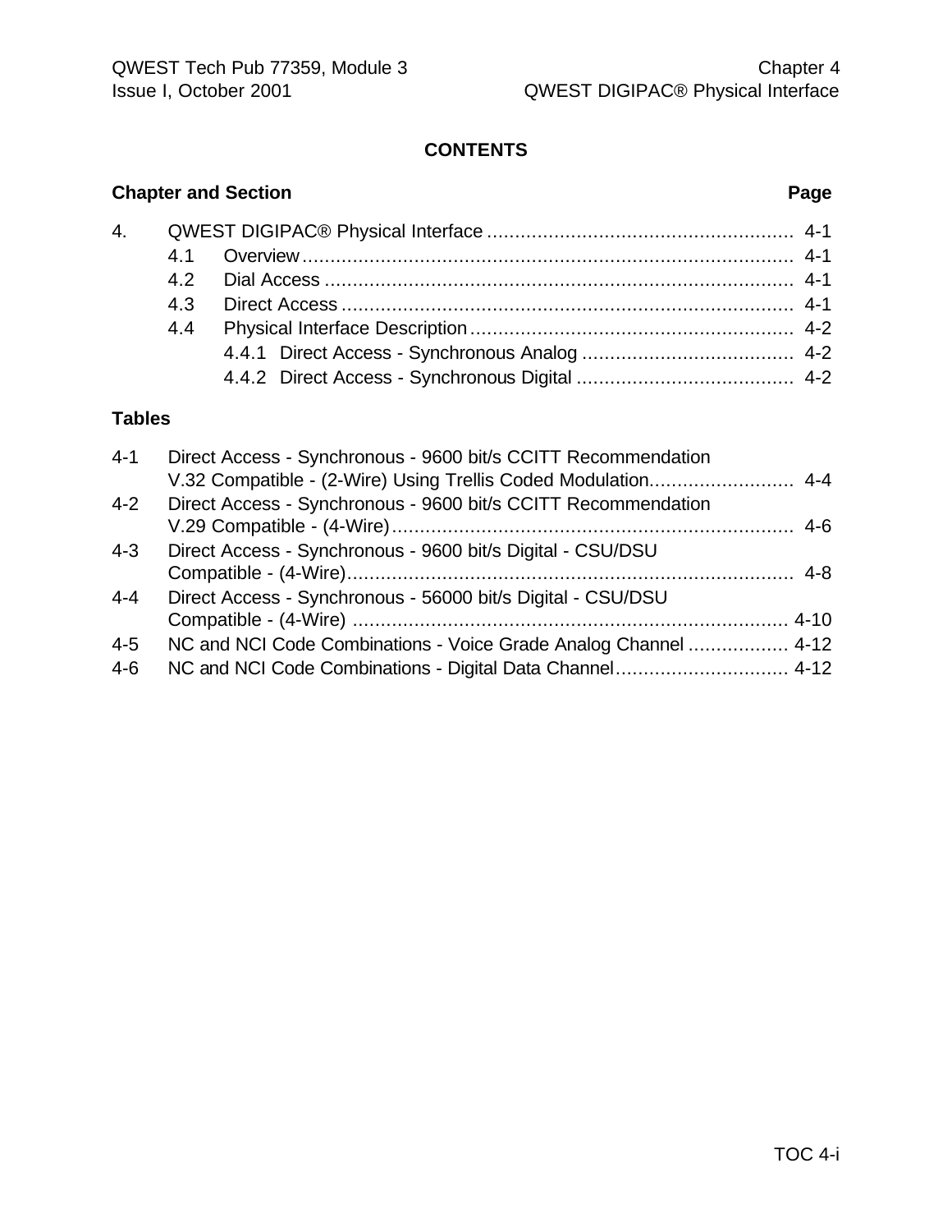**CONTENTS**

| Chapter and Section | | | Page |
|---|---|---|---|
| 4. | QWEST DIGIPAC® Physical Interface | | 4-1 |
| | 4.1 | Overview | 4-1 |
| | 4.2 | Dial Access | 4-1 |
| | 4.3 | Direct Access | 4-1 |
| | 4.4 | Physical Interface Description | 4-2 |
| | | 4.4.1 Direct Access - Synchronous Analog | 4-2 |
| | | 4.4.2 Direct Access - Synchronous Digital | 4-2 |

**Tables**

| | | |
|---|---|---|
| 4-1 | Direct Access - Synchronous - 9600 bit/s CCITT Recommendation V.32 Compatible - (2-Wire) Using Trellis Coded Modulation | 4-4 |
| 4-2 | Direct Access - Synchronous - 9600 bit/s CCITT Recommendation V.29 Compatible - (4-Wire) | 4-6 |
| 4-3 | Direct Access - Synchronous - 9600 bit/s Digital - CSU/DSU Compatible - (4-Wire) | 4-8 |
| 4-4 | Direct Access - Synchronous - 56000 bit/s Digital - CSU/DSU Compatible - (4-Wire) | 4-10 |
| 4-5 | NC and NCI Code Combinations - Voice Grade Analog Channel | 4-12 |
| 4-6 | NC and NCI Code Combinations - Digital Data Channel | 4-12 |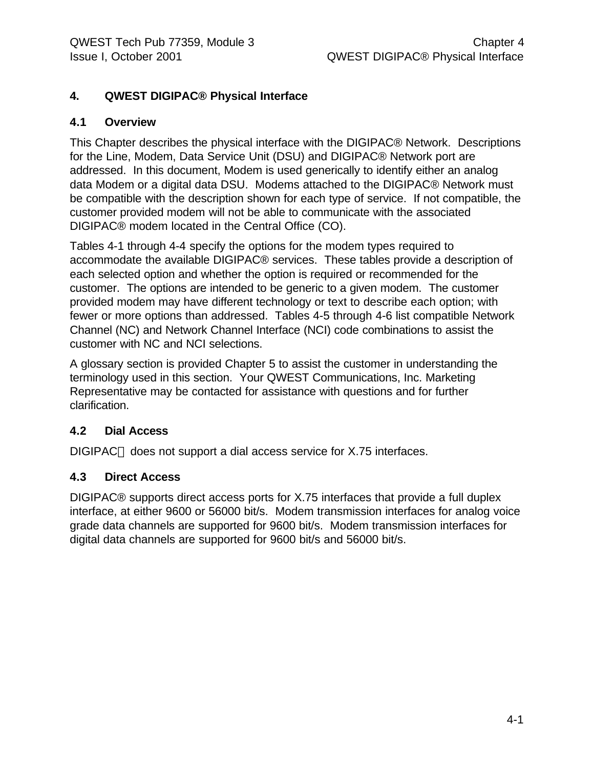# 4. QWEST DIGIPAC® Physical Interface

## 4.1 Overview

This Chapter describes the physical interface with the DIGIPAC® Network. Descriptions for the Line, Modem, Data Service Unit (DSU) and DIGIPAC® Network port are addressed. In this document, Modem is used generically to identify either an analog data Modem or a digital data DSU. Modems attached to the DIGIPAC® Network must be compatible with the description shown for each type of service. If not compatible, the customer provided modem will not be able to communicate with the associated DIGIPAC® modem located in the Central Office (CO).

Tables 4-1 through 4-4 specify the options for the modem types required to accommodate the available DIGIPAC® services. These tables provide a description of each selected option and whether the option is required or recommended for the customer. The options are intended to be generic to a given modem. The customer provided modem may have different technology or text to describe each option; with fewer or more options than addressed. Tables 4-5 through 4-6 list compatible Network Channel (NC) and Network Channel Interface (NCI) code combinations to assist the customer with NC and NCI selections.

A glossary section is provided Chapter 5 to assist the customer in understanding the terminology used in this section. Your QWEST Communications, Inc. Marketing Representative may be contacted for assistance with questions and for further clarification.

## 4.2 Dial Access

DIGIPAC® does not support a dial access service for X.75 interfaces.

## 4.3 Direct Access

DIGIPAC® supports direct access ports for X.75 interfaces that provide a full duplex interface, at either 9600 or 56000 bit/s. Modem transmission interfaces for analog voice grade data channels are supported for 9600 bit/s. Modem transmission interfaces for digital data channels are supported for 9600 bit/s and 56000 bit/s.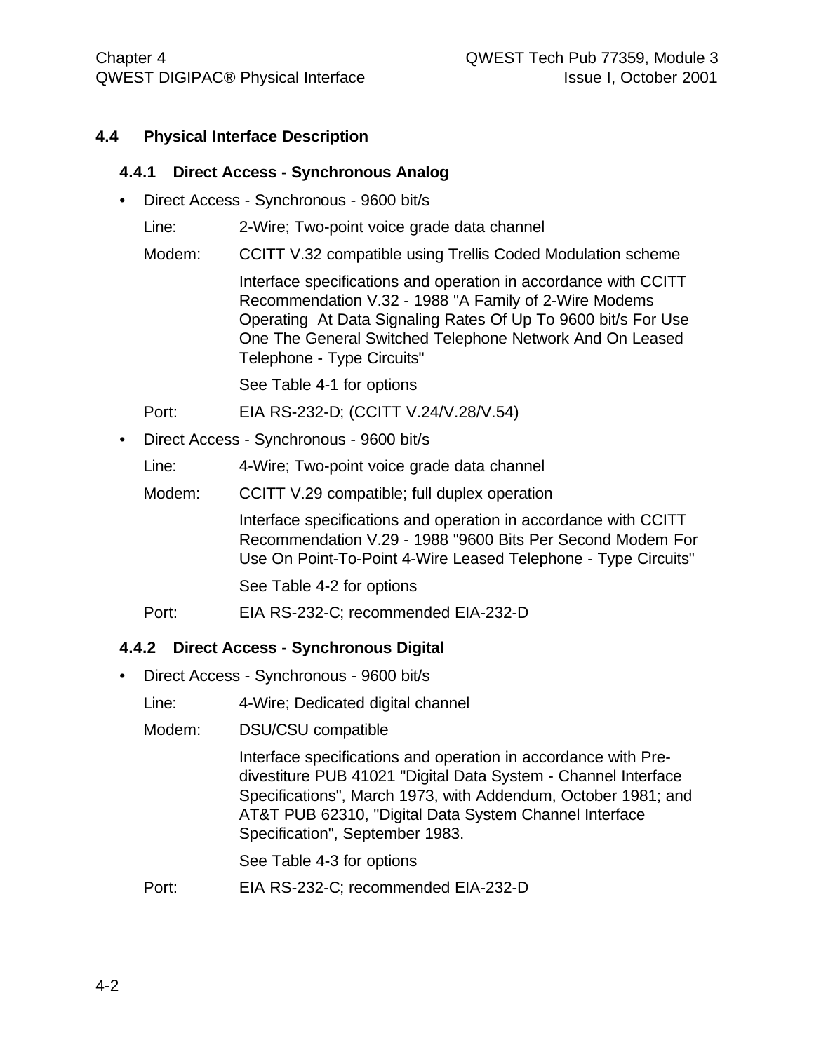## 4.4 Physical Interface Description

### 4.4.1 Direct Access - Synchronous Analog

- Direct Access - Synchronous - 9600 bit/s

  Line: 2-Wire; Two-point voice grade data channel

  Modem: CCITT V.32 compatible using Trellis Coded Modulation scheme

  Interface specifications and operation in accordance with CCITT Recommendation V.32 - 1988 "A Family of 2-Wire Modems Operating At Data Signaling Rates Of Up To 9600 bit/s For Use One The General Switched Telephone Network And On Leased Telephone - Type Circuits"

  See Table 4-1 for options

  Port: EIA RS-232-D; (CCITT V.24/V.28/V.54)

- Direct Access - Synchronous - 9600 bit/s

  Line: 4-Wire; Two-point voice grade data channel

  Modem: CCITT V.29 compatible; full duplex operation

  Interface specifications and operation in accordance with CCITT Recommendation V.29 - 1988 "9600 Bits Per Second Modem For Use On Point-To-Point 4-Wire Leased Telephone - Type Circuits"

  See Table 4-2 for options

  Port: EIA RS-232-C; recommended EIA-232-D

### 4.4.2 Direct Access - Synchronous Digital

- Direct Access - Synchronous - 9600 bit/s

  Line: 4-Wire; Dedicated digital channel

  Modem: DSU/CSU compatible

  Interface specifications and operation in accordance with Pre-divestiture PUB 41021 "Digital Data System - Channel Interface Specifications", March 1973, with Addendum, October 1981; and AT&T PUB 62310, "Digital Data System Channel Interface Specification", September 1983.

  See Table 4-3 for options

  Port: EIA RS-232-C; recommended EIA-232-D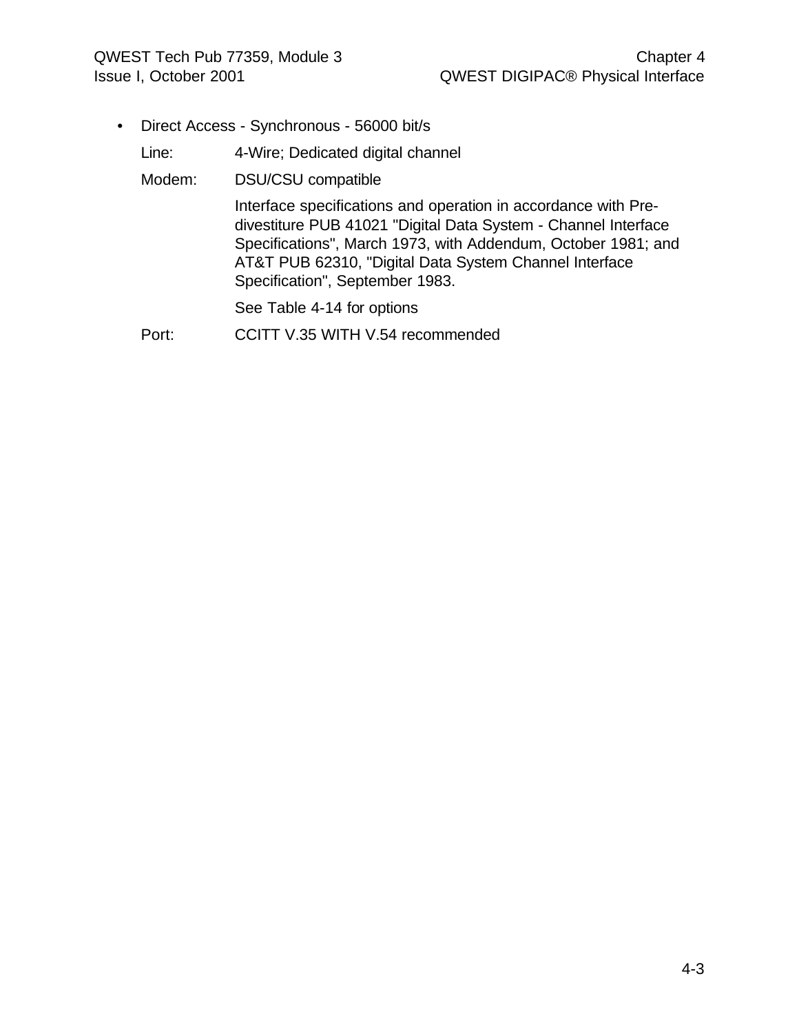- Direct Access - Synchronous - 56000 bit/s

  Line: 4-Wire; Dedicated digital channel

  Modem: DSU/CSU compatible

  Interface specifications and operation in accordance with Pre-divestiture PUB 41021 "Digital Data System - Channel Interface Specifications", March 1973, with Addendum, October 1981; and AT&T PUB 62310, "Digital Data System Channel Interface Specification", September 1983.

  See Table 4-14 for options

  Port: CCITT V.35 WITH V.54 recommended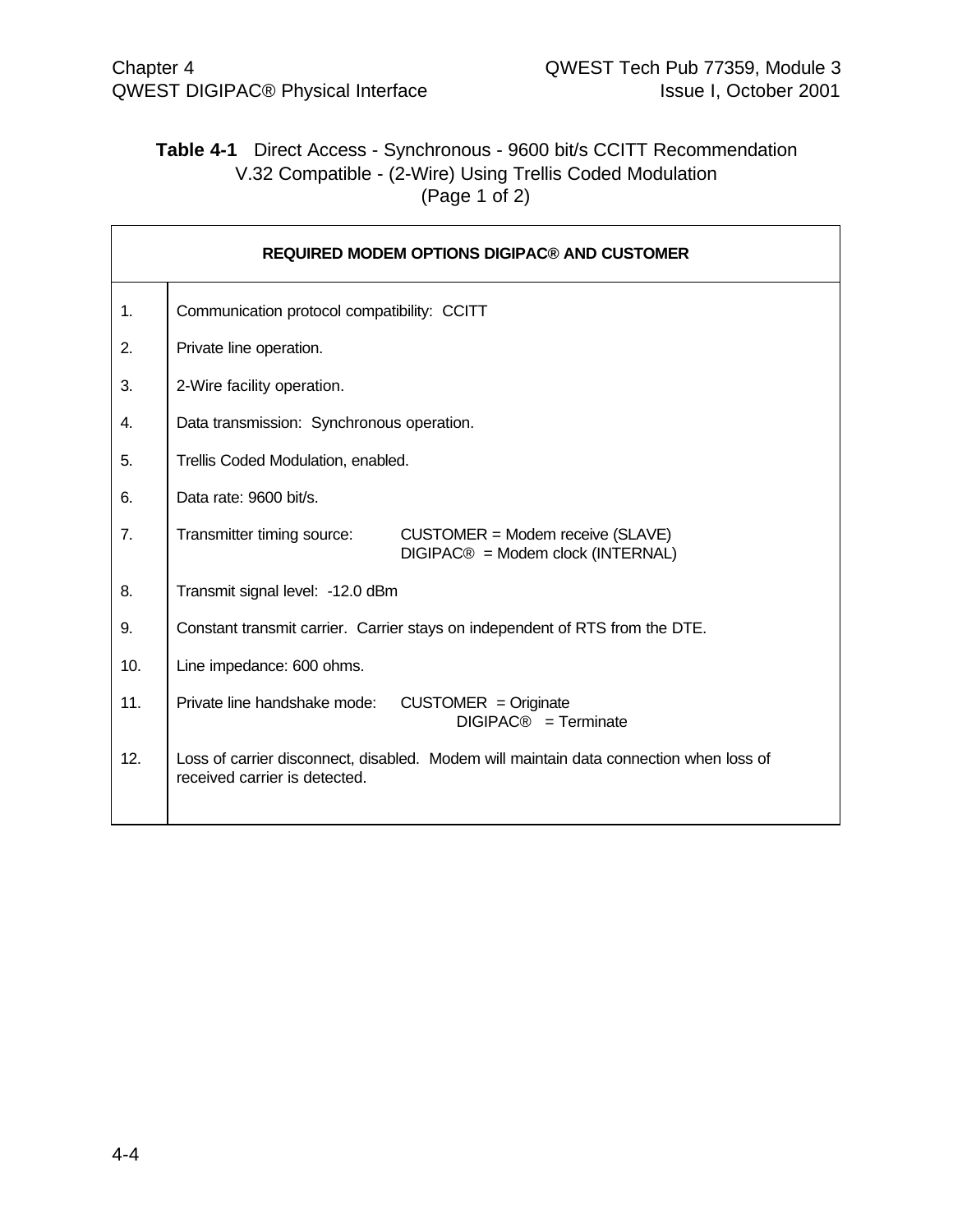**Table 4-1** Direct Access - Synchronous - 9600 bit/s CCITT Recommendation V.32 Compatible - (2-Wire) Using Trellis Coded Modulation (Page 1 of 2)

| REQUIRED MODEM OPTIONS DIGIPAC® AND CUSTOMER | |
|---|---|
| 1. | Communication protocol compatibility: CCITT |
| 2. | Private line operation. |
| 3. | 2-Wire facility operation. |
| 4. | Data transmission: Synchronous operation. |
| 5. | Trellis Coded Modulation, enabled. |
| 6. | Data rate: 9600 bit/s. |
| 7. | Transmitter timing source: CUSTOMER = Modem receive (SLAVE)<br>DIGIPAC® = Modem clock (INTERNAL) |
| 8. | Transmit signal level: -12.0 dBm |
| 9. | Constant transmit carrier. Carrier stays on independent of RTS from the DTE. |
| 10. | Line impedance: 600 ohms. |
| 11. | Private line handshake mode: CUSTOMER = Originate<br>DIGIPAC® = Terminate |
| 12. | Loss of carrier disconnect, disabled. Modem will maintain data connection when loss of received carrier is detected. |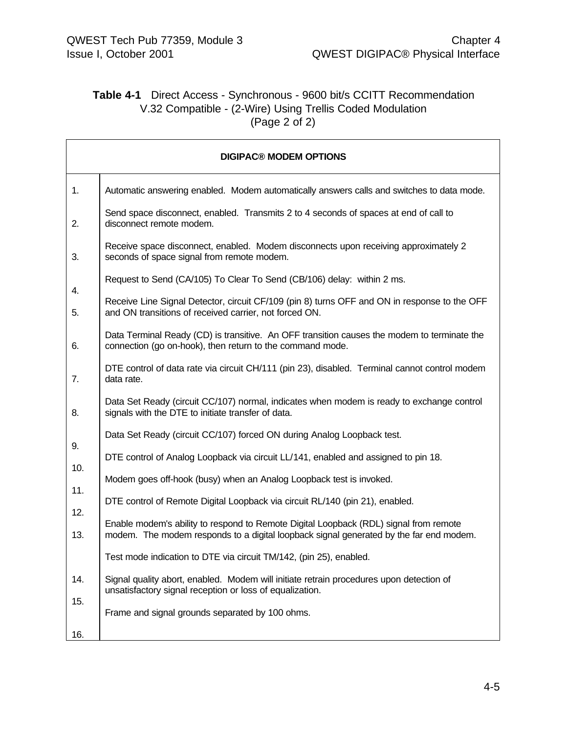**Table 4-1** Direct Access - Synchronous - 9600 bit/s CCITT Recommendation V.32 Compatible - (2-Wire) Using Trellis Coded Modulation (Page 2 of 2)

| DIGIPAC® MODEM OPTIONS | |
|---|---|
| 1. | Automatic answering enabled. Modem automatically answers calls and switches to data mode. |
| 2. | Send space disconnect, enabled. Transmits 2 to 4 seconds of spaces at end of call to disconnect remote modem. |
| 3. | Receive space disconnect, enabled. Modem disconnects upon receiving approximately 2 seconds of space signal from remote modem. |
| 4. | Request to Send (CA/105) To Clear To Send (CB/106) delay: within 2 ms. |
| 5. | Receive Line Signal Detector, circuit CF/109 (pin 8) turns OFF and ON in response to the OFF and ON transitions of received carrier, not forced ON. |
| 6. | Data Terminal Ready (CD) is transitive. An OFF transition causes the modem to terminate the connection (go on-hook), then return to the command mode. |
| 7. | DTE control of data rate via circuit CH/111 (pin 23), disabled. Terminal cannot control modem data rate. |
| 8. | Data Set Ready (circuit CC/107) normal, indicates when modem is ready to exchange control signals with the DTE to initiate transfer of data. |
| 9. | Data Set Ready (circuit CC/107) forced ON during Analog Loopback test. |
| 10. | DTE control of Analog Loopback via circuit LL/141, enabled and assigned to pin 18. |
| 11. | Modem goes off-hook (busy) when an Analog Loopback test is invoked. |
| 12. | DTE control of Remote Digital Loopback via circuit RL/140 (pin 21), enabled. |
| 13. | Enable modem's ability to respond to Remote Digital Loopback (RDL) signal from remote modem. The modem responds to a digital loopback signal generated by the far end modem. |
| 14. | Test mode indication to DTE via circuit TM/142, (pin 25), enabled. |
| 15. | Signal quality abort, enabled. Modem will initiate retrain procedures upon detection of unsatisfactory signal reception or loss of equalization. |
| 16. | Frame and signal grounds separated by 100 ohms. |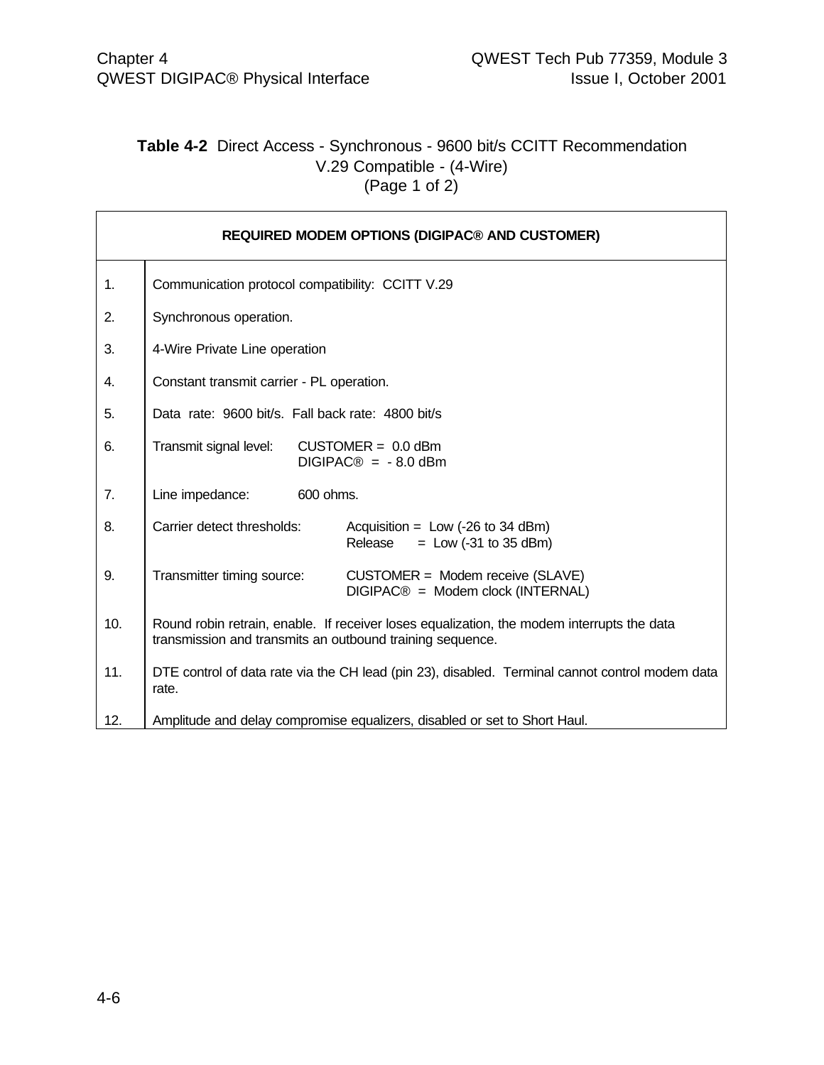**Table 4-2** Direct Access - Synchronous - 9600 bit/s CCITT Recommendation V.29 Compatible - (4-Wire) (Page 1 of 2)

| REQUIRED MODEM OPTIONS (DIGIPAC® AND CUSTOMER) | |
|---|---|
| 1. | Communication protocol compatibility: CCITT V.29 |
| 2. | Synchronous operation. |
| 3. | 4-Wire Private Line operation |
| 4. | Constant transmit carrier - PL operation. |
| 5. | Data rate: 9600 bit/s. Fall back rate: 4800 bit/s |
| 6. | Transmit signal level: CUSTOMER = 0.0 dBm<br>DIGIPAC® = - 8.0 dBm |
| 7. | Line impedance: 600 ohms. |
| 8. | Carrier detect thresholds: Acquisition = Low (-26 to 34 dBm)<br>Release = Low (-31 to 35 dBm) |
| 9. | Transmitter timing source: CUSTOMER = Modem receive (SLAVE)<br>DIGIPAC® = Modem clock (INTERNAL) |
| 10. | Round robin retrain, enable. If receiver loses equalization, the modem interrupts the data transmission and transmits an outbound training sequence. |
| 11. | DTE control of data rate via the CH lead (pin 23), disabled. Terminal cannot control modem data rate. |
| 12. | Amplitude and delay compromise equalizers, disabled or set to Short Haul. |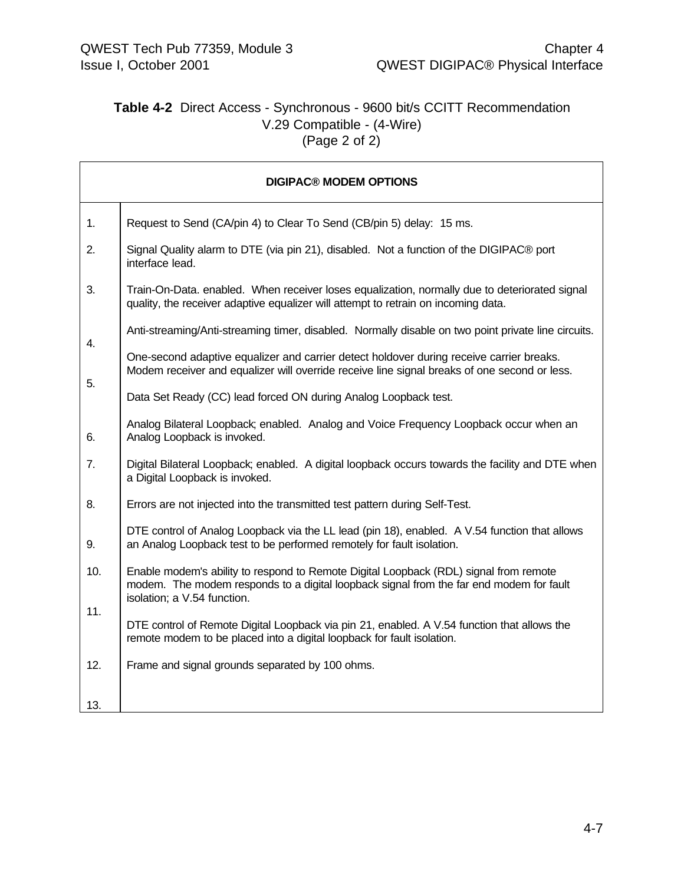**Table 4-2** Direct Access - Synchronous - 9600 bit/s CCITT Recommendation V.29 Compatible - (4-Wire)
(Page 2 of 2)

| DIGIPAC® MODEM OPTIONS | |
|---|---|
| 1. | Request to Send (CA/pin 4) to Clear To Send (CB/pin 5) delay: 15 ms. |
| 2. | Signal Quality alarm to DTE (via pin 21), disabled. Not a function of the DIGIPAC® port interface lead. |
| 3. | Train-On-Data. enabled. When receiver loses equalization, normally due to deteriorated signal quality, the receiver adaptive equalizer will attempt to retrain on incoming data. |
| 4. | Anti-streaming/Anti-streaming timer, disabled. Normally disable on two point private line circuits. |
| 5. | One-second adaptive equalizer and carrier detect holdover during receive carrier breaks. Modem receiver and equalizer will override receive line signal breaks of one second or less. |
| 6. | Data Set Ready (CC) lead forced ON during Analog Loopback test. |
| 7. | Analog Bilateral Loopback; enabled. Analog and Voice Frequency Loopback occur when an Analog Loopback is invoked. |
| 8. | Digital Bilateral Loopback; enabled. A digital loopback occurs towards the facility and DTE when a Digital Loopback is invoked. |
| 9. | Errors are not injected into the transmitted test pattern during Self-Test. |
| 10. | DTE control of Analog Loopback via the LL lead (pin 18), enabled. A V.54 function that allows an Analog Loopback test to be performed remotely for fault isolation. |
| 11. | Enable modem's ability to respond to Remote Digital Loopback (RDL) signal from remote modem. The modem responds to a digital loopback signal from the far end modem for fault isolation; a V.54 function. |
| 12. | DTE control of Remote Digital Loopback via pin 21, enabled. A V.54 function that allows the remote modem to be placed into a digital loopback for fault isolation. |
| 13. | Frame and signal grounds separated by 100 ohms. |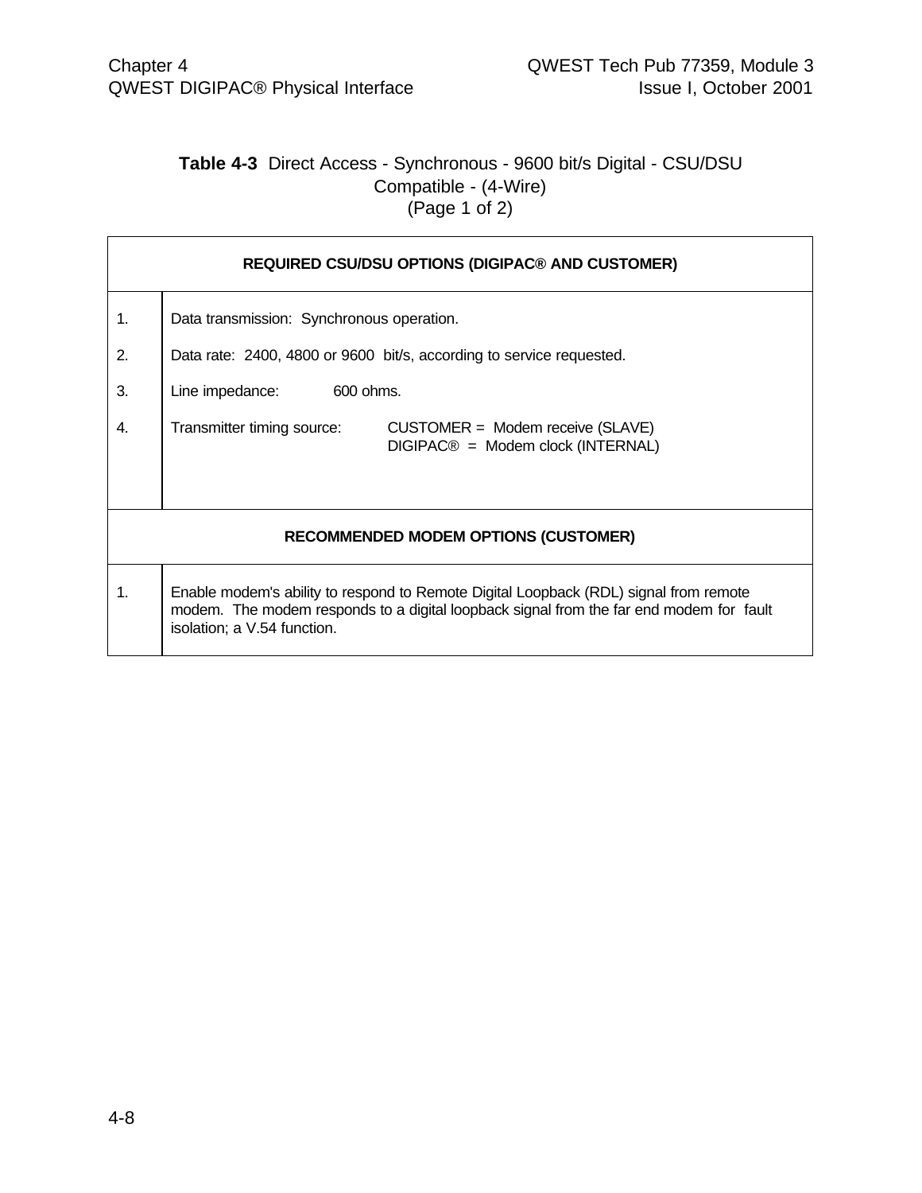**Table 4-3** Direct Access - Synchronous - 9600 bit/s Digital - CSU/DSU Compatible - (4-Wire)
(Page 1 of 2)

| REQUIRED CSU/DSU OPTIONS (DIGIPAC® AND CUSTOMER) | |
|---|---|
| 1. | Data transmission: Synchronous operation. |
| 2. | Data rate: 2400, 4800 or 9600 bit/s, according to service requested. |
| 3. | Line impedance: 600 ohms. |
| 4. | Transmitter timing source: CUSTOMER = Modem receive (SLAVE)<br>DIGIPAC® = Modem clock (INTERNAL) |
| **RECOMMENDED MODEM OPTIONS (CUSTOMER)** | |
| 1. | Enable modem's ability to respond to Remote Digital Loopback (RDL) signal from remote modem. The modem responds to a digital loopback signal from the far end modem for fault isolation; a V.54 function. |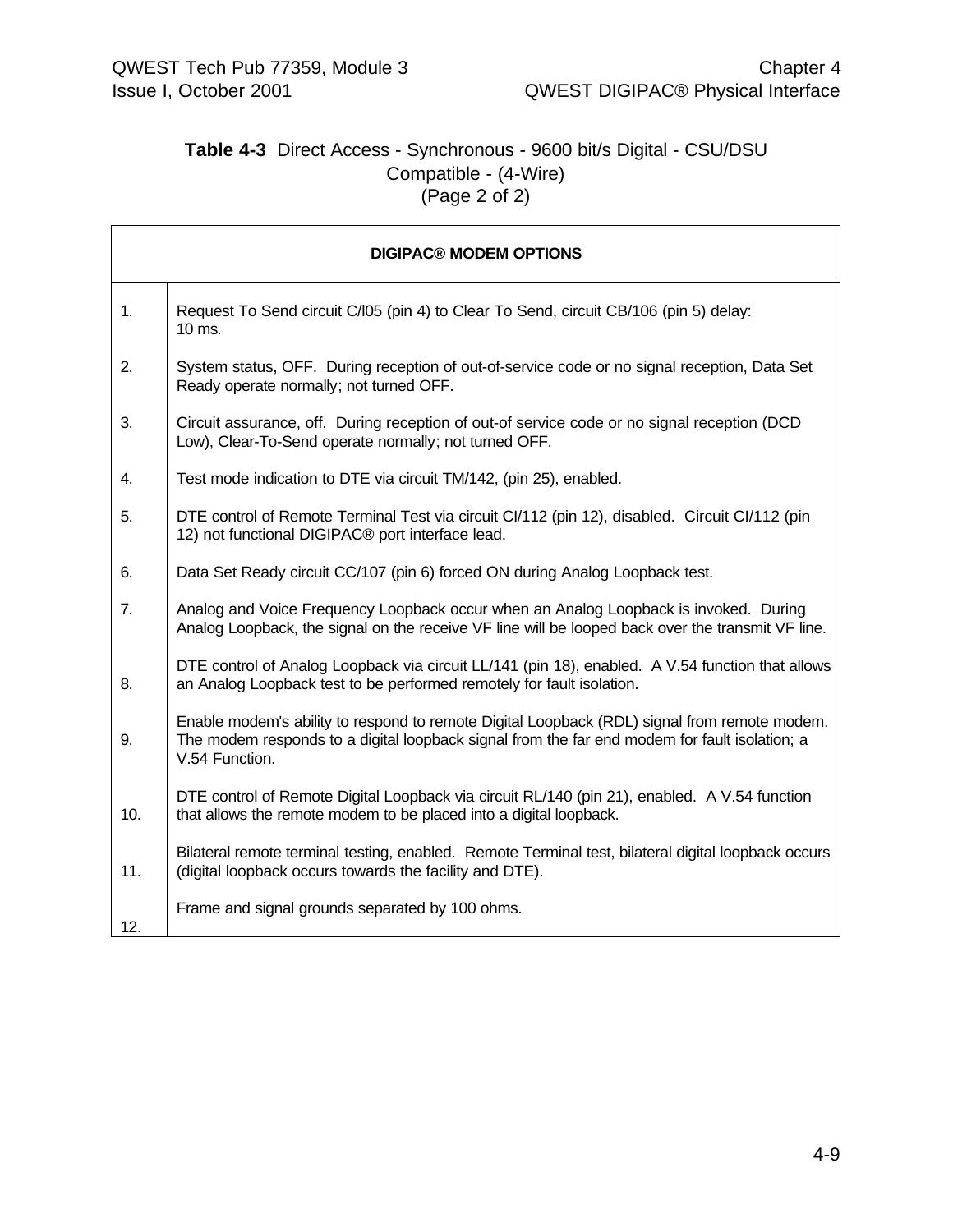**Table 4-3** Direct Access - Synchronous - 9600 bit/s Digital - CSU/DSU Compatible - (4-Wire) (Page 2 of 2)

| DIGIPAC® MODEM OPTIONS | |
|---|---|
| 1. | Request To Send circuit C/l05 (pin 4) to Clear To Send, circuit CB/106 (pin 5) delay: 10 ms. |
| 2. | System status, OFF. During reception of out-of-service code or no signal reception, Data Set Ready operate normally; not turned OFF. |
| 3. | Circuit assurance, off. During reception of out-of service code or no signal reception (DCD Low), Clear-To-Send operate normally; not turned OFF. |
| 4. | Test mode indication to DTE via circuit TM/142, (pin 25), enabled. |
| 5. | DTE control of Remote Terminal Test via circuit CI/112 (pin 12), disabled. Circuit CI/112 (pin 12) not functional DIGIPAC® port interface lead. |
| 6. | Data Set Ready circuit CC/107 (pin 6) forced ON during Analog Loopback test. |
| 7. | Analog and Voice Frequency Loopback occur when an Analog Loopback is invoked. During Analog Loopback, the signal on the receive VF line will be looped back over the transmit VF line. |
| 8. | DTE control of Analog Loopback via circuit LL/141 (pin 18), enabled. A V.54 function that allows an Analog Loopback test to be performed remotely for fault isolation. |
| 9. | Enable modem's ability to respond to remote Digital Loopback (RDL) signal from remote modem. The modem responds to a digital loopback signal from the far end modem for fault isolation; a V.54 Function. |
| 10. | DTE control of Remote Digital Loopback via circuit RL/140 (pin 21), enabled. A V.54 function that allows the remote modem to be placed into a digital loopback. |
| 11. | Bilateral remote terminal testing, enabled. Remote Terminal test, bilateral digital loopback occurs (digital loopback occurs towards the facility and DTE). |
| 12. | Frame and signal grounds separated by 100 ohms. |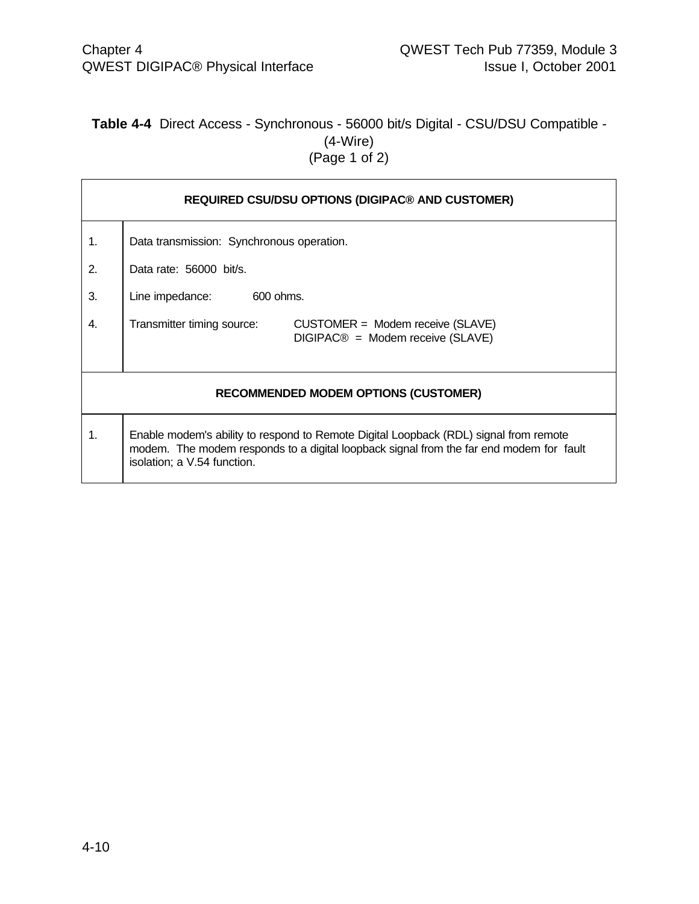**Table 4-4** Direct Access - Synchronous - 56000 bit/s Digital - CSU/DSU Compatible - (4-Wire)
(Page 1 of 2)

| REQUIRED CSU/DSU OPTIONS (DIGIPAC® AND CUSTOMER) | |
|---|---|
| 1. | Data transmission: Synchronous operation. |
| 2. | Data rate: 56000 bit/s. |
| 3. | Line impedance: 600 ohms. |
| 4. | Transmitter timing source: CUSTOMER = Modem receive (SLAVE)<br>DIGIPAC® = Modem receive (SLAVE) |
| **RECOMMENDED MODEM OPTIONS (CUSTOMER)** | |
| 1. | Enable modem's ability to respond to Remote Digital Loopback (RDL) signal from remote modem. The modem responds to a digital loopback signal from the far end modem for fault isolation; a V.54 function. |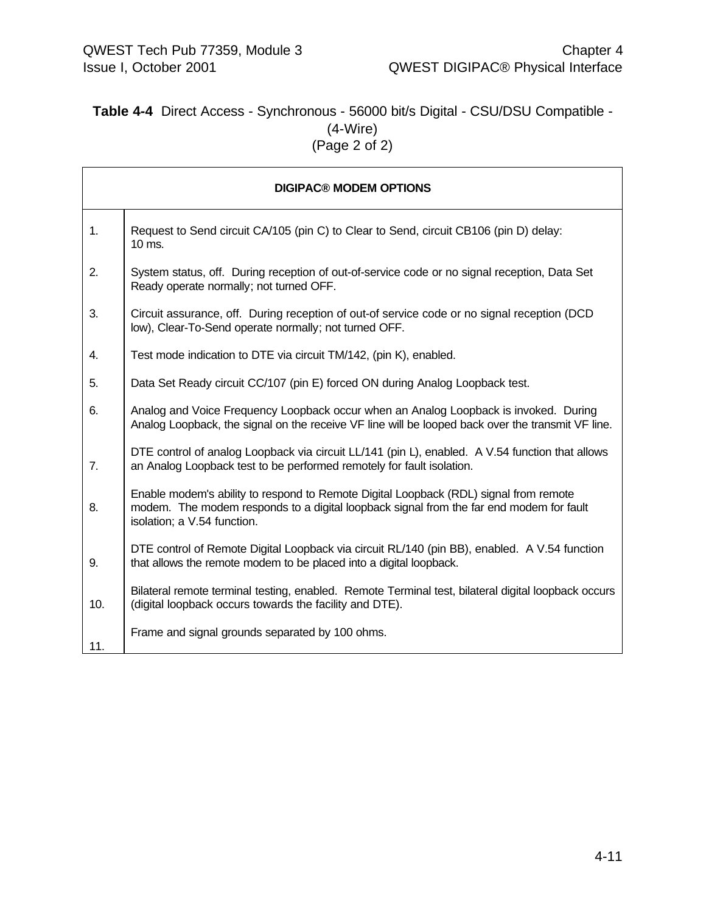**Table 4-4** Direct Access - Synchronous - 56000 bit/s Digital - CSU/DSU Compatible - (4-Wire)
(Page 2 of 2)

| DIGIPAC® MODEM OPTIONS | |
|---|---|
| 1. | Request to Send circuit CA/105 (pin C) to Clear to Send, circuit CB106 (pin D) delay: 10 ms. |
| 2. | System status, off. During reception of out-of-service code or no signal reception, Data Set Ready operate normally; not turned OFF. |
| 3. | Circuit assurance, off. During reception of out-of service code or no signal reception (DCD low), Clear-To-Send operate normally; not turned OFF. |
| 4. | Test mode indication to DTE via circuit TM/142, (pin K), enabled. |
| 5. | Data Set Ready circuit CC/107 (pin E) forced ON during Analog Loopback test. |
| 6. | Analog and Voice Frequency Loopback occur when an Analog Loopback is invoked. During Analog Loopback, the signal on the receive VF line will be looped back over the transmit VF line. |
| 7. | DTE control of analog Loopback via circuit LL/141 (pin L), enabled. A V.54 function that allows an Analog Loopback test to be performed remotely for fault isolation. |
| 8. | Enable modem's ability to respond to Remote Digital Loopback (RDL) signal from remote modem. The modem responds to a digital loopback signal from the far end modem for fault isolation; a V.54 function. |
| 9. | DTE control of Remote Digital Loopback via circuit RL/140 (pin BB), enabled. A V.54 function that allows the remote modem to be placed into a digital loopback. |
| 10. | Bilateral remote terminal testing, enabled. Remote Terminal test, bilateral digital loopback occurs (digital loopback occurs towards the facility and DTE). |
| 11. | Frame and signal grounds separated by 100 ohms. |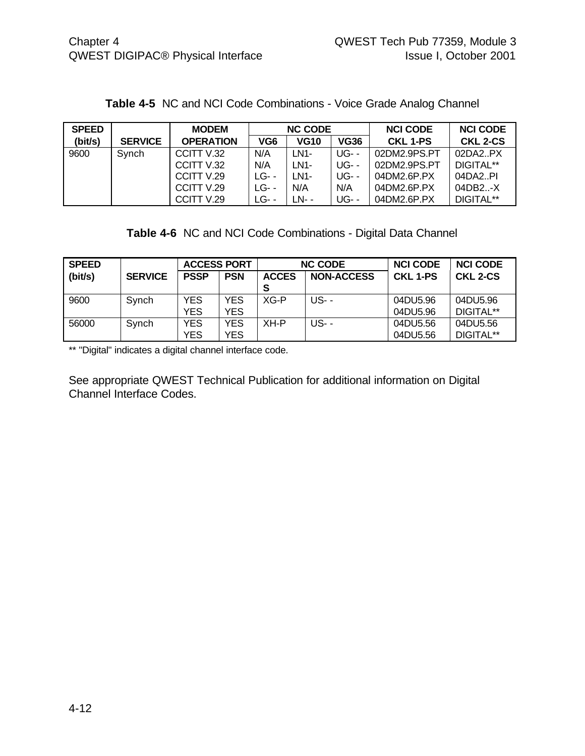**Table 4-5** NC and NCI Code Combinations - Voice Grade Analog Channel

| SPEED (bit/s) | SERVICE | MODEM OPERATION | NC CODE | | | NCI CODE CKL 1-PS | NCI CODE CKL 2-CS |
|---|---|---|---|---|---|---|---|
| | | | VG6 | VG10 | VG36 | | |
| 9600 | Synch | CCITT V.32 | N/A | LN1- | UG- - | 02DM2.9PS.PT | 02DA2..PX |
| | | CCITT V.32 | N/A | LN1- | UG- - | 02DM2.9PS.PT | DIGITAL** |
| | | CCITT V.29 | LG- - | LN1- | UG- - | 04DM2.6P.PX | 04DA2..PI |
| | | CCITT V.29 | LG- - | N/A | N/A | 04DM2.6P.PX | 04DB2..-X |
| | | CCITT V.29 | LG- - | LN- - | UG- - | 04DM2.6P.PX | DIGITAL** |

**Table 4-6** NC and NCI Code Combinations - Digital Data Channel

| SPEED (bit/s) | SERVICE | ACCESS PORT | | NC CODE | | NCI CODE CKL 1-PS | NCI CODE CKL 2-CS |
|---|---|---|---|---|---|---|---|
| | | PSSP | PSN | ACCESS | NON-ACCESS | | |
| 9600 | Synch | YES | YES | XG-P | US- - | 04DU5.96 | 04DU5.96 |
| | | YES | YES | | | 04DU5.96 | DIGITAL** |
| 56000 | Synch | YES | YES | XH-P | US- - | 04DU5.56 | 04DU5.56 |
| | | YES | YES | | | 04DU5.56 | DIGITAL** |

** "Digital" indicates a digital channel interface code.

See appropriate QWEST Technical Publication for additional information on Digital Channel Interface Codes.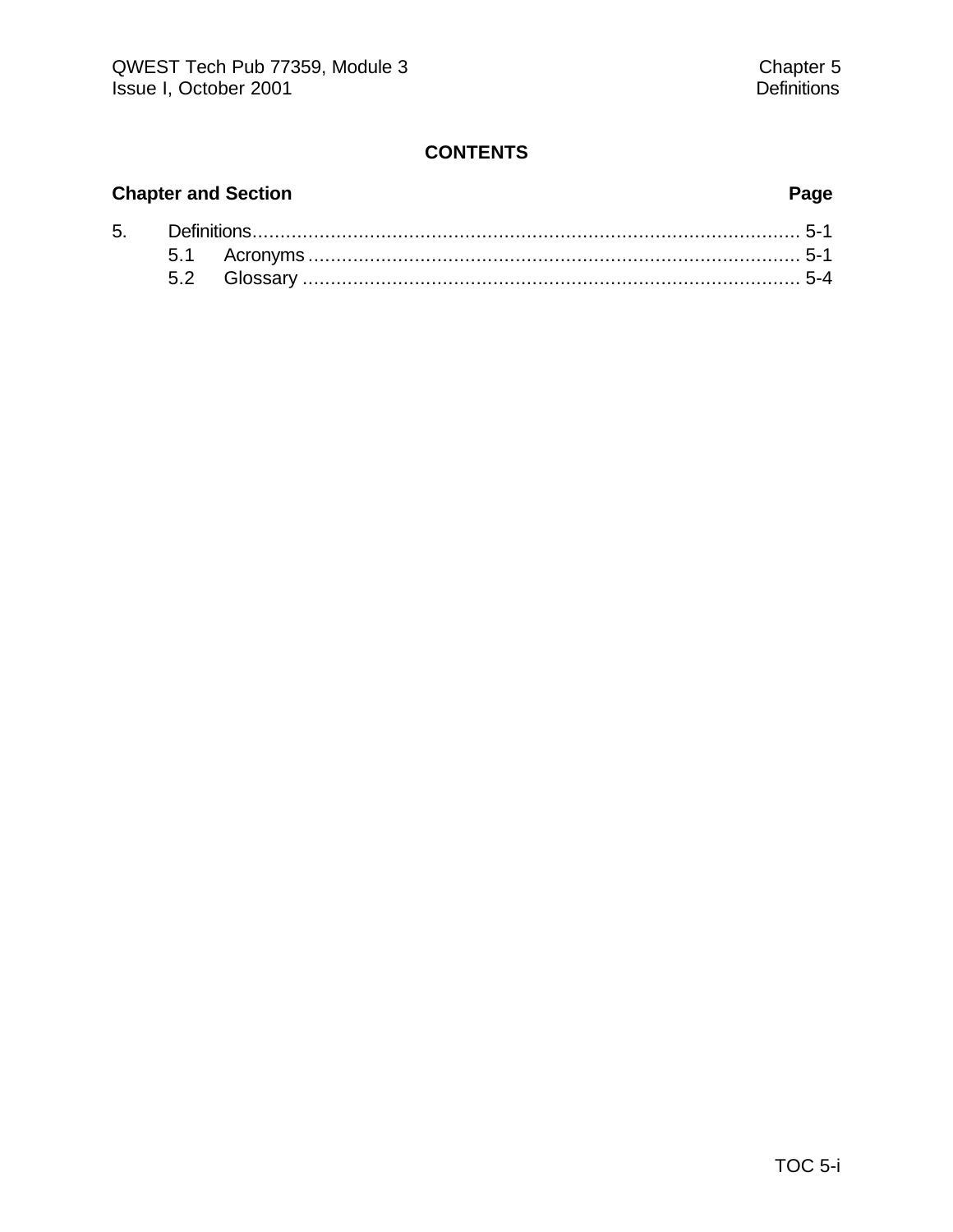# CONTENTS

**Chapter and Section** **Page**

5. Definitions ........................................................................................... 5-1
   - 5.1 Acronyms ........................................................................................ 5-1
   - 5.2 Glossary .......................................................................................... 5-4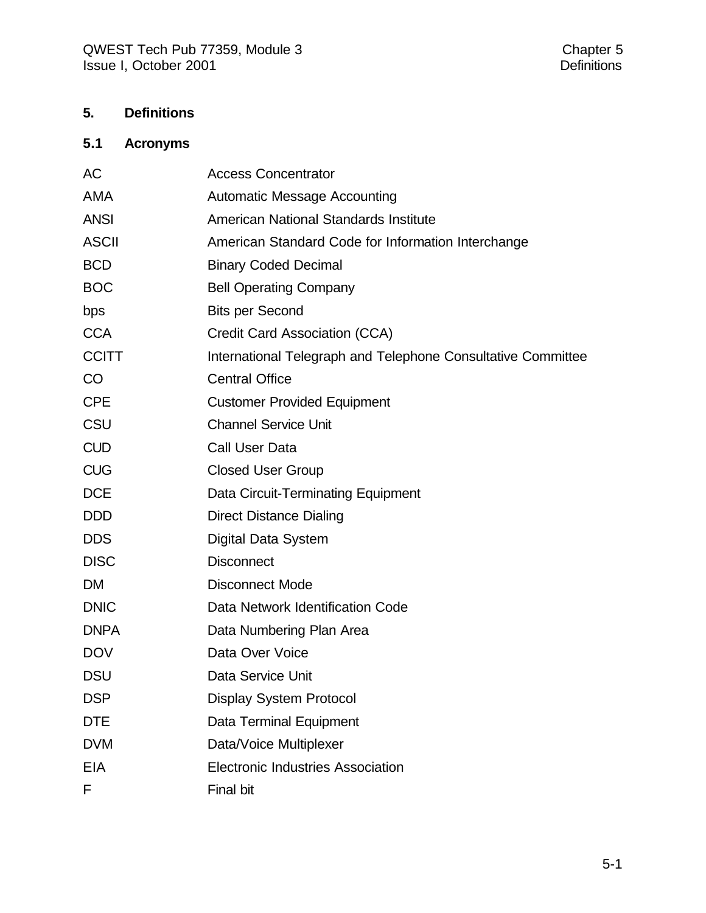# 5. Definitions

## 5.1 Acronyms

| | |
|---|---|
| AC | Access Concentrator |
| AMA | Automatic Message Accounting |
| ANSI | American National Standards Institute |
| ASCII | American Standard Code for Information Interchange |
| BCD | Binary Coded Decimal |
| BOC | Bell Operating Company |
| bps | Bits per Second |
| CCA | Credit Card Association (CCA) |
| CCITT | International Telegraph and Telephone Consultative Committee |
| CO | Central Office |
| CPE | Customer Provided Equipment |
| CSU | Channel Service Unit |
| CUD | Call User Data |
| CUG | Closed User Group |
| DCE | Data Circuit-Terminating Equipment |
| DDD | Direct Distance Dialing |
| DDS | Digital Data System |
| DISC | Disconnect |
| DM | Disconnect Mode |
| DNIC | Data Network Identification Code |
| DNPA | Data Numbering Plan Area |
| DOV | Data Over Voice |
| DSU | Data Service Unit |
| DSP | Display System Protocol |
| DTE | Data Terminal Equipment |
| DVM | Data/Voice Multiplexer |
| EIA | Electronic Industries Association |
| F | Final bit |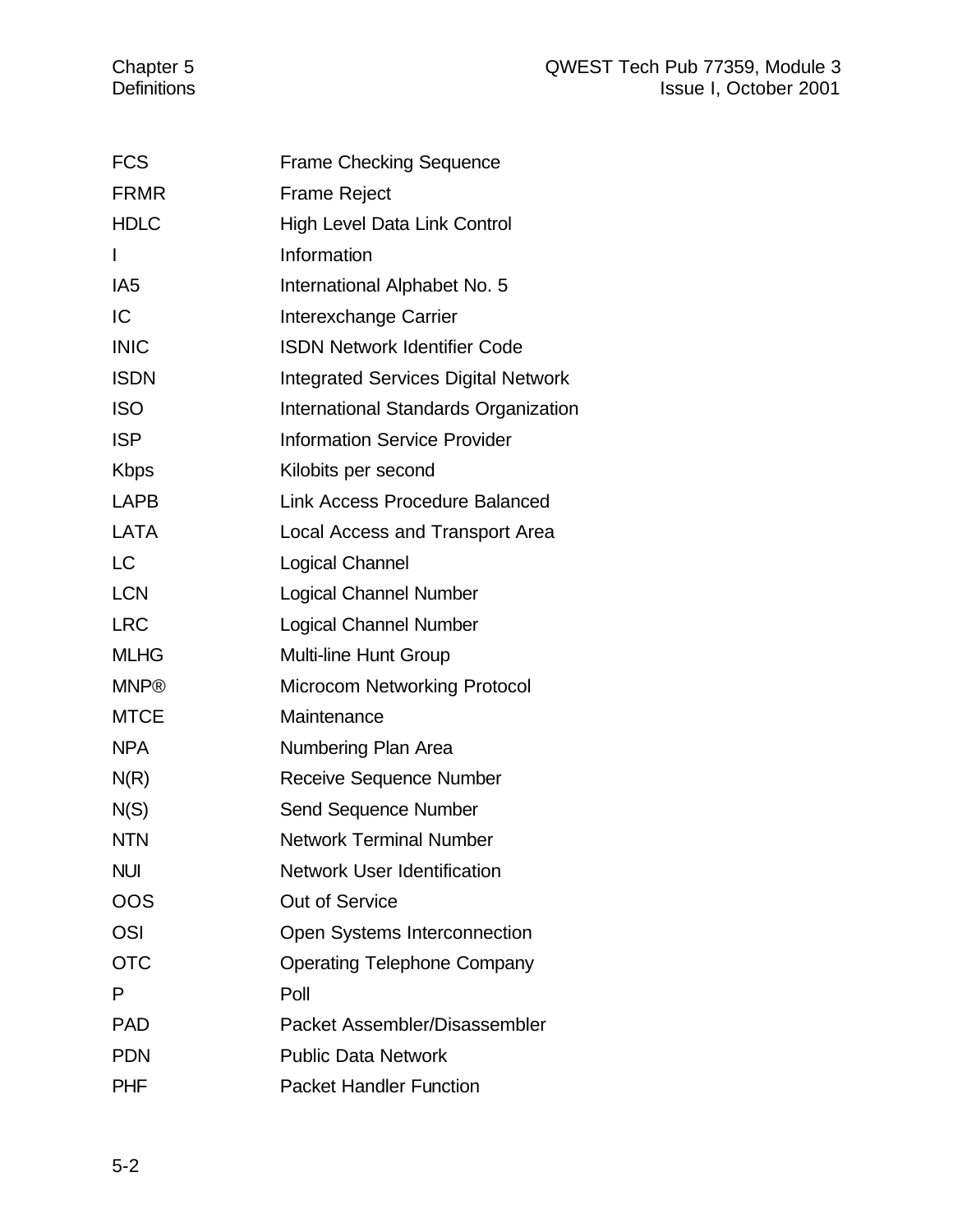| | |
|---|---|
| FCS | Frame Checking Sequence |
| FRMR | Frame Reject |
| HDLC | High Level Data Link Control |
| I | Information |
| IA5 | International Alphabet No. 5 |
| IC | Interexchange Carrier |
| INIC | ISDN Network Identifier Code |
| ISDN | Integrated Services Digital Network |
| ISO | International Standards Organization |
| ISP | Information Service Provider |
| Kbps | Kilobits per second |
| LAPB | Link Access Procedure Balanced |
| LATA | Local Access and Transport Area |
| LC | Logical Channel |
| LCN | Logical Channel Number |
| LRC | Logical Channel Number |
| MLHG | Multi-line Hunt Group |
| MNP® | Microcom Networking Protocol |
| MTCE | Maintenance |
| NPA | Numbering Plan Area |
| N(R) | Receive Sequence Number |
| N(S) | Send Sequence Number |
| NTN | Network Terminal Number |
| NUI | Network User Identification |
| OOS | Out of Service |
| OSI | Open Systems Interconnection |
| OTC | Operating Telephone Company |
| P | Poll |
| PAD | Packet Assembler/Disassembler |
| PDN | Public Data Network |
| PHF | Packet Handler Function |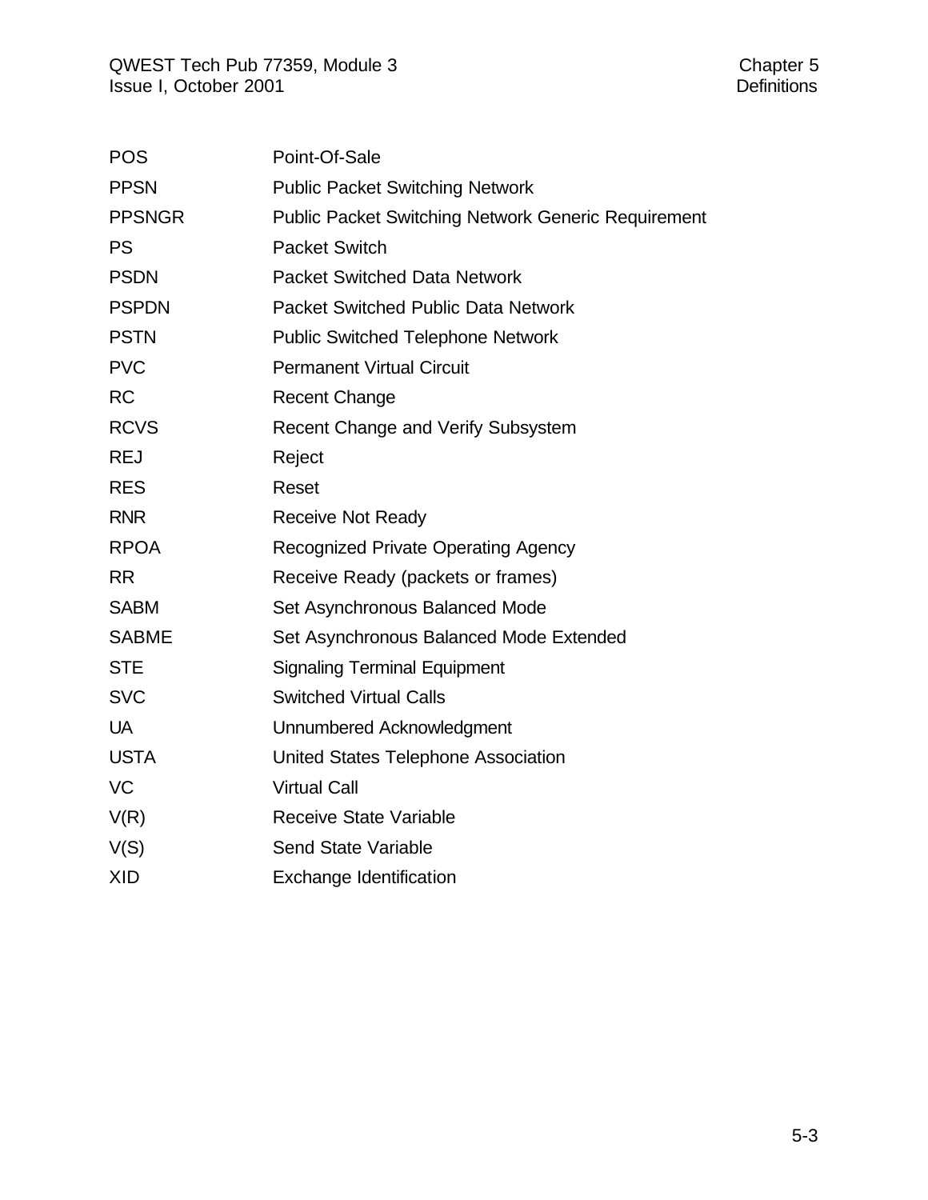| | |
|---|---|
| POS | Point-Of-Sale |
| PPSN | Public Packet Switching Network |
| PPSNGR | Public Packet Switching Network Generic Requirement |
| PS | Packet Switch |
| PSDN | Packet Switched Data Network |
| PSPDN | Packet Switched Public Data Network |
| PSTN | Public Switched Telephone Network |
| PVC | Permanent Virtual Circuit |
| RC | Recent Change |
| RCVS | Recent Change and Verify Subsystem |
| REJ | Reject |
| RES | Reset |
| RNR | Receive Not Ready |
| RPOA | Recognized Private Operating Agency |
| RR | Receive Ready (packets or frames) |
| SABM | Set Asynchronous Balanced Mode |
| SABME | Set Asynchronous Balanced Mode Extended |
| STE | Signaling Terminal Equipment |
| SVC | Switched Virtual Calls |
| UA | Unnumbered Acknowledgment |
| USTA | United States Telephone Association |
| VC | Virtual Call |
| V(R) | Receive State Variable |
| V(S) | Send State Variable |
| XID | Exchange Identification |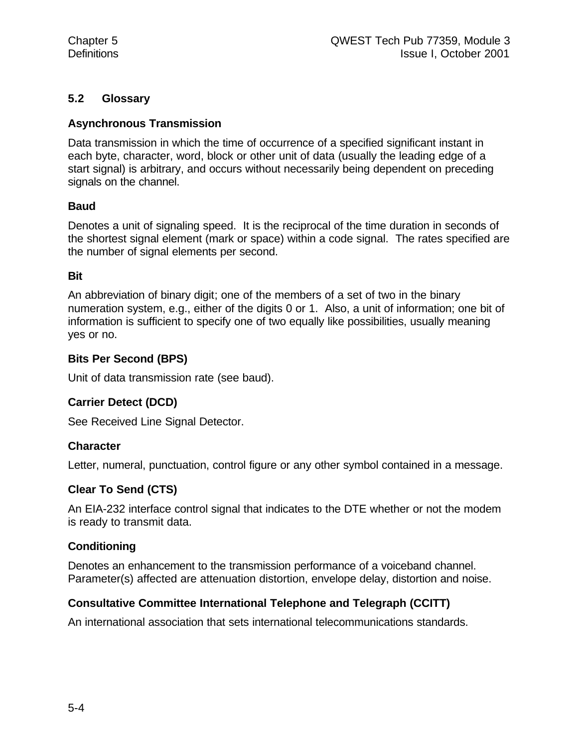## 5.2 Glossary

### Asynchronous Transmission

Data transmission in which the time of occurrence of a specified significant instant in each byte, character, word, block or other unit of data (usually the leading edge of a start signal) is arbitrary, and occurs without necessarily being dependent on preceding signals on the channel.

### Baud

Denotes a unit of signaling speed. It is the reciprocal of the time duration in seconds of the shortest signal element (mark or space) within a code signal. The rates specified are the number of signal elements per second.

### Bit

An abbreviation of binary digit; one of the members of a set of two in the binary numeration system, e.g., either of the digits 0 or 1. Also, a unit of information; one bit of information is sufficient to specify one of two equally like possibilities, usually meaning yes or no.

### Bits Per Second (BPS)

Unit of data transmission rate (see baud).

### Carrier Detect (DCD)

See Received Line Signal Detector.

### Character

Letter, numeral, punctuation, control figure or any other symbol contained in a message.

### Clear To Send (CTS)

An EIA-232 interface control signal that indicates to the DTE whether or not the modem is ready to transmit data.

### Conditioning

Denotes an enhancement to the transmission performance of a voiceband channel. Parameter(s) affected are attenuation distortion, envelope delay, distortion and noise.

### Consultative Committee International Telephone and Telegraph (CCITT)

An international association that sets international telecommunications standards.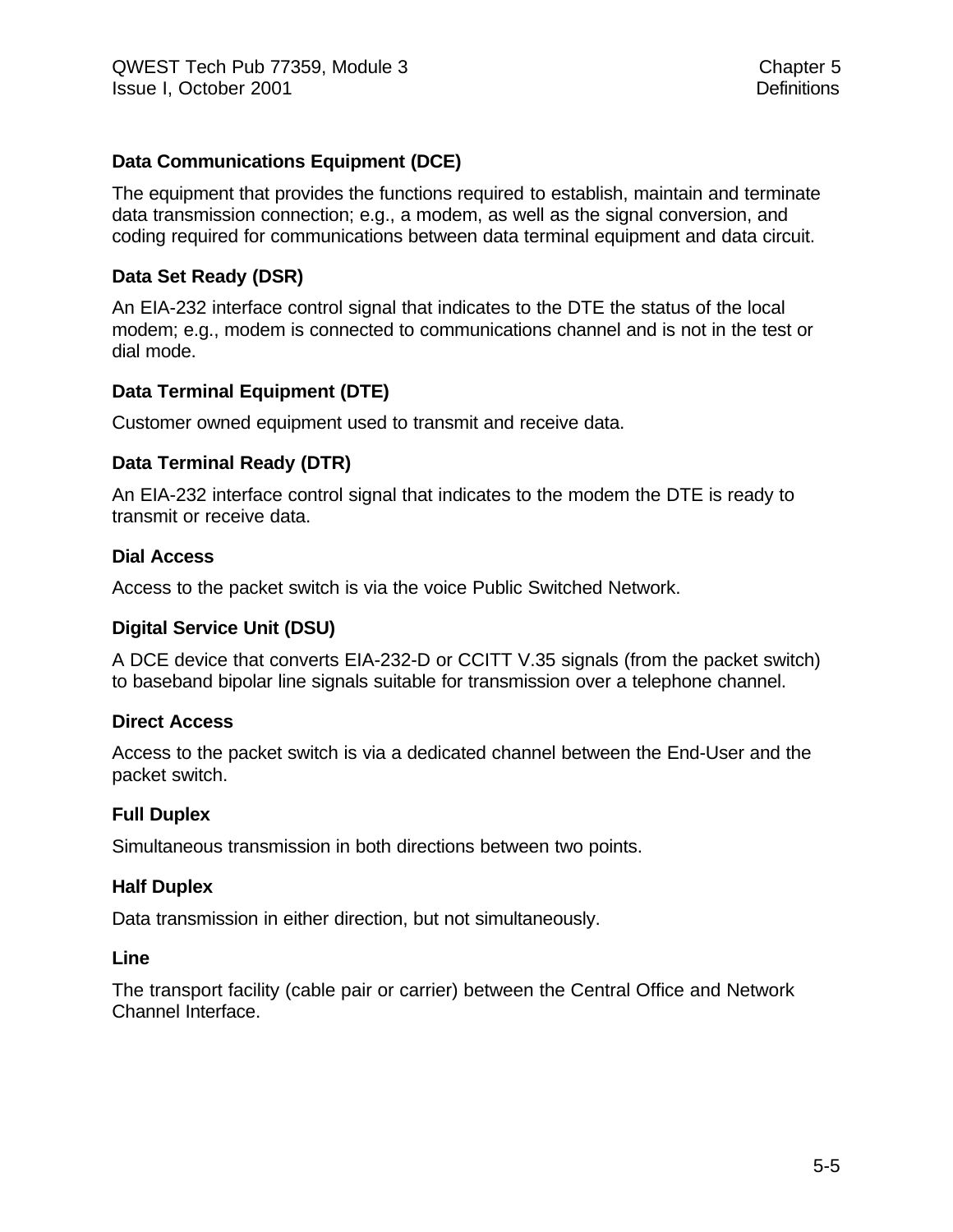**Data Communications Equipment (DCE)**

The equipment that provides the functions required to establish, maintain and terminate data transmission connection; e.g., a modem, as well as the signal conversion, and coding required for communications between data terminal equipment and data circuit.

**Data Set Ready (DSR)**

An EIA-232 interface control signal that indicates to the DTE the status of the local modem; e.g., modem is connected to communications channel and is not in the test or dial mode.

**Data Terminal Equipment (DTE)**

Customer owned equipment used to transmit and receive data.

**Data Terminal Ready (DTR)**

An EIA-232 interface control signal that indicates to the modem the DTE is ready to transmit or receive data.

**Dial Access**

Access to the packet switch is via the voice Public Switched Network.

**Digital Service Unit (DSU)**

A DCE device that converts EIA-232-D or CCITT V.35 signals (from the packet switch) to baseband bipolar line signals suitable for transmission over a telephone channel.

**Direct Access**

Access to the packet switch is via a dedicated channel between the End-User and the packet switch.

**Full Duplex**

Simultaneous transmission in both directions between two points.

**Half Duplex**

Data transmission in either direction, but not simultaneously.

**Line**

The transport facility (cable pair or carrier) between the Central Office and Network Channel Interface.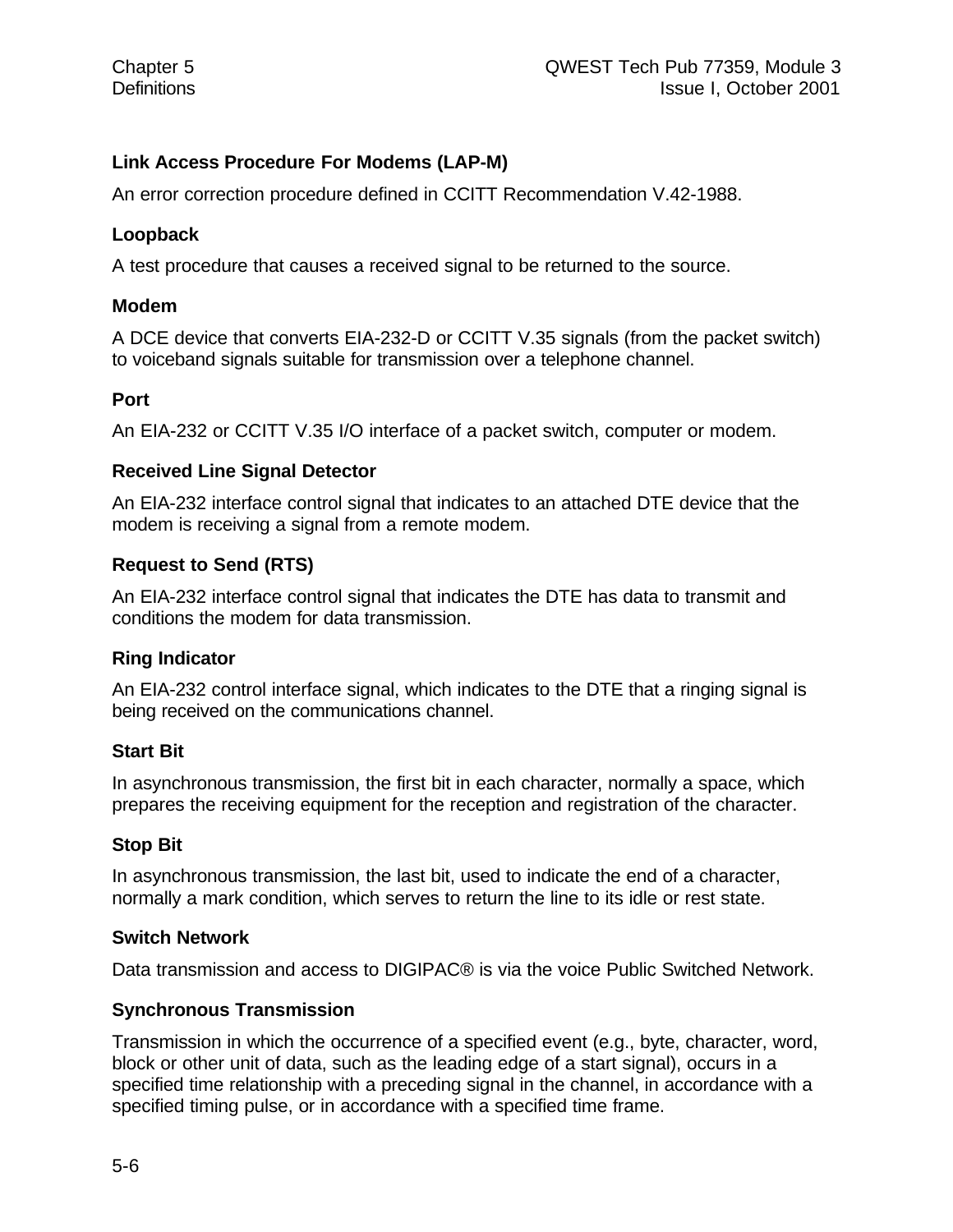**Link Access Procedure For Modems (LAP-M)**

An error correction procedure defined in CCITT Recommendation V.42-1988.

**Loopback**

A test procedure that causes a received signal to be returned to the source.

**Modem**

A DCE device that converts EIA-232-D or CCITT V.35 signals (from the packet switch) to voiceband signals suitable for transmission over a telephone channel.

**Port**

An EIA-232 or CCITT V.35 I/O interface of a packet switch, computer or modem.

**Received Line Signal Detector**

An EIA-232 interface control signal that indicates to an attached DTE device that the modem is receiving a signal from a remote modem.

**Request to Send (RTS)**

An EIA-232 interface control signal that indicates the DTE has data to transmit and conditions the modem for data transmission.

**Ring Indicator**

An EIA-232 control interface signal, which indicates to the DTE that a ringing signal is being received on the communications channel.

**Start Bit**

In asynchronous transmission, the first bit in each character, normally a space, which prepares the receiving equipment for the reception and registration of the character.

**Stop Bit**

In asynchronous transmission, the last bit, used to indicate the end of a character, normally a mark condition, which serves to return the line to its idle or rest state.

**Switch Network**

Data transmission and access to DIGIPAC® is via the voice Public Switched Network.

**Synchronous Transmission**

Transmission in which the occurrence of a specified event (e.g., byte, character, word, block or other unit of data, such as the leading edge of a start signal), occurs in a specified time relationship with a preceding signal in the channel, in accordance with a specified timing pulse, or in accordance with a specified time frame.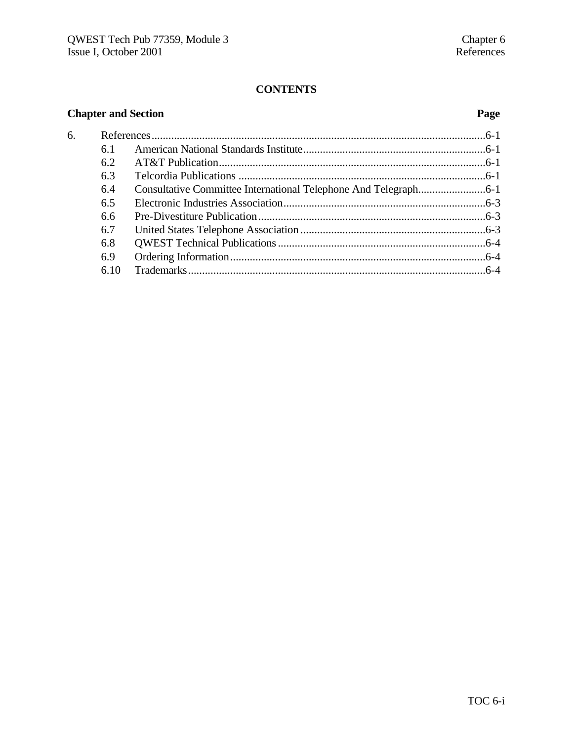# CONTENTS

| Chapter and Section | | Page |
| --- | --- | --- |
| 6. | References | 6-1 |
| 6.1 | American National Standards Institute | 6-1 |
| 6.2 | AT&T Publication | 6-1 |
| 6.3 | Telcordia Publications | 6-1 |
| 6.4 | Consultative Committee International Telephone And Telegraph | 6-1 |
| 6.5 | Electronic Industries Association | 6-3 |
| 6.6 | Pre-Divestiture Publication | 6-3 |
| 6.7 | United States Telephone Association | 6-3 |
| 6.8 | QWEST Technical Publications | 6-4 |
| 6.9 | Ordering Information | 6-4 |
| 6.10 | Trademarks | 6-4 |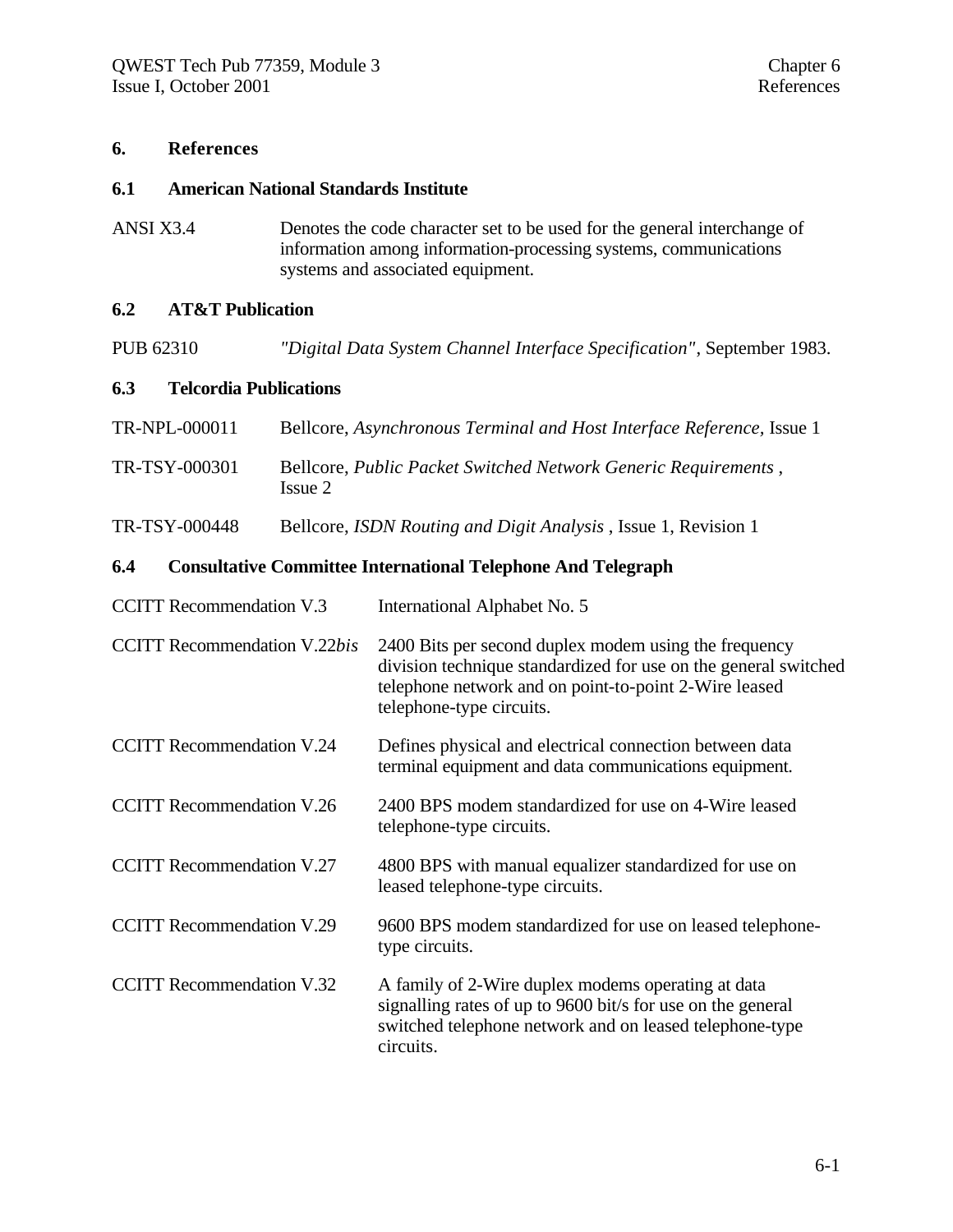# 6. References

## 6.1 American National Standards Institute

ANSI X3.4 — Denotes the code character set to be used for the general interchange of information among information-processing systems, communications systems and associated equipment.

## 6.2 AT&T Publication

PUB 62310 — *"Digital Data System Channel Interface Specification"*, September 1983.

## 6.3 Telcordia Publications

TR-NPL-000011 — Bellcore, *Asynchronous Terminal and Host Interface Reference,* Issue 1

TR-TSY-000301 — Bellcore, *Public Packet Switched Network Generic Requirements* , Issue 2

TR-TSY-000448 — Bellcore, *ISDN Routing and Digit Analysis* , Issue 1, Revision 1

## 6.4 Consultative Committee International Telephone And Telegraph

CCITT Recommendation V.3 — International Alphabet No. 5

CCITT Recommendation V.22*bis* — 2400 Bits per second duplex modem using the frequency division technique standardized for use on the general switched telephone network and on point-to-point 2-Wire leased telephone-type circuits.

CCITT Recommendation V.24 — Defines physical and electrical connection between data terminal equipment and data communications equipment.

CCITT Recommendation V.26 — 2400 BPS modem standardized for use on 4-Wire leased telephone-type circuits.

CCITT Recommendation V.27 — 4800 BPS with manual equalizer standardized for use on leased telephone-type circuits.

CCITT Recommendation V.29 — 9600 BPS modem standardized for use on leased telephone-type circuits.

CCITT Recommendation V.32 — A family of 2-Wire duplex modems operating at data signalling rates of up to 9600 bit/s for use on the general switched telephone network and on leased telephone-type circuits.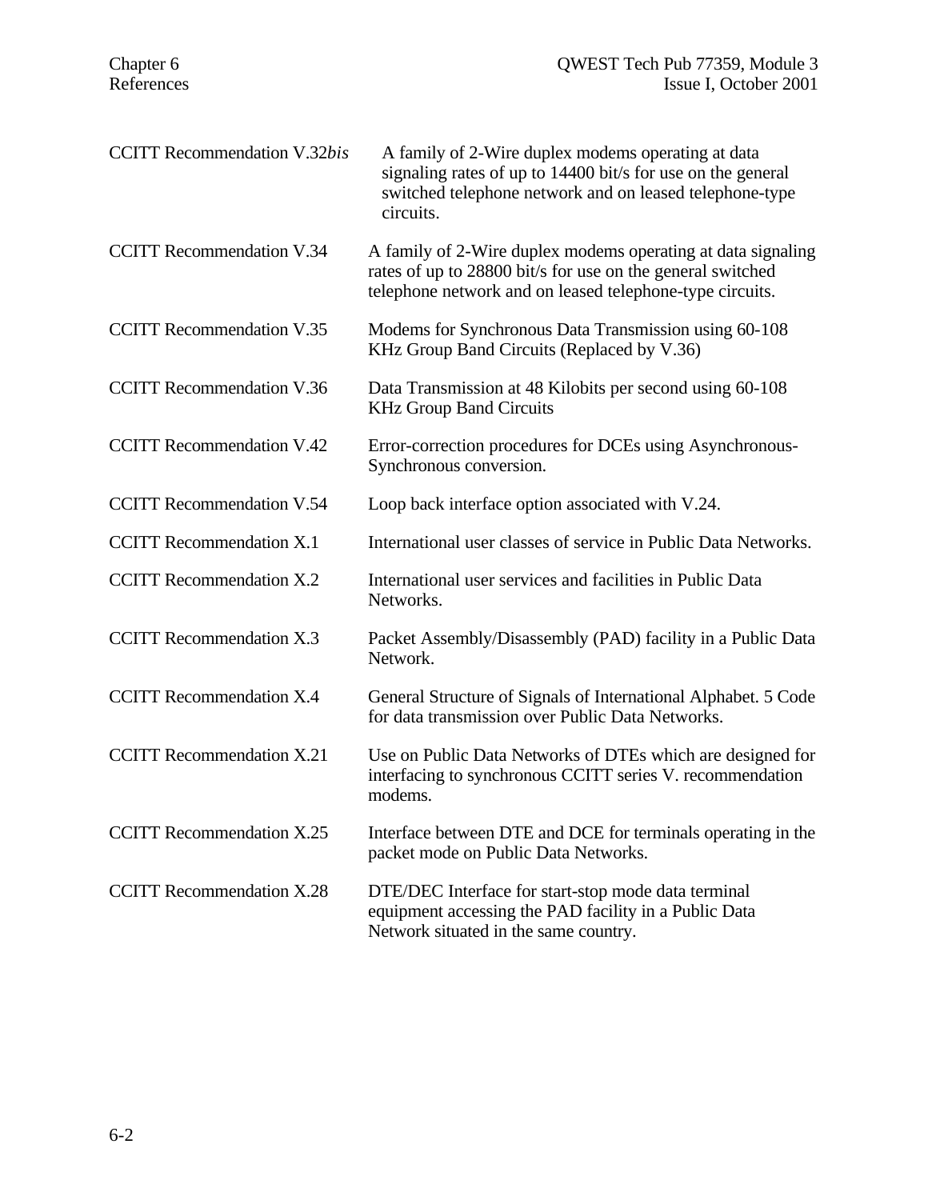| | |
|---|---|
| CCITT Recommendation V.32*bis* | A family of 2-Wire duplex modems operating at data signaling rates of up to 14400 bit/s for use on the general switched telephone network and on leased telephone-type circuits. |
| CCITT Recommendation V.34 | A family of 2-Wire duplex modems operating at data signaling rates of up to 28800 bit/s for use on the general switched telephone network and on leased telephone-type circuits. |
| CCITT Recommendation V.35 | Modems for Synchronous Data Transmission using 60-108 KHz Group Band Circuits (Replaced by V.36) |
| CCITT Recommendation V.36 | Data Transmission at 48 Kilobits per second using 60-108 KHz Group Band Circuits |
| CCITT Recommendation V.42 | Error-correction procedures for DCEs using Asynchronous-Synchronous conversion. |
| CCITT Recommendation V.54 | Loop back interface option associated with V.24. |
| CCITT Recommendation X.1 | International user classes of service in Public Data Networks. |
| CCITT Recommendation X.2 | International user services and facilities in Public Data Networks. |
| CCITT Recommendation X.3 | Packet Assembly/Disassembly (PAD) facility in a Public Data Network. |
| CCITT Recommendation X.4 | General Structure of Signals of International Alphabet. 5 Code for data transmission over Public Data Networks. |
| CCITT Recommendation X.21 | Use on Public Data Networks of DTEs which are designed for interfacing to synchronous CCITT series V. recommendation modems. |
| CCITT Recommendation X.25 | Interface between DTE and DCE for terminals operating in the packet mode on Public Data Networks. |
| CCITT Recommendation X.28 | DTE/DEC Interface for start-stop mode data terminal equipment accessing the PAD facility in a Public Data Network situated in the same country. |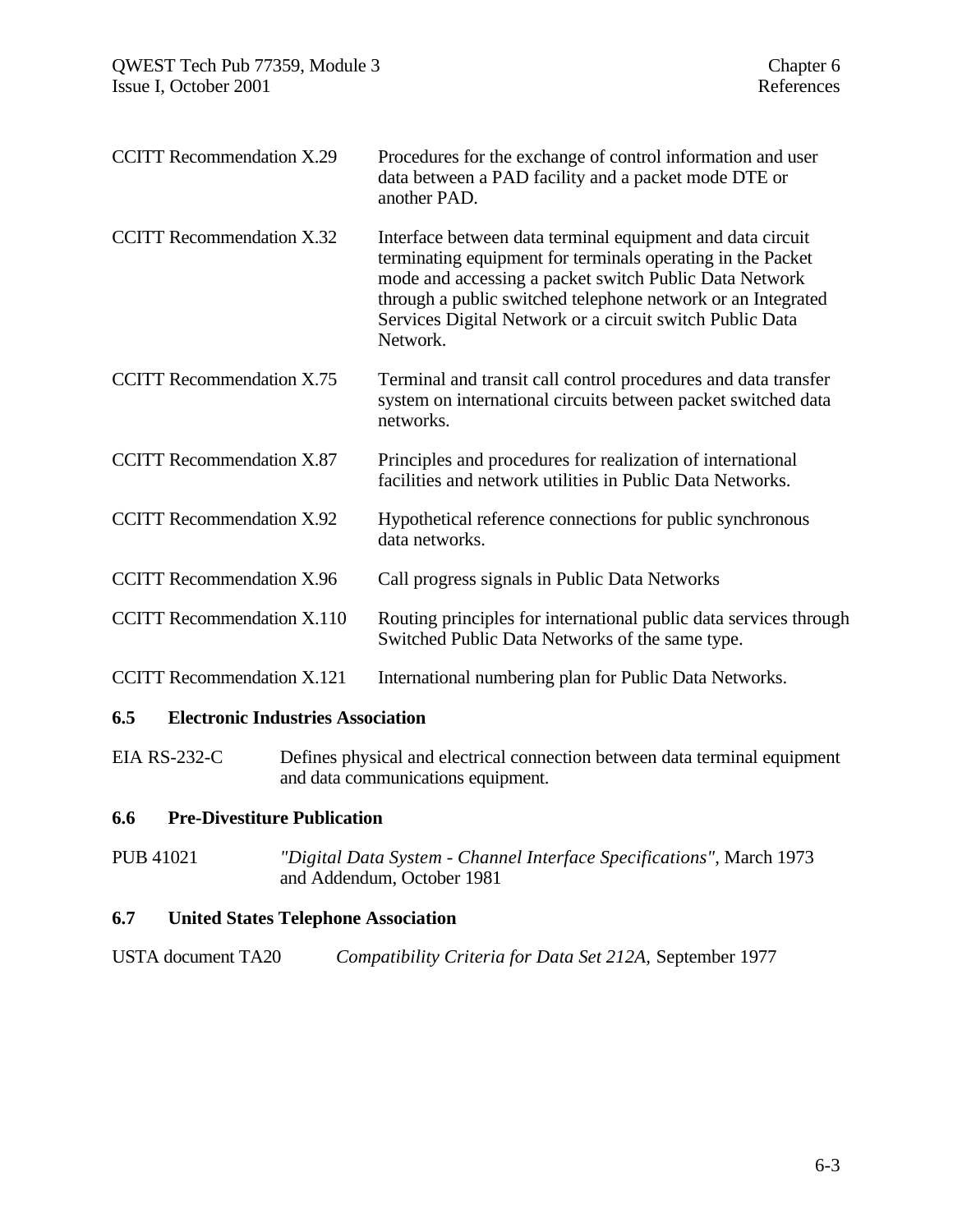| | |
|---|---|
| CCITT Recommendation X.29 | Procedures for the exchange of control information and user data between a PAD facility and a packet mode DTE or another PAD. |
| CCITT Recommendation X.32 | Interface between data terminal equipment and data circuit terminating equipment for terminals operating in the Packet mode and accessing a packet switch Public Data Network through a public switched telephone network or an Integrated Services Digital Network or a circuit switch Public Data Network. |
| CCITT Recommendation X.75 | Terminal and transit call control procedures and data transfer system on international circuits between packet switched data networks. |
| CCITT Recommendation X.87 | Principles and procedures for realization of international facilities and network utilities in Public Data Networks. |
| CCITT Recommendation X.92 | Hypothetical reference connections for public synchronous data networks. |
| CCITT Recommendation X.96 | Call progress signals in Public Data Networks |
| CCITT Recommendation X.110 | Routing principles for international public data services through Switched Public Data Networks of the same type. |
| CCITT Recommendation X.121 | International numbering plan for Public Data Networks. |

## 6.5 Electronic Industries Association

| | |
|---|---|
| EIA RS-232-C | Defines physical and electrical connection between data terminal equipment and data communications equipment. |

## 6.6 Pre-Divestiture Publication

| | |
|---|---|
| PUB 41021 | *"Digital Data System - Channel Interface Specifications"*, March 1973 and Addendum, October 1981 |

## 6.7 United States Telephone Association

| | |
|---|---|
| USTA document TA20 | *Compatibility Criteria for Data Set 212A,* September 1977 |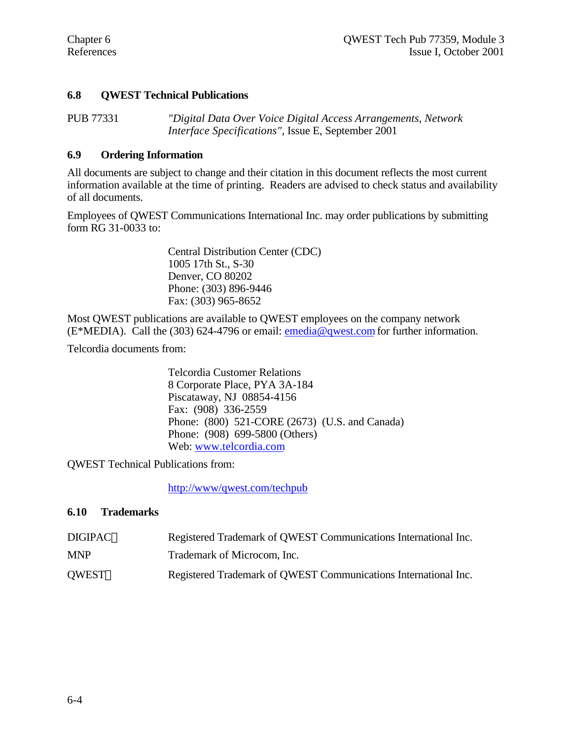## 6.8 QWEST Technical Publications

| | |
|---|---|
| PUB 77331 | *"Digital Data Over Voice Digital Access Arrangements, Network Interface Specifications"*, Issue E, September 2001 |

## 6.9 Ordering Information

All documents are subject to change and their citation in this document reflects the most current information available at the time of printing. Readers are advised to check status and availability of all documents.

Employees of QWEST Communications International Inc. may order publications by submitting form RG 31-0033 to:

Central Distribution Center (CDC)
1005 17th St., S-30
Denver, CO 80202
Phone: (303) 896-9446
Fax: (303) 965-8652

Most QWEST publications are available to QWEST employees on the company network (E*MEDIA). Call the (303) 624-4796 or email: emedia@qwest.com for further information.

Telcordia documents from:

Telcordia Customer Relations
8 Corporate Place, PYA 3A-184
Piscataway, NJ 08854-4156
Fax: (908) 336-2559
Phone: (800) 521-CORE (2673) (U.S. and Canada)
Phone: (908) 699-5800 (Others)
Web: www.telcordia.com

QWEST Technical Publications from:

http://www/qwest.com/techpub

## 6.10 Trademarks

| | |
|---|---|
| DIGIPAC® | Registered Trademark of QWEST Communications International Inc. |
| MNP | Trademark of Microcom, Inc. |
| QWEST® | Registered Trademark of QWEST Communications International Inc. |